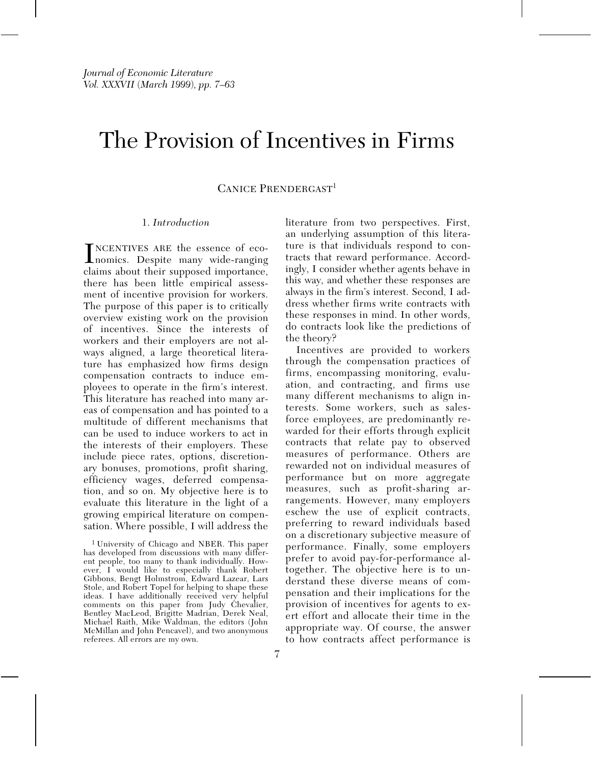# The Provision of Incentives in Firms

CANICE PRENDERGAST[1]

## 1. *Introduction*

INCENTIVES ARE the essence of economics. Despite many wide-ranging claims about their supposed importance, there has been little empirical assessment of incentive provision for workers. The purpose of this paper is to critically overview existing work on the provision of incentives. Since the interests of workers and their employers are not always aligned, a large theoretical literature has emphasized how firms design compensation contracts to induce employees to operate in the firm's interest. This literature has reached into many areas of compensation and has pointed to a multitude of different mechanisms that can be used to induce workers to act in the interests of their employers. These include piece rates, options, discretionary bonuses, promotions, profit sharing, efficiency wages, deferred compensation, and so on. My objective here is to evaluate this literature in the light of a growing empirical literature on compensation. Where possible, I will address the literature from two perspectives. First, an underlying assumption of this literature is that individuals respond to contracts that reward performance. Accordingly, I consider whether agents behave in this way, and whether these responses are always in the firm's interest. Second, I address whether firms write contracts with these responses in mind. In other words, do contracts look like the predictions of the theory?

Incentives are provided to workers through the compensation practices of firms, encompassing monitoring, evaluation, and contracting, and firms use many different mechanisms to align interests. Some workers, such as sales-force employees, are predominantly rewarded for their efforts through explicit contracts that relate pay to observed measures of performance. Others are rewarded not on individual measures of performance but on more aggregate measures, such as profit-sharing arrangements. However, many employers eschew the use of explicit contracts, preferring to reward individuals based on a discretionary subjective measure of performance. Finally, some employers prefer to avoid pay-for-performance altogether. The objective here is to understand these diverse means of compensation and their implications for the provision of incentives for agents to exert effort and allocate their time in the appropriate way. Of course, the answer to how contracts affect performance is

[1] University of Chicago and NBER. This paper has developed from discussions with many different people, too many to thank individually. However, I would like to especially thank Robert Gibbons, Bengt Holmstrom, Edward Lazear, Lars Stole, and Robert Topel for helping to shape these ideas. I have additionally received very helpful comments on this paper from Judy Chevalier, Bentley MacLeod, Brigitte Madrian, Derek Neal, Michael Raith, Mike Waldman, the editors (John McMillan and John Pencavel), and two anonymous referees. All errors are my own.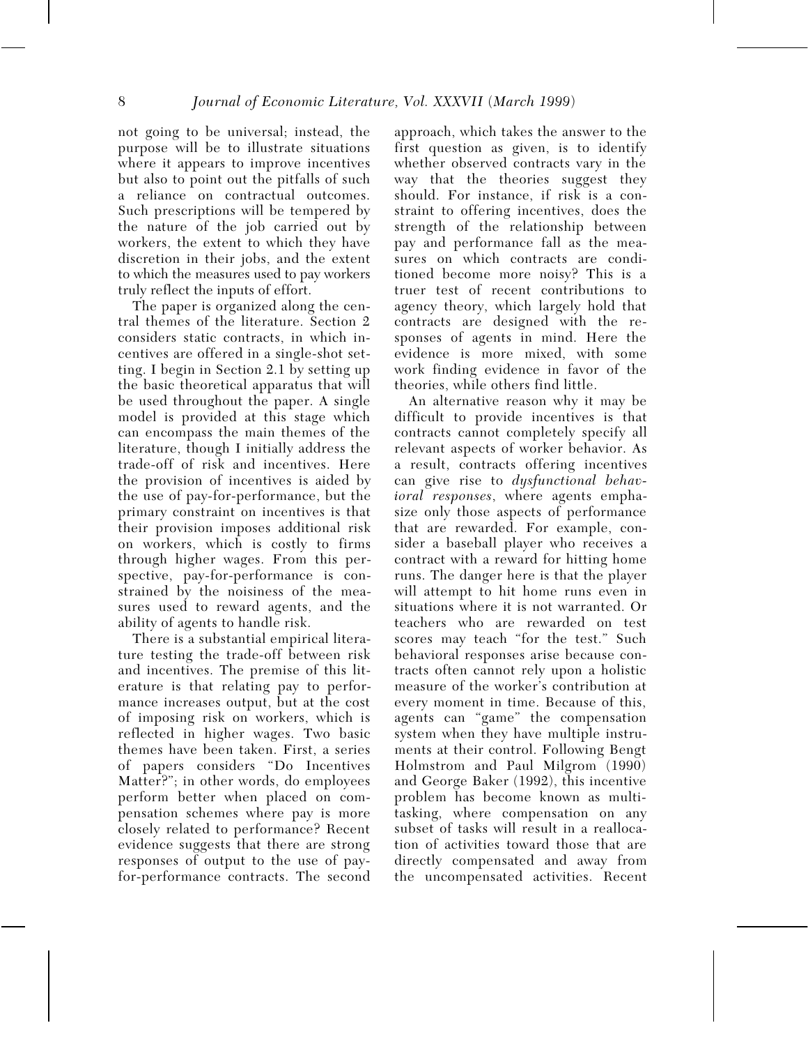not going to be universal; instead, the purpose will be to illustrate situations where it appears to improve incentives but also to point out the pitfalls of such a reliance on contractual outcomes. Such prescriptions will be tempered by the nature of the job carried out by workers, the extent to which they have discretion in their jobs, and the extent to which the measures used to pay workers truly reflect the inputs of effort.

The paper is organized along the central themes of the literature. Section 2 considers static contracts, in which incentives are offered in a single-shot setting. I begin in Section 2.1 by setting up the basic theoretical apparatus that will be used throughout the paper. A single model is provided at this stage which can encompass the main themes of the literature, though I initially address the trade-off of risk and incentives. Here the provision of incentives is aided by the use of pay-for-performance, but the primary constraint on incentives is that their provision imposes additional risk on workers, which is costly to firms through higher wages. From this perspective, pay-for-performance is constrained by the noisiness of the measures used to reward agents, and the ability of agents to handle risk.

There is a substantial empirical literature testing the trade-off between risk and incentives. The premise of this literature is that relating pay to performance increases output, but at the cost of imposing risk on workers, which is reflected in higher wages. Two basic themes have been taken. First, a series of papers considers "Do Incentives Matter?"; in other words, do employees perform better when placed on compensation schemes where pay is more closely related to performance? Recent evidence suggests that there are strong responses of output to the use of pay-for-performance contracts. The second approach, which takes the answer to the first question as given, is to identify whether observed contracts vary in the way that the theories suggest they should. For instance, if risk is a constraint to offering incentives, does the strength of the relationship between pay and performance fall as the measures on which contracts are conditioned become more noisy? This is a truer test of recent contributions to agency theory, which largely hold that contracts are designed with the responses of agents in mind. Here the evidence is more mixed, with some work finding evidence in favor of the theories, while others find little.

An alternative reason why it may be difficult to provide incentives is that contracts cannot completely specify all relevant aspects of worker behavior. As a result, contracts offering incentives can give rise to *dysfunctional behavioral responses*, where agents emphasize only those aspects of performance that are rewarded. For example, consider a baseball player who receives a contract with a reward for hitting home runs. The danger here is that the player will attempt to hit home runs even in situations where it is not warranted. Or teachers who are rewarded on test scores may teach "for the test." Such behavioral responses arise because contracts often cannot rely upon a holistic measure of the worker's contribution at every moment in time. Because of this, agents can "game" the compensation system when they have multiple instruments at their control. Following Bengt Holmstrom and Paul Milgrom (1990) and George Baker (1992), this incentive problem has become known as multitasking, where compensation on any subset of tasks will result in a reallocation of activities toward those that are directly compensated and away from the uncompensated activities. Recent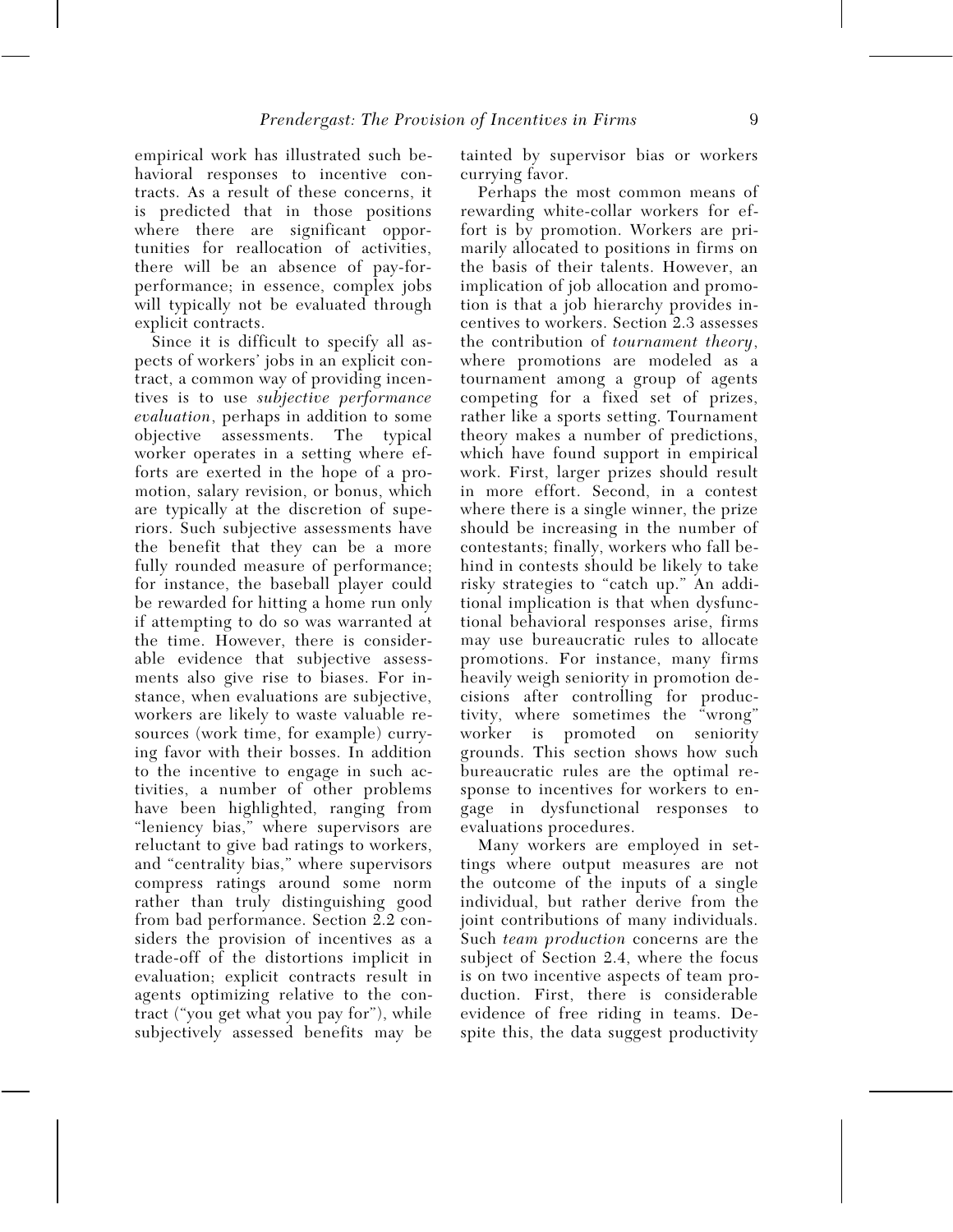empirical work has illustrated such behavioral responses to incentive contracts. As a result of these concerns, it is predicted that in those positions where there are significant opportunities for reallocation of activities, there will be an absence of pay-for-performance; in essence, complex jobs will typically not be evaluated through explicit contracts.

Since it is difficult to specify all aspects of workers' jobs in an explicit contract, a common way of providing incentives is to use *subjective performance evaluation*, perhaps in addition to some objective assessments. The typical worker operates in a setting where efforts are exerted in the hope of a promotion, salary revision, or bonus, which are typically at the discretion of superiors. Such subjective assessments have the benefit that they can be a more fully rounded measure of performance; for instance, the baseball player could be rewarded for hitting a home run only if attempting to do so was warranted at the time. However, there is considerable evidence that subjective assessments also give rise to biases. For instance, when evaluations are subjective, workers are likely to waste valuable resources (work time, for example) currying favor with their bosses. In addition to the incentive to engage in such activities, a number of other problems have been highlighted, ranging from "leniency bias," where supervisors are reluctant to give bad ratings to workers, and "centrality bias," where supervisors compress ratings around some norm rather than truly distinguishing good from bad performance. Section 2.2 considers the provision of incentives as a trade-off of the distortions implicit in evaluation; explicit contracts result in agents optimizing relative to the contract ("you get what you pay for"), while subjectively assessed benefits may be tainted by supervisor bias or workers currying favor.

Perhaps the most common means of rewarding white-collar workers for effort is by promotion. Workers are primarily allocated to positions in firms on the basis of their talents. However, an implication of job allocation and promotion is that a job hierarchy provides incentives to workers. Section 2.3 assesses the contribution of *tournament theory*, where promotions are modeled as a tournament among a group of agents competing for a fixed set of prizes, rather like a sports setting. Tournament theory makes a number of predictions, which have found support in empirical work. First, larger prizes should result in more effort. Second, in a contest where there is a single winner, the prize should be increasing in the number of contestants; finally, workers who fall behind in contests should be likely to take risky strategies to "catch up." An additional implication is that when dysfunctional behavioral responses arise, firms may use bureaucratic rules to allocate promotions. For instance, many firms heavily weigh seniority in promotion decisions after controlling for productivity, where sometimes the "wrong" worker is promoted on seniority grounds. This section shows how such bureaucratic rules are the optimal response to incentives for workers to engage in dysfunctional responses to evaluations procedures.

Many workers are employed in settings where output measures are not the outcome of the inputs of a single individual, but rather derive from the joint contributions of many individuals. Such *team production* concerns are the subject of Section 2.4, where the focus is on two incentive aspects of team production. First, there is considerable evidence of free riding in teams. Despite this, the data suggest productivity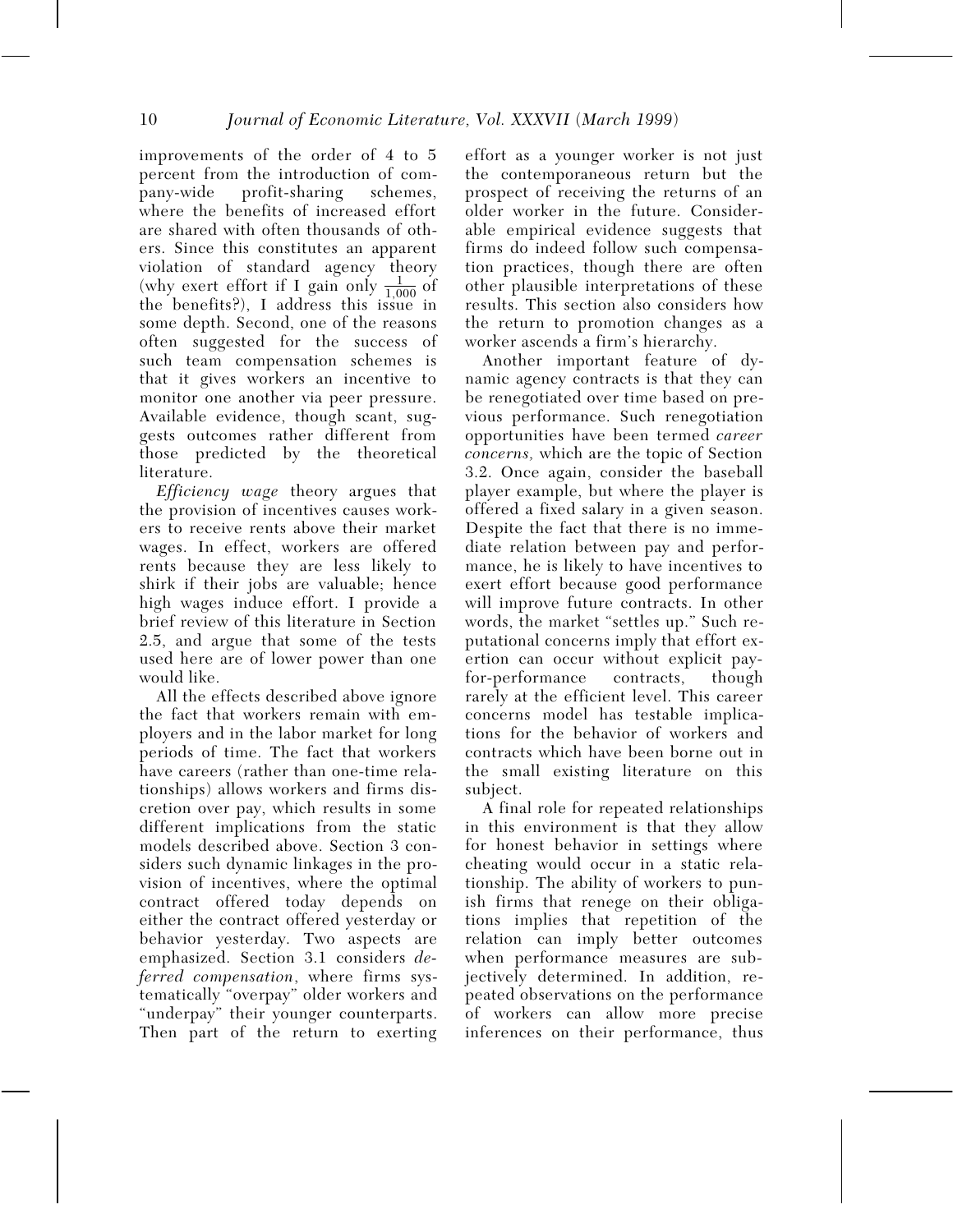improvements of the order of 4 to 5 percent from the introduction of company-wide profit-sharing schemes, where the benefits of increased effort are shared with often thousands of others. Since this constitutes an apparent violation of standard agency theory (why exert effort if I gain only $\frac{1}{1,000}$ of the benefits?), I address this issue in some depth. Second, one of the reasons often suggested for the success of such team compensation schemes is that it gives workers an incentive to monitor one another via peer pressure. Available evidence, though scant, suggests outcomes rather different from those predicted by the theoretical literature.

*Efficiency wage* theory argues that the provision of incentives causes workers to receive rents above their market wages. In effect, workers are offered rents because they are less likely to shirk if their jobs are valuable; hence high wages induce effort. I provide a brief review of this literature in Section 2.5, and argue that some of the tests used here are of lower power than one would like.

All the effects described above ignore the fact that workers remain with employers and in the labor market for long periods of time. The fact that workers have careers (rather than one-time relationships) allows workers and firms discretion over pay, which results in some different implications from the static models described above. Section 3 considers such dynamic linkages in the provision of incentives, where the optimal contract offered today depends on either the contract offered yesterday or behavior yesterday. Two aspects are emphasized. Section 3.1 considers *deferred compensation*, where firms systematically "overpay" older workers and "underpay" their younger counterparts. Then part of the return to exerting effort as a younger worker is not just the contemporaneous return but the prospect of receiving the returns of an older worker in the future. Considerable empirical evidence suggests that firms do indeed follow such compensation practices, though there are often other plausible interpretations of these results. This section also considers how the return to promotion changes as a worker ascends a firm's hierarchy.

Another important feature of dynamic agency contracts is that they can be renegotiated over time based on previous performance. Such renegotiation opportunities have been termed *career concerns,* which are the topic of Section 3.2. Once again, consider the baseball player example, but where the player is offered a fixed salary in a given season. Despite the fact that there is no immediate relation between pay and performance, he is likely to have incentives to exert effort because good performance will improve future contracts. In other words, the market "settles up." Such reputational concerns imply that effort exertion can occur without explicit pay-for-performance contracts, though rarely at the efficient level. This career concerns model has testable implications for the behavior of workers and contracts which have been borne out in the small existing literature on this subject.

A final role for repeated relationships in this environment is that they allow for honest behavior in settings where cheating would occur in a static relationship. The ability of workers to punish firms that renege on their obligations implies that repetition of the relation can imply better outcomes when performance measures are subjectively determined. In addition, repeated observations on the performance of workers can allow more precise inferences on their performance, thus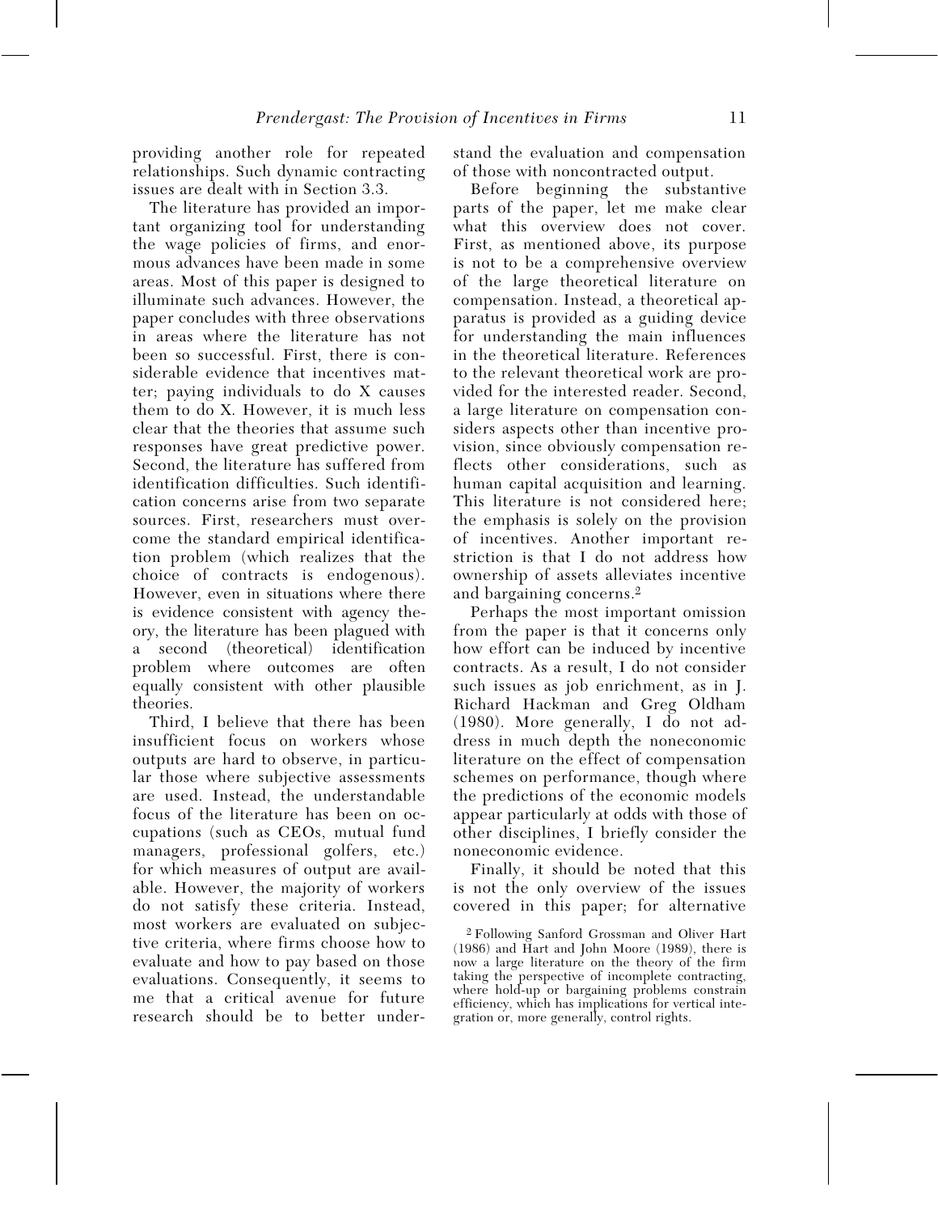providing another role for repeated relationships. Such dynamic contracting issues are dealt with in Section 3.3.

The literature has provided an important organizing tool for understanding the wage policies of firms, and enormous advances have been made in some areas. Most of this paper is designed to illuminate such advances. However, the paper concludes with three observations in areas where the literature has not been so successful. First, there is considerable evidence that incentives matter; paying individuals to do X causes them to do X. However, it is much less clear that the theories that assume such responses have great predictive power. Second, the literature has suffered from identification difficulties. Such identification concerns arise from two separate sources. First, researchers must overcome the standard empirical identification problem (which realizes that the choice of contracts is endogenous). However, even in situations where there is evidence consistent with agency theory, the literature has been plagued with a second (theoretical) identification problem where outcomes are often equally consistent with other plausible theories.

Third, I believe that there has been insufficient focus on workers whose outputs are hard to observe, in particular those where subjective assessments are used. Instead, the understandable focus of the literature has been on occupations (such as CEOs, mutual fund managers, professional golfers, etc.) for which measures of output are available. However, the majority of workers do not satisfy these criteria. Instead, most workers are evaluated on subjective criteria, where firms choose how to evaluate and how to pay based on those evaluations. Consequently, it seems to me that a critical avenue for future research should be to better understand the evaluation and compensation of those with noncontracted output.

Before beginning the substantive parts of the paper, let me make clear what this overview does not cover. First, as mentioned above, its purpose is not to be a comprehensive overview of the large theoretical literature on compensation. Instead, a theoretical apparatus is provided as a guiding device for understanding the main influences in the theoretical literature. References to the relevant theoretical work are provided for the interested reader. Second, a large literature on compensation considers aspects other than incentive provision, since obviously compensation reflects other considerations, such as human capital acquisition and learning. This literature is not considered here; the emphasis is solely on the provision of incentives. Another important restriction is that I do not address how ownership of assets alleviates incentive and bargaining concerns.[2]

Perhaps the most important omission from the paper is that it concerns only how effort can be induced by incentive contracts. As a result, I do not consider such issues as job enrichment, as in J. Richard Hackman and Greg Oldham (1980). More generally, I do not address in much depth the noneconomic literature on the effect of compensation schemes on performance, though where the predictions of the economic models appear particularly at odds with those of other disciplines, I briefly consider the noneconomic evidence.

Finally, it should be noted that this is not the only overview of the issues covered in this paper; for alternative

[2] Following Sanford Grossman and Oliver Hart (1986) and Hart and John Moore (1989), there is now a large literature on the theory of the firm taking the perspective of incomplete contracting, where hold-up or bargaining problems constrain efficiency, which has implications for vertical integration or, more generally, control rights.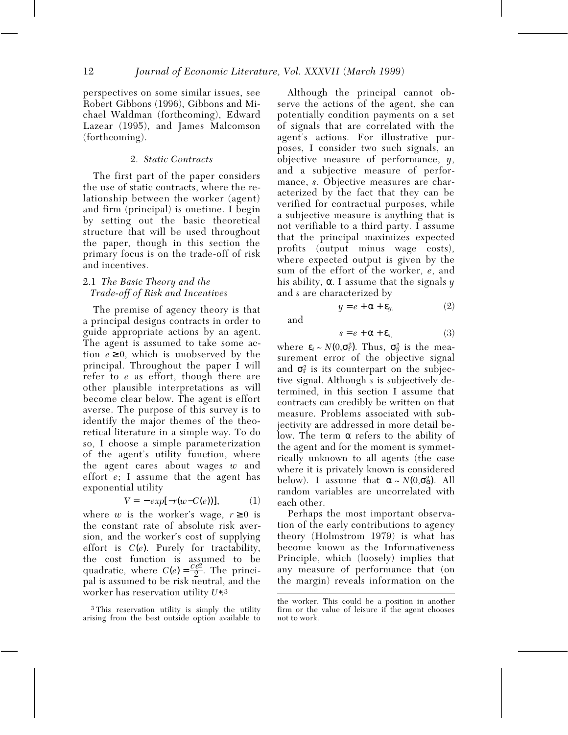perspectives on some similar issues, see Robert Gibbons (1996), Gibbons and Michael Waldman (forthcoming), Edward Lazear (1995), and James Malcomson (forthcoming).

## 2. *Static Contracts*

The first part of the paper considers the use of static contracts, where the relationship between the worker (agent) and firm (principal) is onetime. I begin by setting out the basic theoretical structure that will be used throughout the paper, though in this section the primary focus is on the trade-off of risk and incentives.

### 2.1 *The Basic Theory and the Trade-off of Risk and Incentives*

The premise of agency theory is that a principal designs contracts in order to guide appropriate actions by an agent. The agent is assumed to take some action $e \geq 0$, which is unobserved by the principal. Throughout the paper I will refer to $e$ as effort, though there are other plausible interpretations as will become clear below. The agent is effort averse. The purpose of this survey is to identify the major themes of the theoretical literature in a simple way. To do so, I choose a simple parameterization of the agent's utility function, where the agent cares about wages $w$ and effort $e$; I assume that the agent has exponential utility

$$V = -exp[-r(w - C(e))], \tag{1}$$

where $w$ is the worker's wage, $r \geq 0$ is the constant rate of absolute risk aversion, and the worker's cost of supplying effort is $C(e)$. Purely for tractability, the cost function is assumed to be quadratic, where $C(e) = \frac{ce^2}{2}$. The principal is assumed to be risk neutral, and the worker has reservation utility $U^*$.[3]

Although the principal cannot observe the actions of the agent, she can potentially condition payments on a set of signals that are correlated with the agent's actions. For illustrative purposes, I consider two such signals, an objective measure of performance, $y$, and a subjective measure of performance, $s$. Objective measures are characterized by the fact that they can be verified for contractual purposes, while a subjective measure is anything that is not verifiable to a third party. I assume that the principal maximizes expected profits (output minus wage costs), where expected output is given by the sum of the effort of the worker, $e$, and his ability, $\alpha$. I assume that the signals $y$ and $s$ are characterized by

$$y = e + \alpha + \varepsilon_y, \tag{2}$$

and

$$s = e + \alpha + \varepsilon_s, \tag{3}$$

where $\varepsilon_i \sim N(0, \sigma_i^2)$. Thus, $\sigma_y^2$ is the measurement error of the objective signal and $\sigma_s^2$ is its counterpart on the subjective signal. Although $s$ is subjectively determined, in this section I assume that contracts can credibly be written on that measure. Problems associated with subjectivity are addressed in more detail below. The term $\alpha$ refers to the ability of the agent and for the moment is symmetrically unknown to all agents (the case where it is privately known is considered below). I assume that $\alpha \sim N(0, \sigma_\alpha^2)$. All random variables are uncorrelated with each other.

Perhaps the most important observation of the early contributions to agency theory (Holmstrom 1979) is what has become known as the Informativeness Principle, which (loosely) implies that any measure of performance that (on the margin) reveals information on the

[3] This reservation utility is simply the utility arising from the best outside option available to the worker. This could be a position in another firm or the value of leisure if the agent chooses not to work.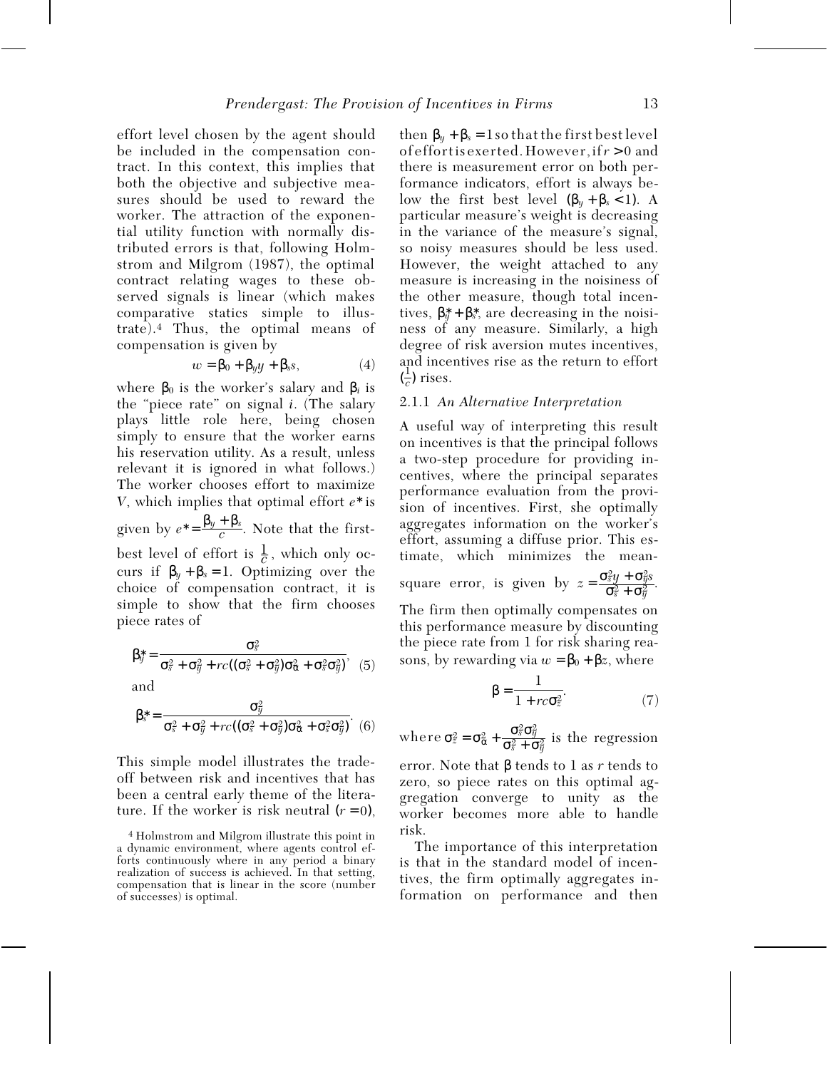effort level chosen by the agent should be included in the compensation contract. In this context, this implies that both the objective and subjective measures should be used to reward the worker. The attraction of the exponential utility function with normally distributed errors is that, following Holmstrom and Milgrom (1987), the optimal contract relating wages to these observed signals is linear (which makes comparative statics simple to illustrate).[4] Thus, the optimal means of compensation is given by

$$w = \beta_0 + \beta_y y + \beta_s s, \tag{4}$$

where $\beta_0$ is the worker's salary and $\beta_i$ is the "piece rate" on signal $i$. (The salary plays little role here, being chosen simply to ensure that the worker earns his reservation utility. As a result, unless relevant it is ignored in what follows.) The worker chooses effort to maximize $V$, which implies that optimal effort $e^*$ is given by $e^* = \frac{\beta_y + \beta_s}{c}$. Note that the first-best level of effort is $\frac{1}{c}$, which only occurs if $\beta_y + \beta_s = 1$. Optimizing over the choice of compensation contract, it is simple to show that the firm chooses piece rates of

$$\beta_y^* = \frac{\sigma_s^2}{\sigma_s^2 + \sigma_y^2 + rc((\sigma_s^2 + \sigma_y^2)\sigma_\alpha^2 + \sigma_s^2\sigma_y^2)} \tag{5}$$

and

$$\beta_s^* = \frac{\sigma_y^2}{\sigma_s^2 + \sigma_y^2 + rc((\sigma_s^2 + \sigma_y^2)\sigma_\alpha^2 + \sigma_s^2\sigma_y^2)}. \tag{6}$$

This simple model illustrates the trade-off between risk and incentives that has been a central early theme of the literature. If the worker is risk neutral $(r = 0)$, then $\beta_y + \beta_s = 1$ so that the first best level of effort is exerted. However, if $r > 0$ and there is measurement error on both performance indicators, effort is always below the first best level $(\beta_y + \beta_s < 1)$. A particular measure's weight is decreasing in the variance of the measure's signal, so noisy measures should be less used. However, the weight attached to any measure is increasing in the noisiness of the other measure, though total incentives, $\beta_y^* + \beta_s^*$, are decreasing in the noisiness of any measure. Similarly, a high degree of risk aversion mutes incentives, and incentives rise as the return to effort $(\frac{1}{c})$ rises.

### 2.1.1 *An Alternative Interpretation*

A useful way of interpreting this result on incentives is that the principal follows a two-step procedure for providing incentives, where the principal separates performance evaluation from the provision of incentives. First, she optimally aggregates information on the worker's effort, assuming a diffuse prior. This estimate, which minimizes the mean-square error, is given by $z = \frac{\sigma_s^2 y + \sigma_y^2 s}{\sigma_s^2 + \sigma_y^2}$. The firm then optimally compensates on this performance measure by discounting the piece rate from 1 for risk sharing reasons, by rewarding via $w = \beta_0 + \beta z$, where

$$\beta = \frac{1}{1 + rc\sigma_z^2}. \tag{7}$$

where $\sigma_z^2 = \sigma_\alpha^2 + \frac{\sigma_s^2\sigma_y^2}{\sigma_s^2 + \sigma_y^2}$ is the regression error. Note that $\beta$ tends to 1 as $r$ tends to zero, so piece rates on this optimal aggregation converge to unity as the worker becomes more able to handle risk.

The importance of this interpretation is that in the standard model of incentives, the firm optimally aggregates information on performance and then

[4] Holmstrom and Milgrom illustrate this point in a dynamic environment, where agents control efforts continuously where in any period a binary realization of success is achieved. In that setting, compensation that is linear in the score (number of successes) is optimal.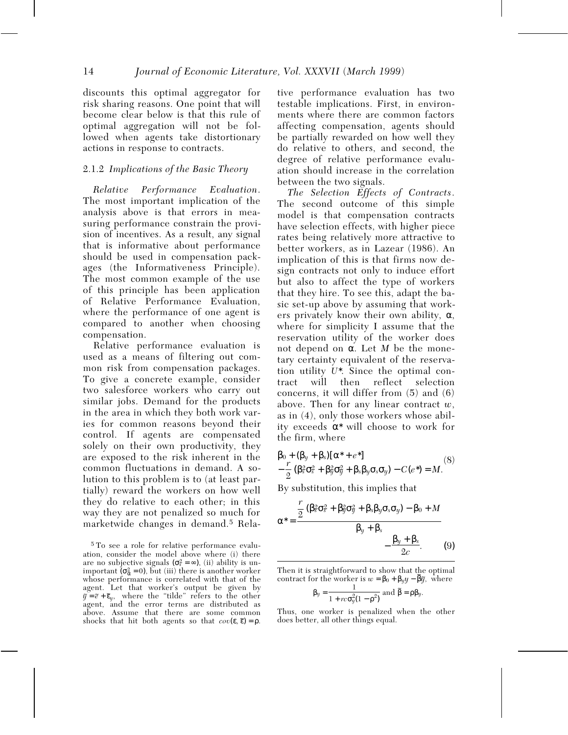discounts this optimal aggregator for risk sharing reasons. One point that will become clear below is that this rule of optimal aggregation will not be followed when agents take distortionary actions in response to contracts.

### 2.1.2 *Implications of the Basic Theory*

*Relative Performance Evaluation*. The most important implication of the analysis above is that errors in measuring performance constrain the provision of incentives. As a result, any signal that is informative about performance should be used in compensation packages (the Informativeness Principle). The most common example of the use of this principle has been application of Relative Performance Evaluation, where the performance of one agent is compared to another when choosing compensation.

Relative performance evaluation is used as a means of filtering out common risk from compensation packages. To give a concrete example, consider two salesforce workers who carry out similar jobs. Demand for the products in the area in which they both work varies for common reasons beyond their control. If agents are compensated solely on their own productivity, they are exposed to the risk inherent in the common fluctuations in demand. A solution to this problem is to (at least partially) reward the workers on how well they do relative to each other; in this way they are not penalized so much for marketwide changes in demand.[5] Relative performance evaluation has two testable implications. First, in environments where there are common factors affecting compensation, agents should be partially rewarded on how well they do relative to others, and second, the degree of relative performance evaluation should increase in the correlation between the two signals.

*The Selection Effects of Contracts*. The second outcome of this simple model is that compensation contracts have selection effects, with higher piece rates being relatively more attractive to better workers, as in Lazear (1986). An implication of this is that firms now design contracts not only to induce effort but also to affect the type of workers that they hire. To see this, adapt the basic set-up above by assuming that workers privately know their own ability, $\alpha$, where for simplicity I assume that the reservation utility of the worker does not depend on $\alpha$. Let $M$ be the monetary certainty equivalent of the reservation utility $U^*$. Since the optimal contract will then reflect selection concerns, it will differ from (5) and (6) above. Then for any linear contract $w$, as in (4), only those workers whose ability exceeds $\alpha^*$ will choose to work for the firm, where

$$\beta_0 + (\beta_y + \beta_s)[\alpha^* + e^*] - \frac{r}{2}(\beta_s^2\sigma_s^2 + \beta_y^2\sigma_y^2 + \beta_s\beta_y\sigma_s\sigma_y) - C(e^*) = M. \tag{8}$$

By substitution, this implies that

$$\alpha^* = \frac{\frac{r}{2}(\beta_s^2\sigma_s^2 + \beta_y^2\sigma_y^2 + \beta_s\beta_y\sigma_s\sigma_y) - \beta_0 + M}{\beta_y + \beta_s} - \frac{\beta_y + \beta_s}{2c}. \tag{9}$$

[5] To see a role for relative performance evaluation, consider the model above where (i) there are no subjective signals ($\sigma_s^2 = \infty$), (ii) ability is unimportant ($\sigma_\alpha^2 = 0$), but (iii) there is another worker whose performance is correlated with that of the agent. Let that worker's output be given by $\tilde{y} = \tilde{e} + \tilde{\varepsilon}_y$, where the "tilde" refers to the other agent, and the error terms are distributed as above. Assume that there are some common shocks that hit both agents so that $cov(\varepsilon, \tilde{\varepsilon}) = \rho$. Then it is straightforward to show that the optimal contract for the worker is $w = \beta_0 + \beta_y y - \tilde{\beta}\tilde{y}$, where

$$\beta_y = \frac{1}{1 + rc\sigma_y^2(1-\rho^2)} \text{ and } \tilde{\beta} = \rho\beta_y.$$

Thus, one worker is penalized when the other does better, all other things equal.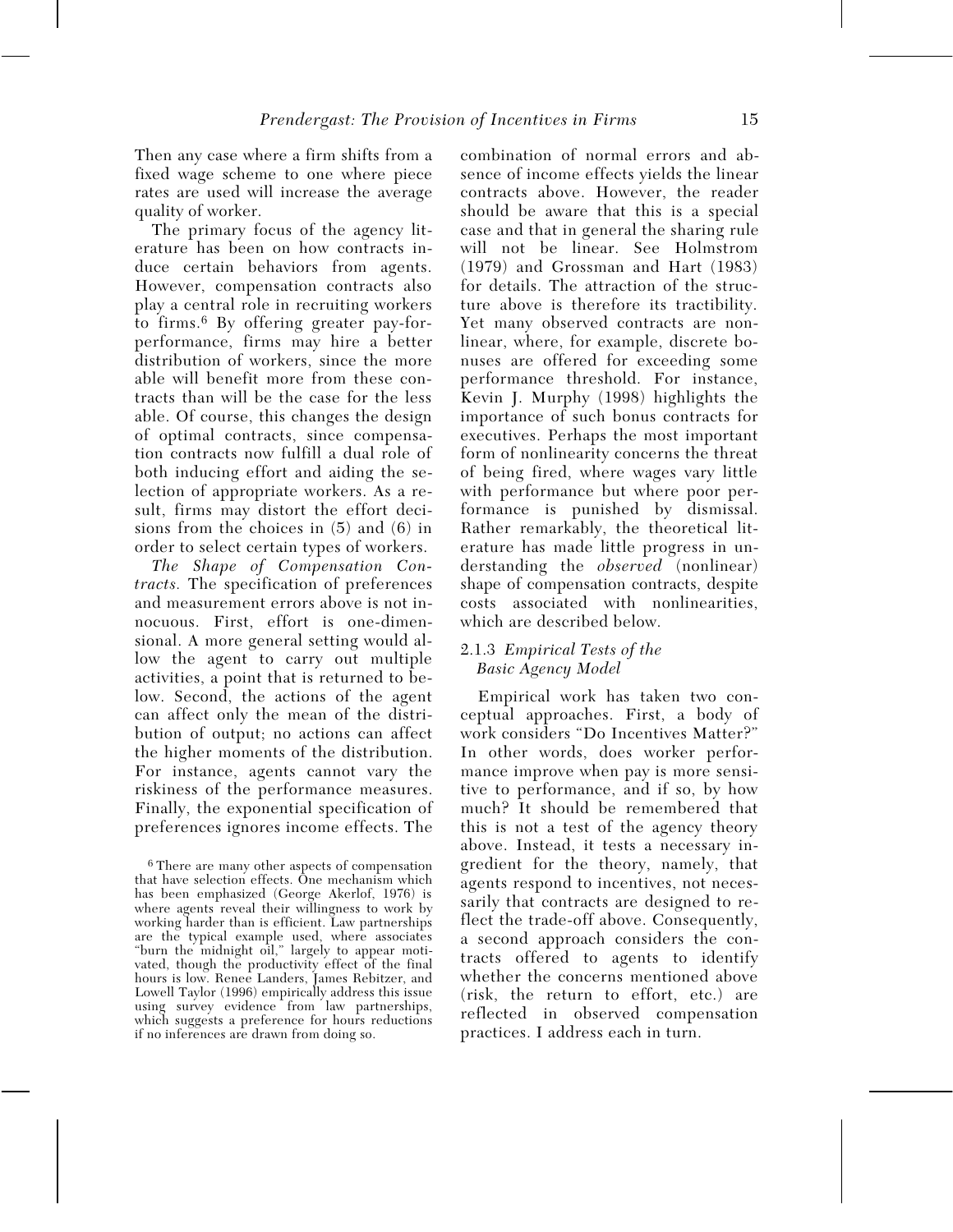Then any case where a firm shifts from a fixed wage scheme to one where piece rates are used will increase the average quality of worker.

The primary focus of the agency literature has been on how contracts induce certain behaviors from agents. However, compensation contracts also play a central role in recruiting workers to firms.[6] By offering greater pay-for-performance, firms may hire a better distribution of workers, since the more able will benefit more from these contracts than will be the case for the less able. Of course, this changes the design of optimal contracts, since compensation contracts now fulfill a dual role of both inducing effort and aiding the selection of appropriate workers. As a result, firms may distort the effort decisions from the choices in (5) and (6) in order to select certain types of workers.

*The Shape of Compensation Contracts.* The specification of preferences and measurement errors above is not innocuous. First, effort is one-dimensional. A more general setting would allow the agent to carry out multiple activities, a point that is returned to below. Second, the actions of the agent can affect only the mean of the distribution of output; no actions can affect the higher moments of the distribution. For instance, agents cannot vary the riskiness of the performance measures. Finally, the exponential specification of preferences ignores income effects. The combination of normal errors and absence of income effects yields the linear contracts above. However, the reader should be aware that this is a special case and that in general the sharing rule will not be linear. See Holmstrom (1979) and Grossman and Hart (1983) for details. The attraction of the structure above is therefore its tractibility. Yet many observed contracts are nonlinear, where, for example, discrete bonuses are offered for exceeding some performance threshold. For instance, Kevin J. Murphy (1998) highlights the importance of such bonus contracts for executives. Perhaps the most important form of nonlinearity concerns the threat of being fired, where wages vary little with performance but where poor performance is punished by dismissal. Rather remarkably, the theoretical literature has made little progress in understanding the *observed* (nonlinear) shape of compensation contracts, despite costs associated with nonlinearities, which are described below.

### 2.1.3 *Empirical Tests of the Basic Agency Model*

Empirical work has taken two conceptual approaches. First, a body of work considers "Do Incentives Matter?" In other words, does worker performance improve when pay is more sensitive to performance, and if so, by how much? It should be remembered that this is not a test of the agency theory above. Instead, it tests a necessary ingredient for the theory, namely, that agents respond to incentives, not necessarily that contracts are designed to reflect the trade-off above. Consequently, a second approach considers the contracts offered to agents to identify whether the concerns mentioned above (risk, the return to effort, etc.) are reflected in observed compensation practices. I address each in turn.

[6] There are many other aspects of compensation that have selection effects. One mechanism which has been emphasized (George Akerlof, 1976) is where agents reveal their willingness to work by working harder than is efficient. Law partnerships are the typical example used, where associates "burn the midnight oil," largely to appear motivated, though the productivity effect of the final hours is low. Renee Landers, James Rebitzer, and Lowell Taylor (1996) empirically address this issue using survey evidence from law partnerships, which suggests a preference for hours reductions if no inferences are drawn from doing so.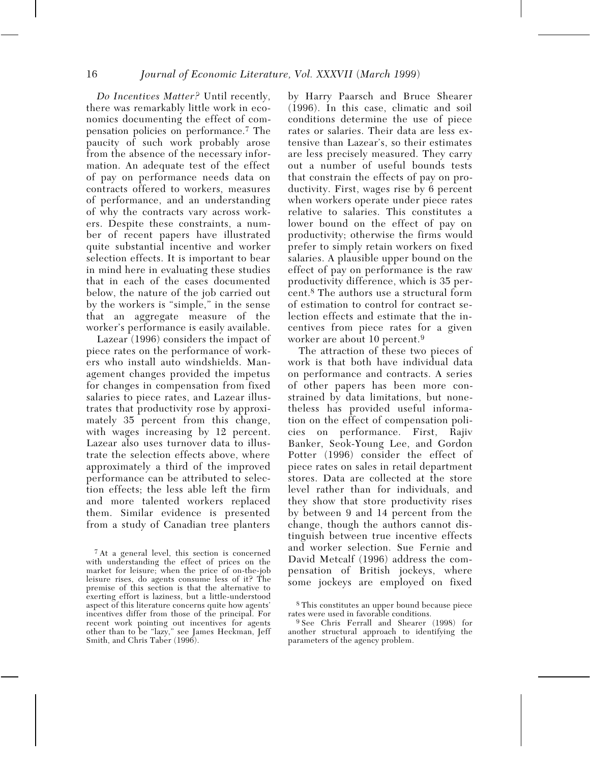*Do Incentives Matter?* Until recently, there was remarkably little work in economics documenting the effect of compensation policies on performance.[7] The paucity of such work probably arose from the absence of the necessary information. An adequate test of the effect of pay on performance needs data on contracts offered to workers, measures of performance, and an understanding of why the contracts vary across workers. Despite these constraints, a number of recent papers have illustrated quite substantial incentive and worker selection effects. It is important to bear in mind here in evaluating these studies that in each of the cases documented below, the nature of the job carried out by the workers is "simple," in the sense that an aggregate measure of the worker's performance is easily available.

Lazear (1996) considers the impact of piece rates on the performance of workers who install auto windshields. Management changes provided the impetus for changes in compensation from fixed salaries to piece rates, and Lazear illustrates that productivity rose by approximately 35 percent from this change, with wages increasing by 12 percent. Lazear also uses turnover data to illustrate the selection effects above, where approximately a third of the improved performance can be attributed to selection effects; the less able left the firm and more talented workers replaced them. Similar evidence is presented from a study of Canadian tree planters by Harry Paarsch and Bruce Shearer (1996). In this case, climatic and soil conditions determine the use of piece rates or salaries. Their data are less extensive than Lazear's, so their estimates are less precisely measured. They carry out a number of useful bounds tests that constrain the effects of pay on productivity. First, wages rise by 6 percent when workers operate under piece rates relative to salaries. This constitutes a lower bound on the effect of pay on productivity; otherwise the firms would prefer to simply retain workers on fixed salaries. A plausible upper bound on the effect of pay on performance is the raw productivity difference, which is 35 percent.[8] The authors use a structural form of estimation to control for contract selection effects and estimate that the incentives from piece rates for a given worker are about 10 percent.[9]

The attraction of these two pieces of work is that both have individual data on performance and contracts. A series of other papers has been more constrained by data limitations, but nonetheless has provided useful information on the effect of compensation policies on performance. First, Rajiv Banker, Seok-Young Lee, and Gordon Potter (1996) consider the effect of piece rates on sales in retail department stores. Data are collected at the store level rather than for individuals, and they show that store productivity rises by between 9 and 14 percent from the change, though the authors cannot distinguish between true incentive effects and worker selection. Sue Fernie and David Metcalf (1996) address the compensation of British jockeys, where some jockeys are employed on fixed

[7] At a general level, this section is concerned with understanding the effect of prices on the market for leisure; when the price of on-the-job leisure rises, do agents consume less of it? The premise of this section is that the alternative to exerting effort is laziness, but a little-understood aspect of this literature concerns quite how agents' incentives differ from those of the principal. For recent work pointing out incentives for agents other than to be "lazy," see James Heckman, Jeff Smith, and Chris Taber (1996).

[8] This constitutes an upper bound because piece rates were used in favorable conditions.

[9] See Chris Ferrall and Shearer (1998) for another structural approach to identifying the parameters of the agency problem.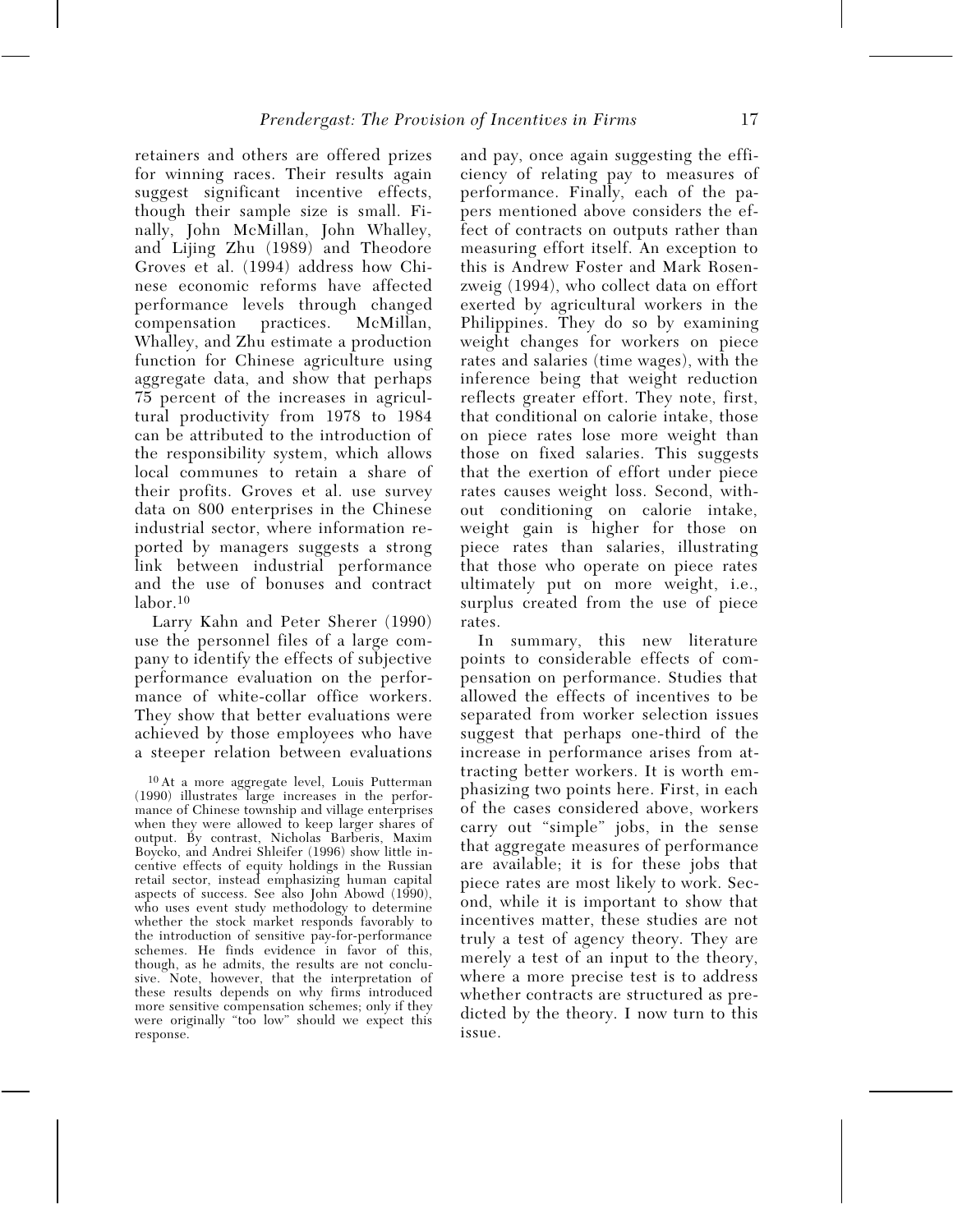retainers and others are offered prizes for winning races. Their results again suggest significant incentive effects, though their sample size is small. Finally, John McMillan, John Whalley, and Lijing Zhu (1989) and Theodore Groves et al. (1994) address how Chinese economic reforms have affected performance levels through changed compensation practices. McMillan, Whalley, and Zhu estimate a production function for Chinese agriculture using aggregate data, and show that perhaps 75 percent of the increases in agricultural productivity from 1978 to 1984 can be attributed to the introduction of the responsibility system, which allows local communes to retain a share of their profits. Groves et al. use survey data on 800 enterprises in the Chinese industrial sector, where information reported by managers suggests a strong link between industrial performance and the use of bonuses and contract labor.[10]

Larry Kahn and Peter Sherer (1990) use the personnel files of a large company to identify the effects of subjective performance evaluation on the performance of white-collar office workers. They show that better evaluations were achieved by those employees who have a steeper relation between evaluations and pay, once again suggesting the efficiency of relating pay to measures of performance. Finally, each of the papers mentioned above considers the effect of contracts on outputs rather than measuring effort itself. An exception to this is Andrew Foster and Mark Rosenzweig (1994), who collect data on effort exerted by agricultural workers in the Philippines. They do so by examining weight changes for workers on piece rates and salaries (time wages), with the inference being that weight reduction reflects greater effort. They note, first, that conditional on calorie intake, those on piece rates lose more weight than those on fixed salaries. This suggests that the exertion of effort under piece rates causes weight loss. Second, without conditioning on calorie intake, weight gain is higher for those on piece rates than salaries, illustrating that those who operate on piece rates ultimately put on more weight, i.e., surplus created from the use of piece rates.

In summary, this new literature points to considerable effects of compensation on performance. Studies that allowed the effects of incentives to be separated from worker selection issues suggest that perhaps one-third of the increase in performance arises from attracting better workers. It is worth emphasizing two points here. First, in each of the cases considered above, workers carry out "simple" jobs, in the sense that aggregate measures of performance are available; it is for these jobs that piece rates are most likely to work. Second, while it is important to show that incentives matter, these studies are not truly a test of agency theory. They are merely a test of an input to the theory, where a more precise test is to address whether contracts are structured as predicted by the theory. I now turn to this issue.

[10] At a more aggregate level, Louis Putterman (1990) illustrates large increases in the performance of Chinese township and village enterprises when they were allowed to keep larger shares of output. By contrast, Nicholas Barberis, Maxim Boycko, and Andrei Shleifer (1996) show little incentive effects of equity holdings in the Russian retail sector, instead emphasizing human capital aspects of success. See also John Abowd (1990), who uses event study methodology to determine whether the stock market responds favorably to the introduction of sensitive pay-for-performance schemes. He finds evidence in favor of this, though, as he admits, the results are not conclusive. Note, however, that the interpretation of these results depends on why firms introduced more sensitive compensation schemes; only if they were originally "too low" should we expect this response.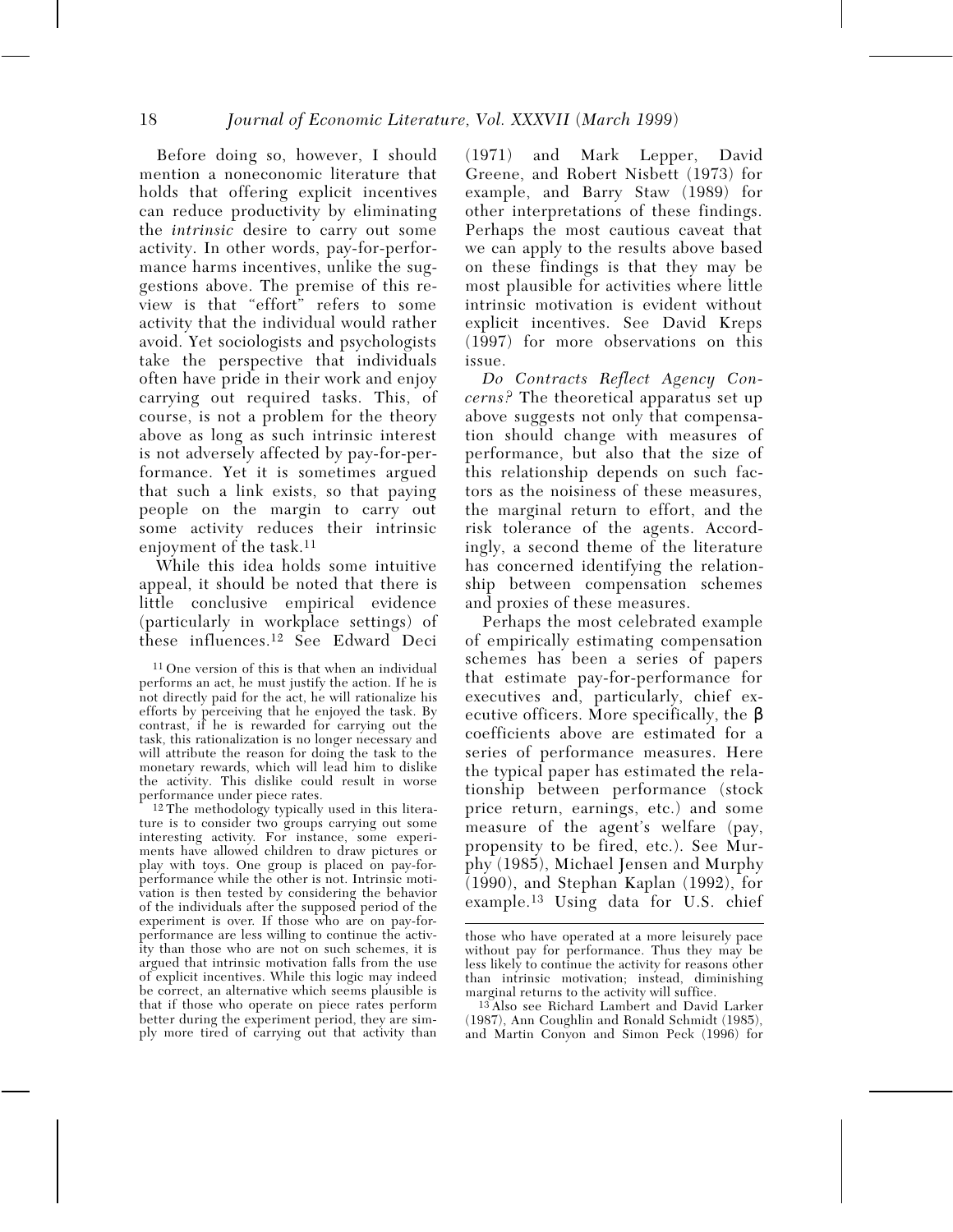Before doing so, however, I should mention a noneconomic literature that holds that offering explicit incentives can reduce productivity by eliminating the *intrinsic* desire to carry out some activity. In other words, pay-for-performance harms incentives, unlike the suggestions above. The premise of this review is that "effort" refers to some activity that the individual would rather avoid. Yet sociologists and psychologists take the perspective that individuals often have pride in their work and enjoy carrying out required tasks. This, of course, is not a problem for the theory above as long as such intrinsic interest is not adversely affected by pay-for-performance. Yet it is sometimes argued that such a link exists, so that paying people on the margin to carry out some activity reduces their intrinsic enjoyment of the task.[11]

While this idea holds some intuitive appeal, it should be noted that there is little conclusive empirical evidence (particularly in workplace settings) of these influences.[12] See Edward Deci (1971) and Mark Lepper, David Greene, and Robert Nisbett (1973) for example, and Barry Staw (1989) for other interpretations of these findings. Perhaps the most cautious caveat that we can apply to the results above based on these findings is that they may be most plausible for activities where little intrinsic motivation is evident without explicit incentives. See David Kreps (1997) for more observations on this issue.

*Do Contracts Reflect Agency Concerns?* The theoretical apparatus set up above suggests not only that compensation should change with measures of performance, but also that the size of this relationship depends on such factors as the noisiness of these measures, the marginal return to effort, and the risk tolerance of the agents. Accordingly, a second theme of the literature has concerned identifying the relationship between compensation schemes and proxies of these measures.

Perhaps the most celebrated example of empirically estimating compensation schemes has been a series of papers that estimate pay-for-performance for executives and, particularly, chief executive officers. More specifically, the $\beta$ coefficients above are estimated for a series of performance measures. Here the typical paper has estimated the relationship between performance (stock price return, earnings, etc.) and some measure of the agent's welfare (pay, propensity to be fired, etc.). See Murphy (1985), Michael Jensen and Murphy (1990), and Stephan Kaplan (1992), for example.[13] Using data for U.S. chief

[11] One version of this is that when an individual performs an act, he must justify the action. If he is not directly paid for the act, he will rationalize his efforts by perceiving that he enjoyed the task. By contrast, if he is rewarded for carrying out the task, this rationalization is no longer necessary and will attribute the reason for doing the task to the monetary rewards, which will lead him to dislike the activity. This dislike could result in worse performance under piece rates.

[12] The methodology typically used in this literature is to consider two groups carrying out some interesting activity. For instance, some experiments have allowed children to draw pictures or play with toys. One group is placed on pay-for-performance while the other is not. Intrinsic motivation is then tested by considering the behavior of the individuals after the supposed period of the experiment is over. If those who are on pay-for-performance are less willing to continue the activity than those who are not on such schemes, it is argued that intrinsic motivation falls from the use of explicit incentives. While this logic may indeed be correct, an alternative which seems plausible is that if those who operate on piece rates perform better during the experiment period, they are simply more tired of carrying out that activity than those who have operated at a more leisurely pace without pay for performance. Thus they may be less likely to continue the activity for reasons other than intrinsic motivation; instead, diminishing marginal returns to the activity will suffice.

[13] Also see Richard Lambert and David Larker (1987), Ann Coughlin and Ronald Schmidt (1985), and Martin Conyon and Simon Peck (1996) for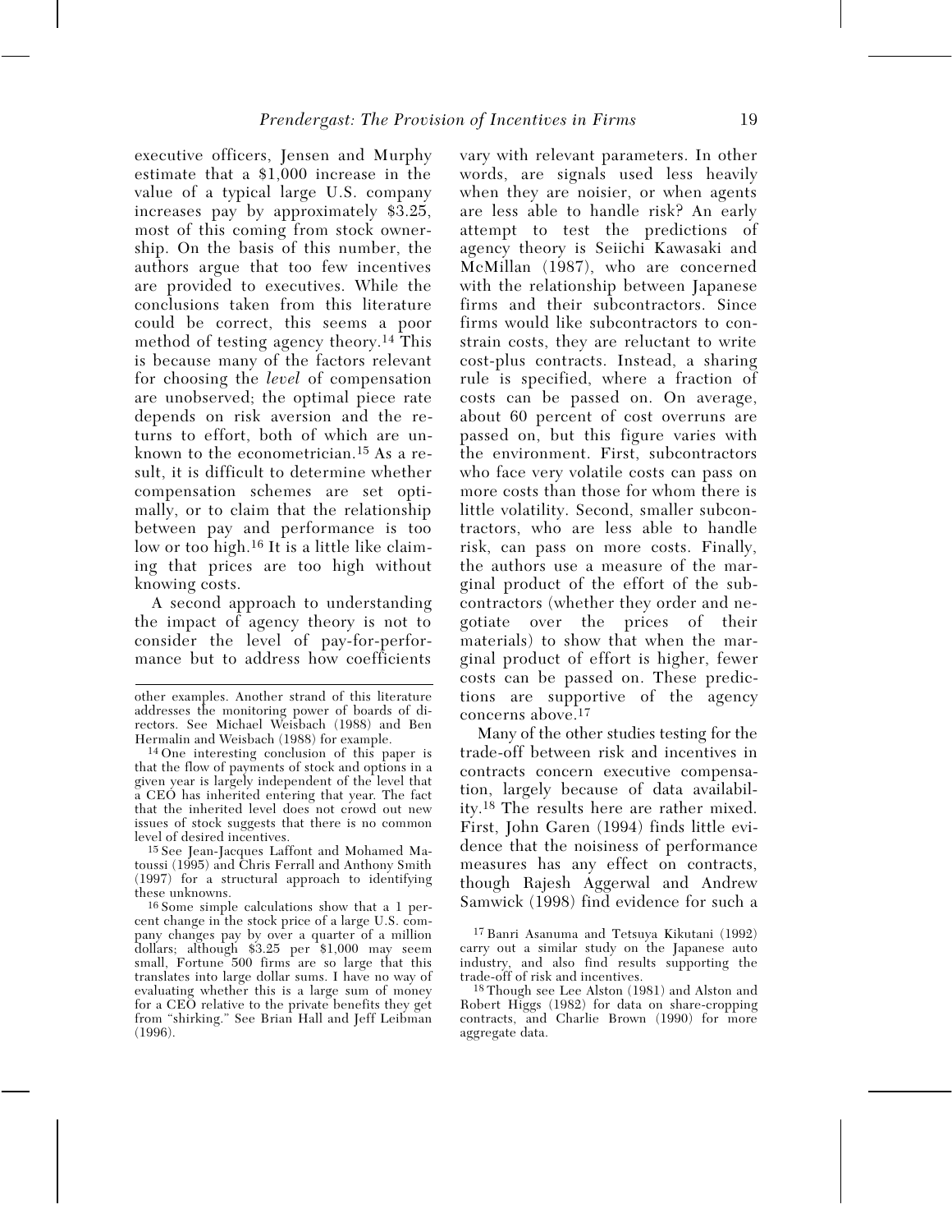executive officers, Jensen and Murphy estimate that a \$1,000 increase in the value of a typical large U.S. company increases pay by approximately \$3.25, most of this coming from stock ownership. On the basis of this number, the authors argue that too few incentives are provided to executives. While the conclusions taken from this literature could be correct, this seems a poor method of testing agency theory.[14] This is because many of the factors relevant for choosing the *level* of compensation are unobserved; the optimal piece rate depends on risk aversion and the returns to effort, both of which are unknown to the econometrician.[15] As a result, it is difficult to determine whether compensation schemes are set optimally, or to claim that the relationship between pay and performance is too low or too high.[16] It is a little like claiming that prices are too high without knowing costs.

A second approach to understanding the impact of agency theory is not to consider the level of pay-for-performance but to address how coefficients vary with relevant parameters. In other words, are signals used less heavily when they are noisier, or when agents are less able to handle risk? An early attempt to test the predictions of agency theory is Seiichi Kawasaki and McMillan (1987), who are concerned with the relationship between Japanese firms and their subcontractors. Since firms would like subcontractors to constrain costs, they are reluctant to write cost-plus contracts. Instead, a sharing rule is specified, where a fraction of costs can be passed on. On average, about 60 percent of cost overruns are passed on, but this figure varies with the environment. First, subcontractors who face very volatile costs can pass on more costs than those for whom there is little volatility. Second, smaller subcontractors, who are less able to handle risk, can pass on more costs. Finally, the authors use a measure of the marginal product of the effort of the subcontractors (whether they order and negotiate over the prices of their materials) to show that when the marginal product of effort is higher, fewer costs can be passed on. These predictions are supportive of the agency concerns above.[17]

Many of the other studies testing for the trade-off between risk and incentives in contracts concern executive compensation, largely because of data availability.[18] The results here are rather mixed. First, John Garen (1994) finds little evidence that the noisiness of performance measures has any effect on contracts, though Rajesh Aggerwal and Andrew Samwick (1998) find evidence for such a

other examples. Another strand of this literature addresses the monitoring power of boards of directors. See Michael Weisbach (1988) and Ben Hermalin and Weisbach (1988) for example.

[14] One interesting conclusion of this paper is that the flow of payments of stock and options in a given year is largely independent of the level that a CEO has inherited entering that year. The fact that the inherited level does not crowd out new issues of stock suggests that there is no common level of desired incentives.

[15] See Jean-Jacques Laffont and Mohamed Matoussi (1995) and Chris Ferrall and Anthony Smith (1997) for a structural approach to identifying these unknowns.

[16] Some simple calculations show that a 1 percent change in the stock price of a large U.S. company changes pay by over a quarter of a million dollars; although \$3.25 per \$1,000 may seem small, Fortune 500 firms are so large that this translates into large dollar sums. I have no way of evaluating whether this is a large sum of money for a CEO relative to the private benefits they get from "shirking." See Brian Hall and Jeff Leibman (1996).

[17] Banri Asanuma and Tetsuya Kikutani (1992) carry out a similar study on the Japanese auto industry, and also find results supporting the trade-off of risk and incentives.

[18] Though see Lee Alston (1981) and Alston and Robert Higgs (1982) for data on share-cropping contracts, and Charlie Brown (1990) for more aggregate data.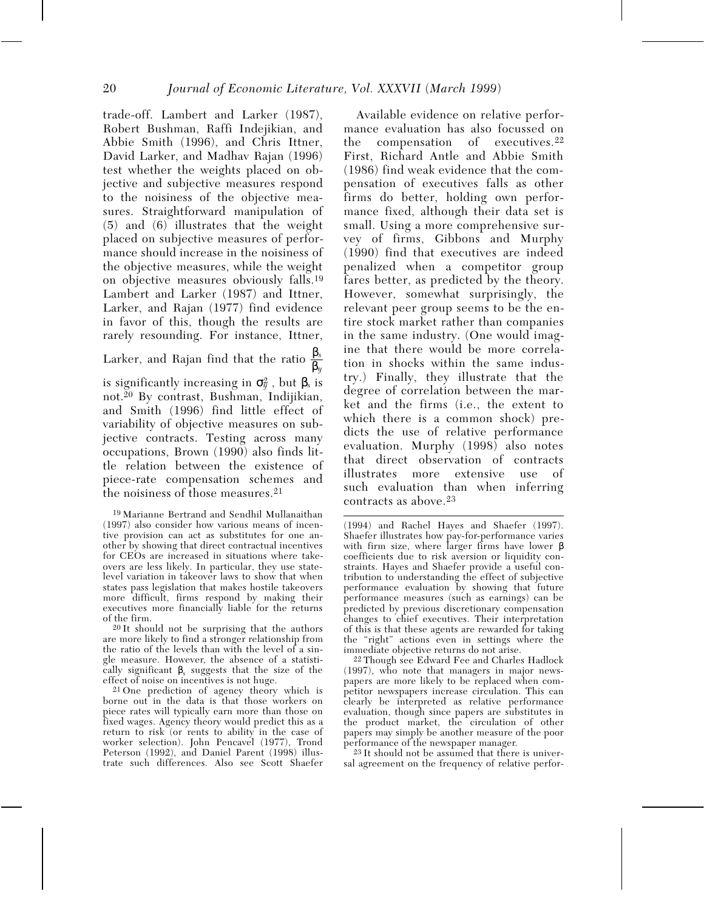trade-off. Lambert and Larker (1987), Robert Bushman, Raffi Indejikian, and Abbie Smith (1996), and Chris Ittner, David Larker, and Madhav Rajan (1996) test whether the weights placed on objective and subjective measures respond to the noisiness of the objective measures. Straightforward manipulation of (5) and (6) illustrates that the weight placed on subjective measures of performance should increase in the noisiness of the objective measures, while the weight on objective measures obviously falls.[19] Lambert and Larker (1987) and Ittner, Larker, and Rajan (1977) find evidence in favor of this, though the results are rarely resounding. For instance, Ittner, Larker, and Rajan find that the ratio $\frac{\beta_s}{\beta_y}$ is significantly increasing in $\sigma_y^2$, but $\beta_s$ is not.[20] By contrast, Bushman, Indijikian, and Smith (1996) find little effect of variability of objective measures on subjective contracts. Testing across many occupations, Brown (1990) also finds little relation between the existence of piece-rate compensation schemes and the noisiness of those measures.[21]

Available evidence on relative performance evaluation has also focussed on the compensation of executives.[22] First, Richard Antle and Abbie Smith (1986) find weak evidence that the compensation of executives falls as other firms do better, holding own performance fixed, although their data set is small. Using a more comprehensive survey of firms, Gibbons and Murphy (1990) find that executives are indeed penalized when a competitor group fares better, as predicted by the theory. However, somewhat surprisingly, the relevant peer group seems to be the entire stock market rather than companies in the same industry. (One would imagine that there would be more correlation in shocks within the same industry.) Finally, they illustrate that the degree of correlation between the market and the firms (i.e., the extent to which there is a common shock) predicts the use of relative performance evaluation. Murphy (1998) also notes that direct observation of contracts illustrates more extensive use of such evaluation than when inferring contracts as above.[23]

---

[19] Marianne Bertrand and Sendhil Mullanaithan (1997) also consider how various means of incentive provision can act as substitutes for one another by showing that direct contractual incentives for CEOs are increased in situations where takeovers are less likely. In particular, they use state-level variation in takeover laws to show that when states pass legislation that makes hostile takeovers more difficult, firms respond by making their executives more financially liable for the returns of the firm.

[20] It should not be surprising that the authors are more likely to find a stronger relationship from the ratio of the levels than with the level of a single measure. However, the absence of a statistically significant $\beta_s$ suggests that the size of the effect of noise on incentives is not huge.

[21] One prediction of agency theory which is borne out in the data is that those workers on piece rates will typically earn more than those on fixed wages. Agency theory would predict this as a return to risk (or rents to ability in the case of worker selection). John Pencavel (1977), Trond Peterson (1992), and Daniel Parent (1998) illustrate such differences. Also see Scott Shaefer (1994) and Rachel Hayes and Shaefer (1997). Shaefer illustrates how pay-for-performance varies with firm size, where larger firms have lower $\beta$ coefficients due to risk aversion or liquidity constraints. Hayes and Shaefer provide a useful contribution to understanding the effect of subjective performance evaluation by showing that future performance measures (such as earnings) can be predicted by previous discretionary compensation changes to chief executives. Their interpretation of this is that these agents are rewarded for taking the "right" actions even in settings where the immediate objective returns do not arise.

[22] Though see Edward Fee and Charles Hadlock (1997), who note that managers in major newspapers are more likely to be replaced when competitor newspapers increase circulation. This can clearly be interpreted as relative performance evaluation, though since papers are substitutes in the product market, the circulation of other papers may simply be another measure of the poor performance of the newspaper manager.

[23] It should not be assumed that there is universal agreement on the frequency of relative perfor-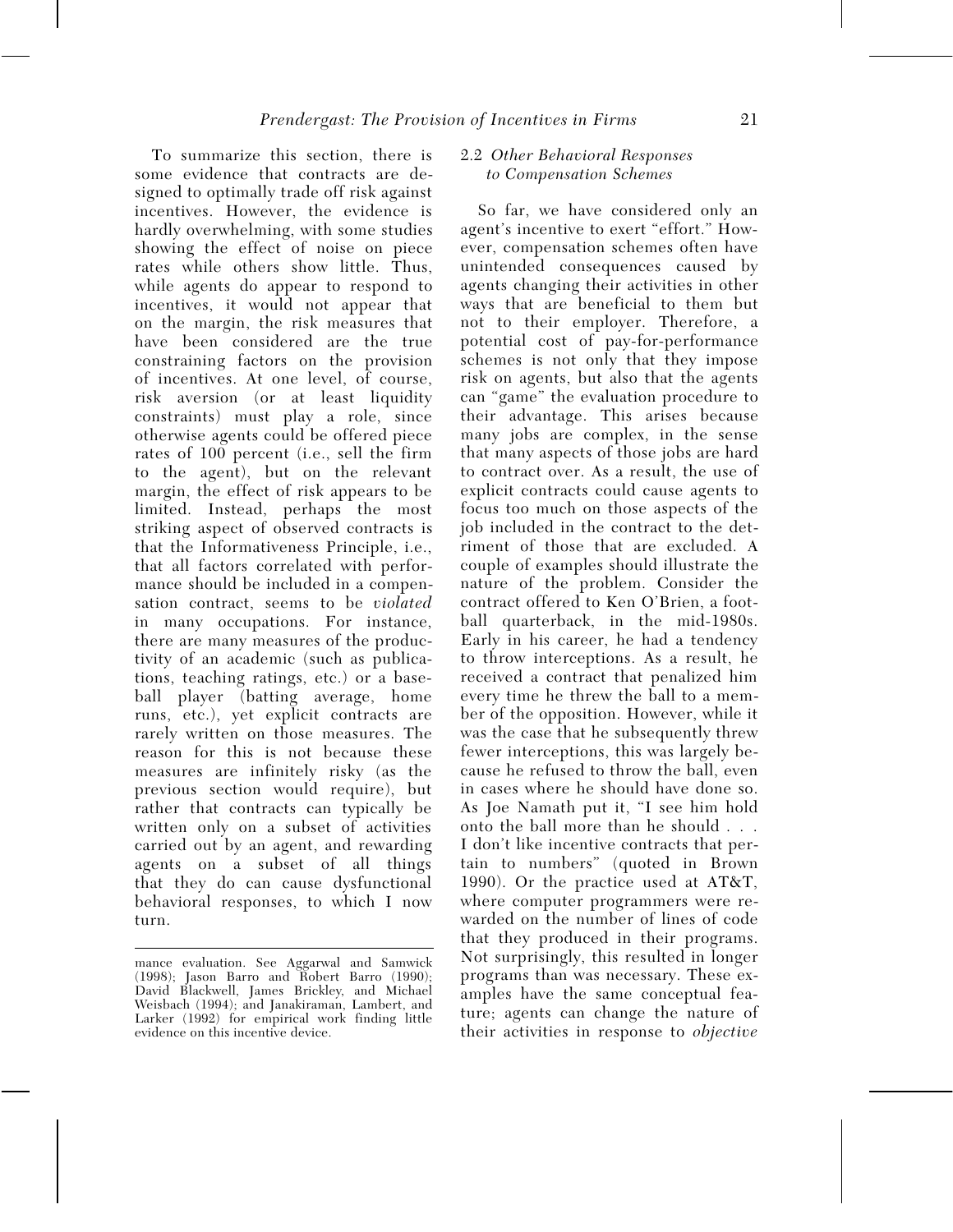To summarize this section, there is some evidence that contracts are designed to optimally trade off risk against incentives. However, the evidence is hardly overwhelming, with some studies showing the effect of noise on piece rates while others show little. Thus, while agents do appear to respond to incentives, it would not appear that on the margin, the risk measures that have been considered are the true constraining factors on the provision of incentives. At one level, of course, risk aversion (or at least liquidity constraints) must play a role, since otherwise agents could be offered piece rates of 100 percent (i.e., sell the firm to the agent), but on the relevant margin, the effect of risk appears to be limited. Instead, perhaps the most striking aspect of observed contracts is that the Informativeness Principle, i.e., that all factors correlated with performance should be included in a compensation contract, seems to be *violated* in many occupations. For instance, there are many measures of the productivity of an academic (such as publications, teaching ratings, etc.) or a baseball player (batting average, home runs, etc.), yet explicit contracts are rarely written on those measures. The reason for this is not because these measures are infinitely risky (as the previous section would require), but rather that contracts can typically be written only on a subset of activities carried out by an agent, and rewarding agents on a subset of all things that they do can cause dysfunctional behavioral responses, to which I now turn.

mance evaluation. See Aggarwal and Samwick (1998); Jason Barro and Robert Barro (1990); David Blackwell, James Brickley, and Michael Weisbach (1994); and Janakiraman, Lambert, and Larker (1992) for empirical work finding little evidence on this incentive device.

### 2.2 *Other Behavioral Responses to Compensation Schemes*

So far, we have considered only an agent's incentive to exert "effort." However, compensation schemes often have unintended consequences caused by agents changing their activities in other ways that are beneficial to them but not to their employer. Therefore, a potential cost of pay-for-performance schemes is not only that they impose risk on agents, but also that the agents can "game" the evaluation procedure to their advantage. This arises because many jobs are complex, in the sense that many aspects of those jobs are hard to contract over. As a result, the use of explicit contracts could cause agents to focus too much on those aspects of the job included in the contract to the detriment of those that are excluded. A couple of examples should illustrate the nature of the problem. Consider the contract offered to Ken O'Brien, a football quarterback, in the mid-1980s. Early in his career, he had a tendency to throw interceptions. As a result, he received a contract that penalized him every time he threw the ball to a member of the opposition. However, while it was the case that he subsequently threw fewer interceptions, this was largely because he refused to throw the ball, even in cases where he should have done so. As Joe Namath put it, "I see him hold onto the ball more than he should . . . I don't like incentive contracts that pertain to numbers" (quoted in Brown 1990). Or the practice used at AT&T, where computer programmers were rewarded on the number of lines of code that they produced in their programs. Not surprisingly, this resulted in longer programs than was necessary. These examples have the same conceptual feature; agents can change the nature of their activities in response to *objective*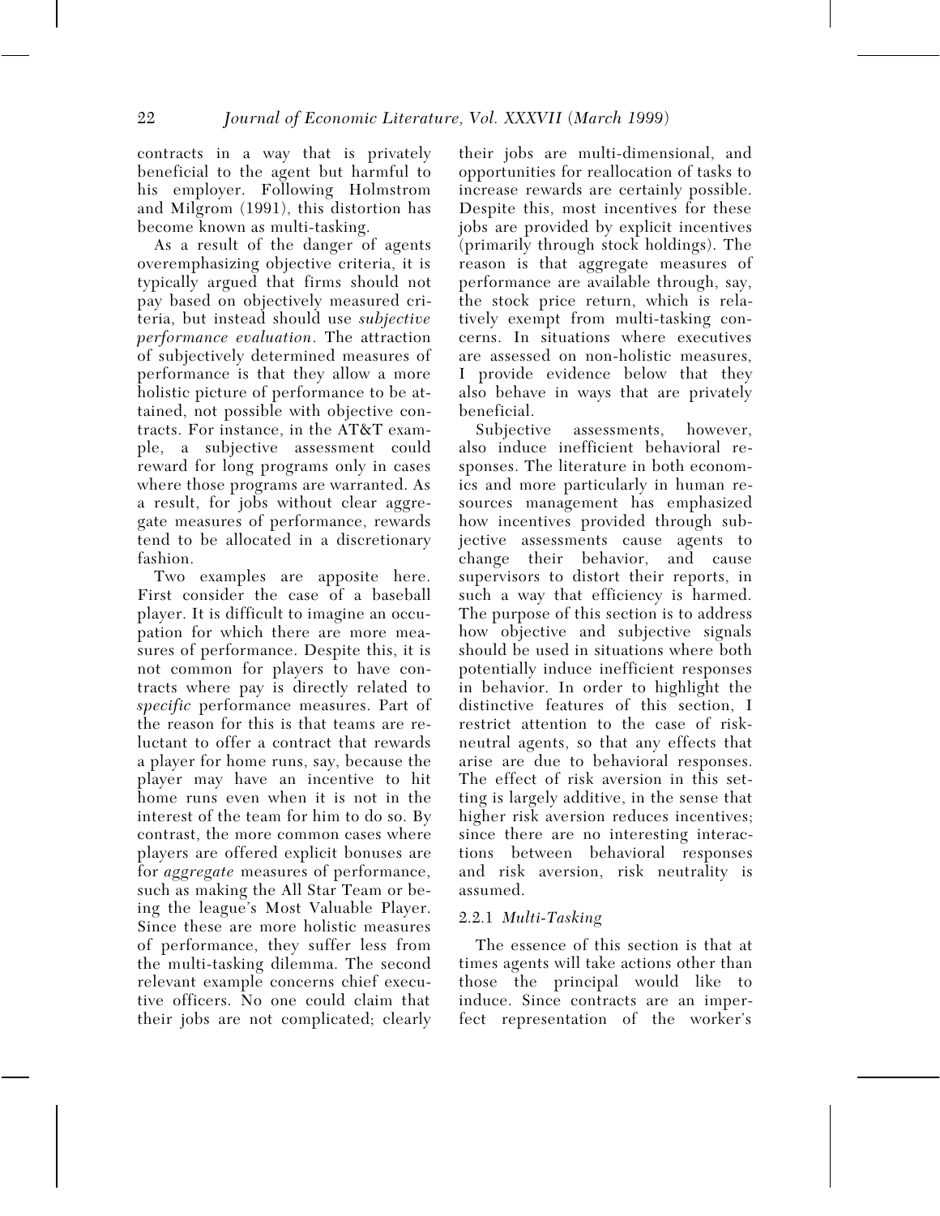contracts in a way that is privately beneficial to the agent but harmful to his employer. Following Holmstrom and Milgrom (1991), this distortion has become known as multi-tasking.

As a result of the danger of agents overemphasizing objective criteria, it is typically argued that firms should not pay based on objectively measured criteria, but instead should use *subjective performance evaluation*. The attraction of subjectively determined measures of performance is that they allow a more holistic picture of performance to be attained, not possible with objective contracts. For instance, in the AT&T example, a subjective assessment could reward for long programs only in cases where those programs are warranted. As a result, for jobs without clear aggregate measures of performance, rewards tend to be allocated in a discretionary fashion.

Two examples are apposite here. First consider the case of a baseball player. It is difficult to imagine an occupation for which there are more measures of performance. Despite this, it is not common for players to have contracts where pay is directly related to *specific* performance measures. Part of the reason for this is that teams are reluctant to offer a contract that rewards a player for home runs, say, because the player may have an incentive to hit home runs even when it is not in the interest of the team for him to do so. By contrast, the more common cases where players are offered explicit bonuses are for *aggregate* measures of performance, such as making the All Star Team or being the league's Most Valuable Player. Since these are more holistic measures of performance, they suffer less from the multi-tasking dilemma. The second relevant example concerns chief executive officers. No one could claim that their jobs are not complicated; clearly their jobs are multi-dimensional, and opportunities for reallocation of tasks to increase rewards are certainly possible. Despite this, most incentives for these jobs are provided by explicit incentives (primarily through stock holdings). The reason is that aggregate measures of performance are available through, say, the stock price return, which is relatively exempt from multi-tasking concerns. In situations where executives are assessed on non-holistic measures, I provide evidence below that they also behave in ways that are privately beneficial.

Subjective assessments, however, also induce inefficient behavioral responses. The literature in both economics and more particularly in human resources management has emphasized how incentives provided through subjective assessments cause agents to change their behavior, and cause supervisors to distort their reports, in such a way that efficiency is harmed. The purpose of this section is to address how objective and subjective signals should be used in situations where both potentially induce inefficient responses in behavior. In order to highlight the distinctive features of this section, I restrict attention to the case of risk-neutral agents, so that any effects that arise are due to behavioral responses. The effect of risk aversion in this setting is largely additive, in the sense that higher risk aversion reduces incentives; since there are no interesting interactions between behavioral responses and risk aversion, risk neutrality is assumed.

### 2.2.1 *Multi-Tasking*

The essence of this section is that at times agents will take actions other than those the principal would like to induce. Since contracts are an imperfect representation of the worker's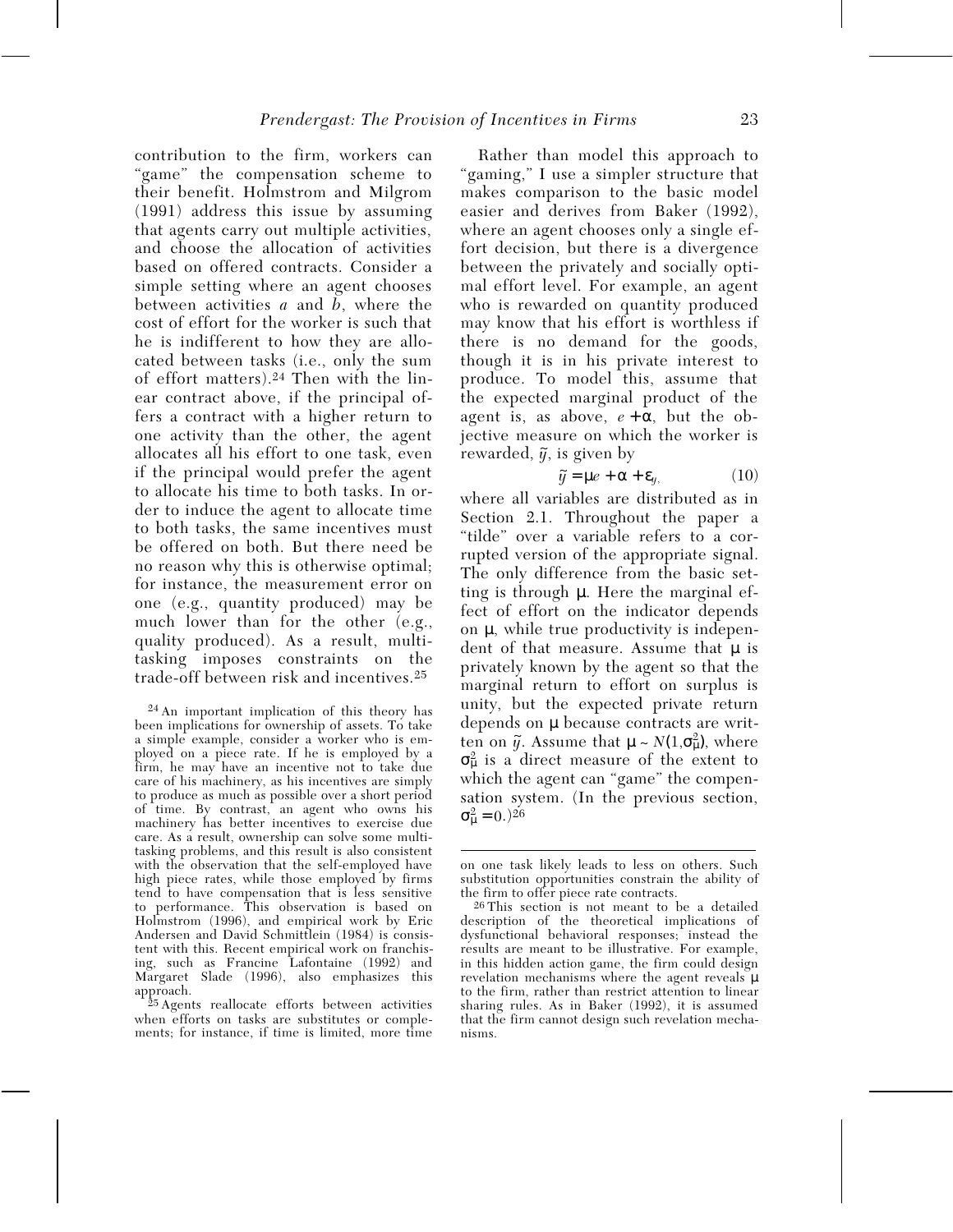contribution to the firm, workers can "game" the compensation scheme to their benefit. Holmstrom and Milgrom (1991) address this issue by assuming that agents carry out multiple activities, and choose the allocation of activities based on offered contracts. Consider a simple setting where an agent chooses between activities *a* and *b*, where the cost of effort for the worker is such that he is indifferent to how they are allocated between tasks (i.e., only the sum of effort matters).[24] Then with the linear contract above, if the principal offers a contract with a higher return to one activity than the other, the agent allocates all his effort to one task, even if the principal would prefer the agent to allocate his time to both tasks. In order to induce the agent to allocate time to both tasks, the same incentives must be offered on both. But there need be no reason why this is otherwise optimal; for instance, the measurement error on one (e.g., quantity produced) may be much lower than for the other (e.g., quality produced). As a result, multitasking imposes constraints on the trade-off between risk and incentives.[25]

Rather than model this approach to "gaming," I use a simpler structure that makes comparison to the basic model easier and derives from Baker (1992), where an agent chooses only a single effort decision, but there is a divergence between the privately and socially optimal effort level. For example, an agent who is rewarded on quantity produced may know that his effort is worthless if there is no demand for the goods, though it is in his private interest to produce. To model this, assume that the expected marginal product of the agent is, as above, $e + \alpha$, but the objective measure on which the worker is rewarded, $\tilde{y}$, is given by

$$\tilde{y} = \mu e + \alpha + \varepsilon_y, \tag{10}$$

where all variables are distributed as in Section 2.1. Throughout the paper a "tilde" over a variable refers to a corrupted version of the appropriate signal. The only difference from the basic setting is through $\mu$. Here the marginal effect of effort on the indicator depends on $\mu$, while true productivity is independent of that measure. Assume that $\mu$ is privately known by the agent so that the marginal return to effort on surplus is unity, but the expected private return depends on $\mu$ because contracts are written on $\tilde{y}$. Assume that $\mu \sim N(1, \sigma_\mu^2)$, where $\sigma_\mu^2$ is a direct measure of the extent to which the agent can "game" the compensation system. (In the previous section, $\sigma_\mu^2 = 0$.)[26]

---

[24] An important implication of this theory has been implications for ownership of assets. To take a simple example, consider a worker who is employed on a piece rate. If he is employed by a firm, he may have an incentive not to take due care of his machinery, as his incentives are simply to produce as much as possible over a short period of time. By contrast, an agent who owns his machinery has better incentives to exercise due care. As a result, ownership can solve some multitasking problems, and this result is also consistent with the observation that the self-employed have high piece rates, while those employed by firms tend to have compensation that is less sensitive to performance. This observation is based on Holmstrom (1996), and empirical work by Eric Andersen and David Schmittlein (1984) is consistent with this. Recent empirical work on franchising, such as Francine Lafontaine (1992) and Margaret Slade (1996), also emphasizes this approach.

[25] Agents reallocate efforts between activities when efforts on tasks are substitutes or complements; for instance, if time is limited, more time on one task likely leads to less on others. Such substitution opportunities constrain the ability of the firm to offer piece rate contracts.

[26] This section is not meant to be a detailed description of the theoretical implications of dysfunctional behavioral responses; instead the results are meant to be illustrative. For example, in this hidden action game, the firm could design revelation mechanisms where the agent reveals $\mu$ to the firm, rather than restrict attention to linear sharing rules. As in Baker (1992), it is assumed that the firm cannot design such revelation mechanisms.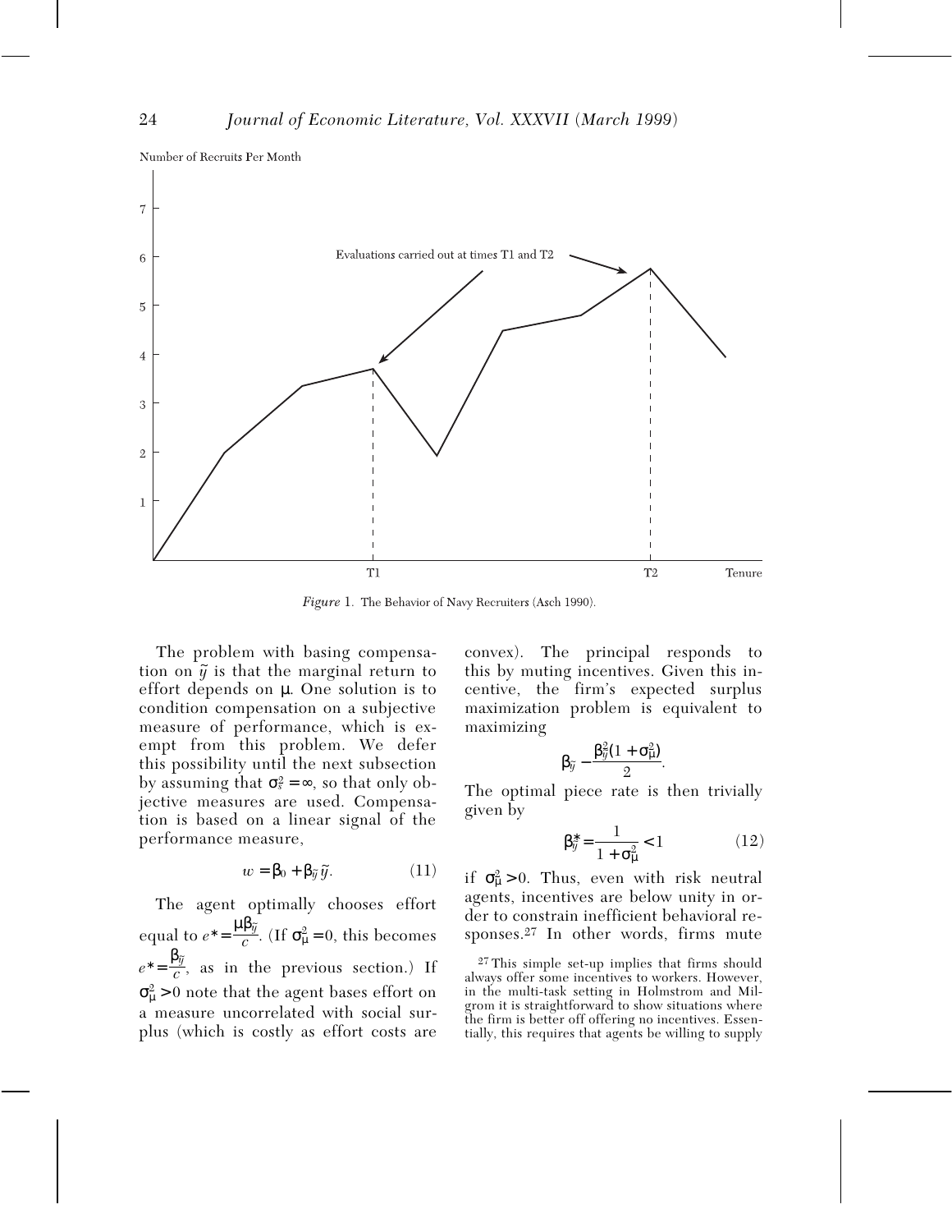Number of Recruits Per Month

Evaluations carried out at times T1 and T2

Tenure

*Figure* 1. The Behavior of Navy Recruiters (Asch 1990).

The problem with basing compensation on $\tilde{y}$ is that the marginal return to effort depends on $\mu$. One solution is to condition compensation on a subjective measure of performance, which is exempt from this problem. We defer this possibility until the next subsection by assuming that $\sigma_s^2 = \infty$, so that only objective measures are used. Compensation is based on a linear signal of the performance measure,

$$w = \beta_0 + \beta_{\tilde{y}}\tilde{y}. \tag{11}$$

The agent optimally chooses effort equal to $e^* = \frac{\mu\beta_{\tilde{y}}}{c}$. (If $\sigma_\mu^2 = 0$, this becomes $e^* = \frac{\beta_{\tilde{y}}}{c}$, as in the previous section.) If $\sigma_\mu^2 > 0$ note that the agent bases effort on a measure uncorrelated with social surplus (which is costly as effort costs are convex). The principal responds to this by muting incentives. Given this incentive, the firm's expected surplus maximization problem is equivalent to maximizing

$$\beta_{\tilde{y}} - \frac{\beta_{\tilde{y}}^2(1 + \sigma_\mu^2)}{2}.$$

The optimal piece rate is then trivially given by

$$\beta_{\tilde{y}}^* = \frac{1}{1 + \sigma_\mu^2} < 1 \tag{12}$$

if $\sigma_\mu^2 > 0$. Thus, even with risk neutral agents, incentives are below unity in order to constrain inefficient behavioral responses.[27] In other words, firms mute

[27] This simple set-up implies that firms should always offer some incentives to workers. However, in the multi-task setting in Holmstrom and Milgrom it is straightforward to show situations where the firm is better off offering no incentives. Essentially, this requires that agents be willing to supply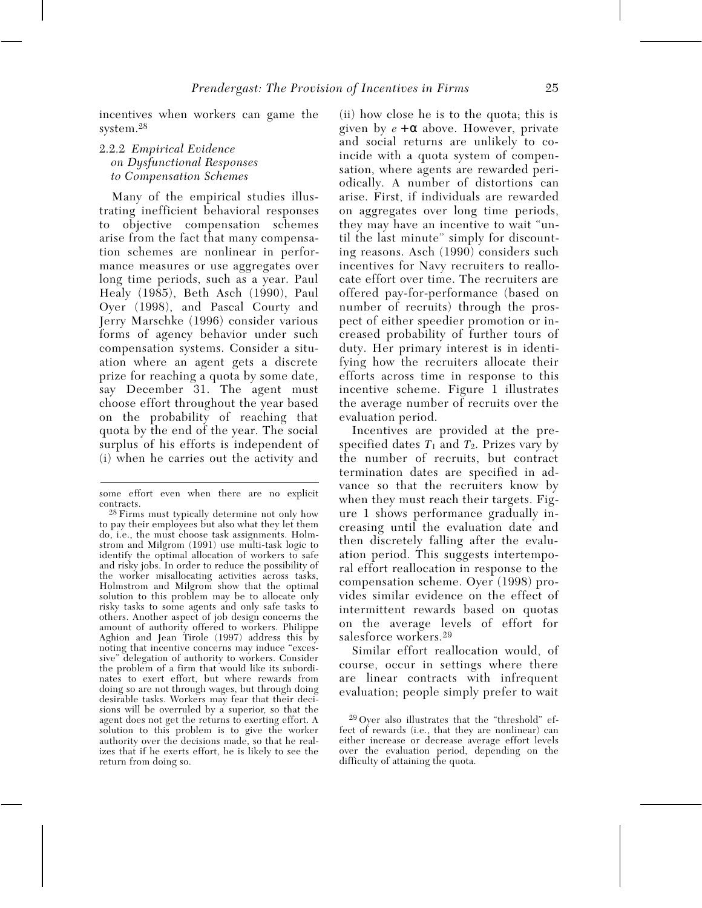incentives when workers can game the system.[28]

### 2.2.2 *Empirical Evidence on Dysfunctional Responses to Compensation Schemes*

Many of the empirical studies illustrating inefficient behavioral responses to objective compensation schemes arise from the fact that many compensation schemes are nonlinear in performance measures or use aggregates over long time periods, such as a year. Paul Healy (1985), Beth Asch (1990), Paul Oyer (1998), and Pascal Courty and Jerry Marschke (1996) consider various forms of agency behavior under such compensation systems. Consider a situation where an agent gets a discrete prize for reaching a quota by some date, say December 31. The agent must choose effort throughout the year based on the probability of reaching that quota by the end of the year. The social surplus of his efforts is independent of (i) when he carries out the activity and (ii) how close he is to the quota; this is given by $e + \alpha$ above. However, private and social returns are unlikely to coincide with a quota system of compensation, where agents are rewarded periodically. A number of distortions can arise. First, if individuals are rewarded on aggregates over long time periods, they may have an incentive to wait "until the last minute" simply for discounting reasons. Asch (1990) considers such incentives for Navy recruiters to reallocate effort over time. The recruiters are offered pay-for-performance (based on number of recruits) through the prospect of either speedier promotion or increased probability of further tours of duty. Her primary interest is in identifying how the recruiters allocate their efforts across time in response to this incentive scheme. Figure 1 illustrates the average number of recruits over the evaluation period.

Incentives are provided at the prespecified dates $T_1$ and $T_2$. Prizes vary by the number of recruits, but contract termination dates are specified in advance so that the recruiters know by when they must reach their targets. Figure 1 shows performance gradually increasing until the evaluation date and then discretely falling after the evaluation period. This suggests intertemporal effort reallocation in response to the compensation scheme. Oyer (1998) provides similar evidence on the effect of intermittent rewards based on quotas on the average levels of effort for salesforce workers.[29]

Similar effort reallocation would, of course, occur in settings where there are linear contracts with infrequent evaluation; people simply prefer to wait

---

some effort even when there are no explicit contracts.

[28] Firms must typically determine not only how to pay their employees but also what they let them do, i.e., the must choose task assignments. Holmstrom and Milgrom (1991) use multi-task logic to identify the optimal allocation of workers to safe and risky jobs. In order to reduce the possibility of the worker misallocating activities across tasks, Holmstrom and Milgrom show that the optimal solution to this problem may be to allocate only risky tasks to some agents and only safe tasks to others. Another aspect of job design concerns the amount of authority offered to workers. Philippe Aghion and Jean Tirole (1997) address this by noting that incentive concerns may induce "excessive" delegation of authority to workers. Consider the problem of a firm that would like its subordinates to exert effort, but where rewards from doing so are not through wages, but through doing desirable tasks. Workers may fear that their decisions will be overruled by a superior, so that the agent does not get the returns to exerting effort. A solution to this problem is to give the worker authority over the decisions made, so that he realizes that if he exerts effort, he is likely to see the return from doing so.

[29] Oyer also illustrates that the "threshold" effect of rewards (i.e., that they are nonlinear) can either increase or decrease average effort levels over the evaluation period, depending on the difficulty of attaining the quota.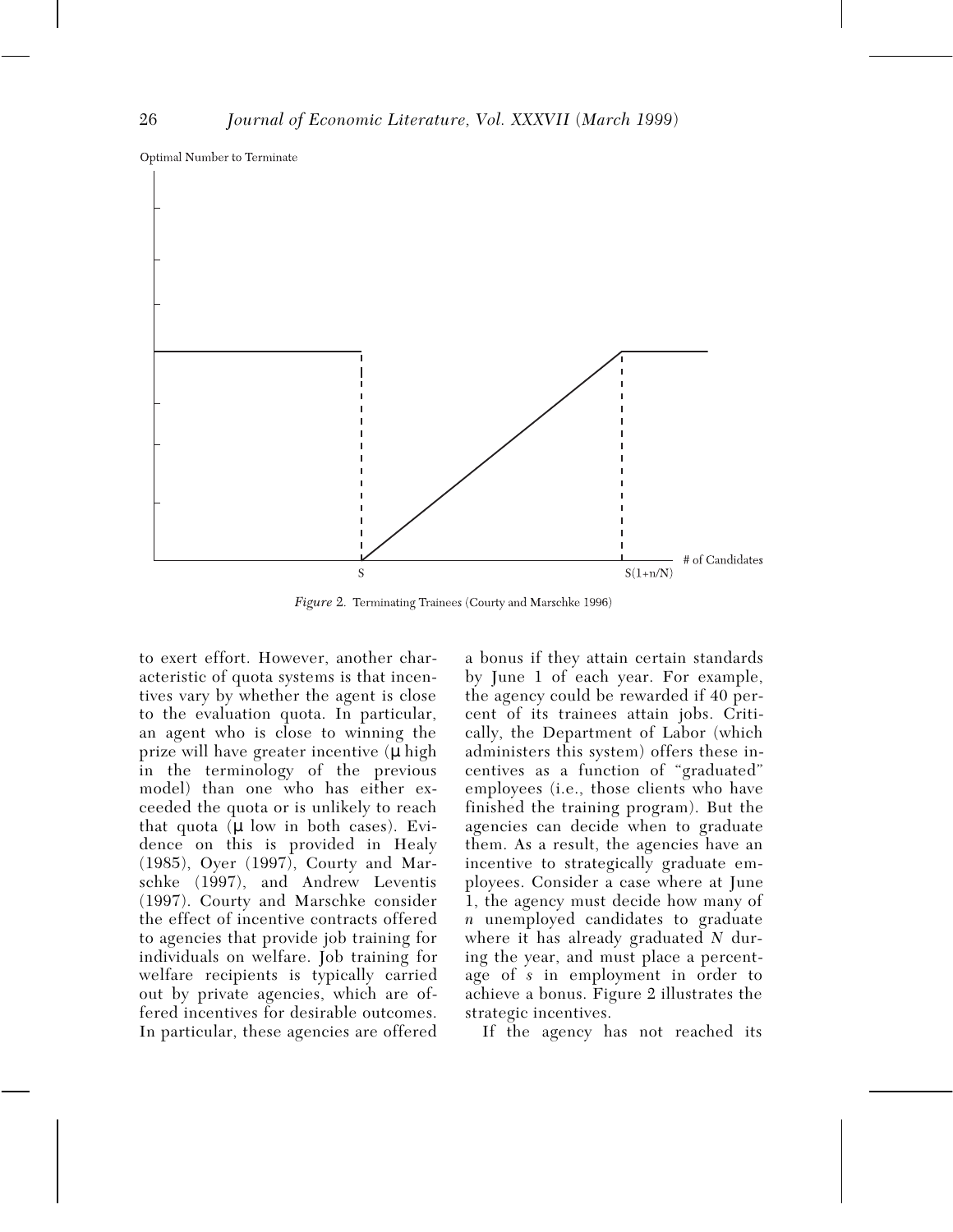*Figure 2.* Terminating Trainees (Courty and Marschke 1996)

to exert effort. However, another characteristic of quota systems is that incentives vary by whether the agent is close to the evaluation quota. In particular, an agent who is close to winning the prize will have greater incentive ($\mu$ high in the terminology of the previous model) than one who has either exceeded the quota or is unlikely to reach that quota ($\mu$ low in both cases). Evidence on this is provided in Healy (1985), Oyer (1997), Courty and Marschke (1997), and Andrew Leventis (1997). Courty and Marschke consider the effect of incentive contracts offered to agencies that provide job training for individuals on welfare. Job training for welfare recipients is typically carried out by private agencies, which are offered incentives for desirable outcomes. In particular, these agencies are offered a bonus if they attain certain standards by June 1 of each year. For example, the agency could be rewarded if 40 percent of its trainees attain jobs. Critically, the Department of Labor (which administers this system) offers these incentives as a function of "graduated" employees (i.e., those clients who have finished the training program). But the agencies can decide when to graduate them. As a result, the agencies have an incentive to strategically graduate employees. Consider a case where at June 1, the agency must decide how many of $n$ unemployed candidates to graduate where it has already graduated $N$ during the year, and must place a percentage of $s$ in employment in order to achieve a bonus. Figure 2 illustrates the strategic incentives.

If the agency has not reached its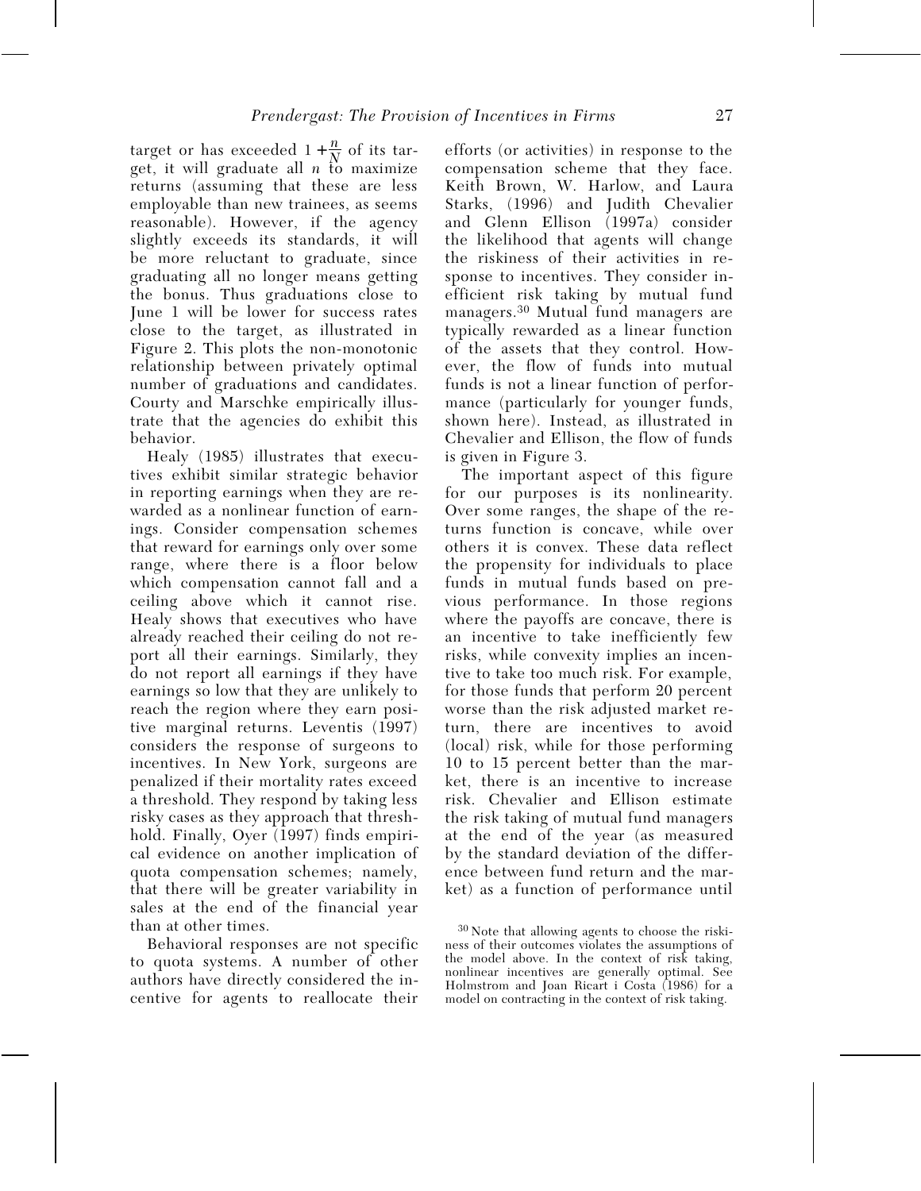target or has exceeded $1+\frac{n}{N}$ of its target, it will graduate all $n$ to maximize returns (assuming that these are less employable than new trainees, as seems reasonable). However, if the agency slightly exceeds its standards, it will be more reluctant to graduate, since graduating all no longer means getting the bonus. Thus graduations close to June 1 will be lower for success rates close to the target, as illustrated in Figure 2. This plots the non-monotonic relationship between privately optimal number of graduations and candidates. Courty and Marschke empirically illustrate that the agencies do exhibit this behavior.

Healy (1985) illustrates that executives exhibit similar strategic behavior in reporting earnings when they are rewarded as a nonlinear function of earnings. Consider compensation schemes that reward for earnings only over some range, where there is a floor below which compensation cannot fall and a ceiling above which it cannot rise. Healy shows that executives who have already reached their ceiling do not report all their earnings. Similarly, they do not report all earnings if they have earnings so low that they are unlikely to reach the region where they earn positive marginal returns. Leventis (1997) considers the response of surgeons to incentives. In New York, surgeons are penalized if their mortality rates exceed a threshold. They respond by taking less risky cases as they approach that threshhold. Finally, Oyer (1997) finds empirical evidence on another implication of quota compensation schemes; namely, that there will be greater variability in sales at the end of the financial year than at other times.

Behavioral responses are not specific to quota systems. A number of other authors have directly considered the incentive for agents to reallocate their efforts (or activities) in response to the compensation scheme that they face. Keith Brown, W. Harlow, and Laura Starks, (1996) and Judith Chevalier and Glenn Ellison (1997a) consider the likelihood that agents will change the riskiness of their activities in response to incentives. They consider inefficient risk taking by mutual fund managers.[30] Mutual fund managers are typically rewarded as a linear function of the assets that they control. However, the flow of funds into mutual funds is not a linear function of performance (particularly for younger funds, shown here). Instead, as illustrated in Chevalier and Ellison, the flow of funds is given in Figure 3.

The important aspect of this figure for our purposes is its nonlinearity. Over some ranges, the shape of the returns function is concave, while over others it is convex. These data reflect the propensity for individuals to place funds in mutual funds based on previous performance. In those regions where the payoffs are concave, there is an incentive to take inefficiently few risks, while convexity implies an incentive to take too much risk. For example, for those funds that perform 20 percent worse than the risk adjusted market return, there are incentives to avoid (local) risk, while for those performing 10 to 15 percent better than the market, there is an incentive to increase risk. Chevalier and Ellison estimate the risk taking of mutual fund managers at the end of the year (as measured by the standard deviation of the difference between fund return and the market) as a function of performance until

[30] Note that allowing agents to choose the riskiness of their outcomes violates the assumptions of the model above. In the context of risk taking, nonlinear incentives are generally optimal. See Holmstrom and Joan Ricart i Costa (1986) for a model on contracting in the context of risk taking.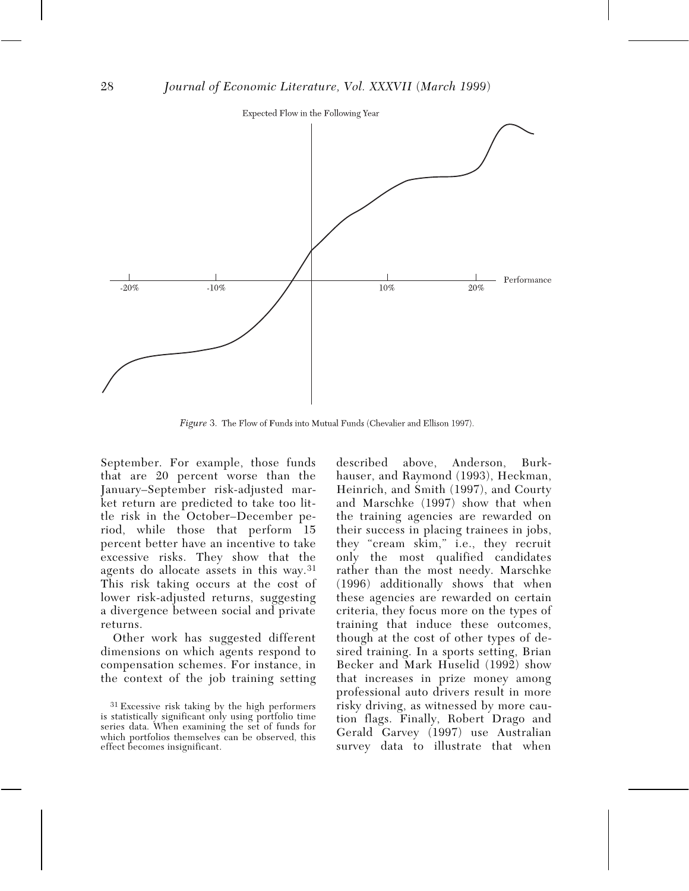Figure 3. The Flow of Funds into Mutual Funds (Chevalier and Ellison 1997).

September. For example, those funds that are 20 percent worse than the January–September risk-adjusted market return are predicted to take too little risk in the October–December period, while those that perform 15 percent better have an incentive to take excessive risks. They show that the agents do allocate assets in this way.[31] This risk taking occurs at the cost of lower risk-adjusted returns, suggesting a divergence between social and private returns.

Other work has suggested different dimensions on which agents respond to compensation schemes. For instance, in the context of the job training setting described above, Anderson, Burkhauser, and Raymond (1993), Heckman, Heinrich, and Smith (1997), and Courty and Marschke (1997) show that when the training agencies are rewarded on their success in placing trainees in jobs, they "cream skim," i.e., they recruit only the most qualified candidates rather than the most needy. Marschke (1996) additionally shows that when these agencies are rewarded on certain criteria, they focus more on the types of training that induce these outcomes, though at the cost of other types of desired training. In a sports setting, Brian Becker and Mark Huselid (1992) show that increases in prize money among professional auto drivers result in more risky driving, as witnessed by more caution flags. Finally, Robert Drago and Gerald Garvey (1997) use Australian survey data to illustrate that when

[31] Excessive risk taking by the high performers is statistically significant only using portfolio time series data. When examining the set of funds for which portfolios themselves can be observed, this effect becomes insignificant.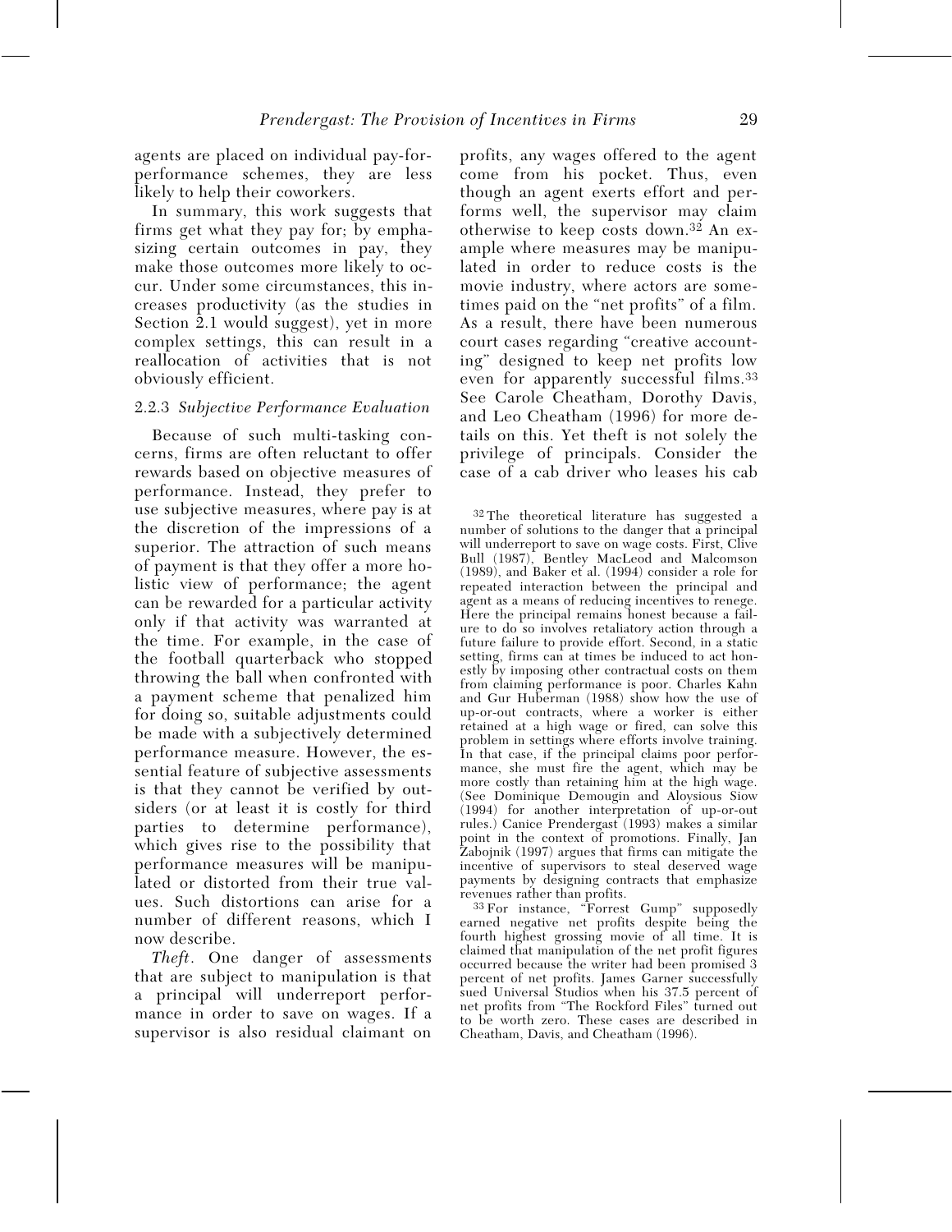agents are placed on individual pay-for-performance schemes, they are less likely to help their coworkers.

In summary, this work suggests that firms get what they pay for; by emphasizing certain outcomes in pay, they make those outcomes more likely to occur. Under some circumstances, this increases productivity (as the studies in Section 2.1 would suggest), yet in more complex settings, this can result in a reallocation of activities that is not obviously efficient.

#### 2.2.3 *Subjective Performance Evaluation*

Because of such multi-tasking concerns, firms are often reluctant to offer rewards based on objective measures of performance. Instead, they prefer to use subjective measures, where pay is at the discretion of the impressions of a superior. The attraction of such means of payment is that they offer a more holistic view of performance; the agent can be rewarded for a particular activity only if that activity was warranted at the time. For example, in the case of the football quarterback who stopped throwing the ball when confronted with a payment scheme that penalized him for doing so, suitable adjustments could be made with a subjectively determined performance measure. However, the essential feature of subjective assessments is that they cannot be verified by outsiders (or at least it is costly for third parties to determine performance), which gives rise to the possibility that performance measures will be manipulated or distorted from their true values. Such distortions can arise for a number of different reasons, which I now describe.

*Theft*. One danger of assessments that are subject to manipulation is that a principal will underreport performance in order to save on wages. If a supervisor is also residual claimant on profits, any wages offered to the agent come from his pocket. Thus, even though an agent exerts effort and performs well, the supervisor may claim otherwise to keep costs down.[32] An example where measures may be manipulated in order to reduce costs is the movie industry, where actors are sometimes paid on the "net profits" of a film. As a result, there have been numerous court cases regarding "creative accounting" designed to keep net profits low even for apparently successful films.[33] See Carole Cheatham, Dorothy Davis, and Leo Cheatham (1996) for more details on this. Yet theft is not solely the privilege of principals. Consider the case of a cab driver who leases his cab

[32] The theoretical literature has suggested a number of solutions to the danger that a principal will underreport to save on wage costs. First, Clive Bull (1987), Bentley MacLeod and Malcomson (1989), and Baker et al. (1994) consider a role for repeated interaction between the principal and agent as a means of reducing incentives to renege. Here the principal remains honest because a failure to do so involves retaliatory action through a future failure to provide effort. Second, in a static setting, firms can at times be induced to act honestly by imposing other contractual costs on them from claiming performance is poor. Charles Kahn and Gur Huberman (1988) show how the use of up-or-out contracts, where a worker is either retained at a high wage or fired, can solve this problem in settings where efforts involve training. In that case, if the principal claims poor performance, she must fire the agent, which may be more costly than retaining him at the high wage. (See Dominique Demougin and Aloysious Siow (1994) for another interpretation of up-or-out rules.) Canice Prendergast (1993) makes a similar point in the context of promotions. Finally, Jan Zabojnik (1997) argues that firms can mitigate the incentive of supervisors to steal deserved wage payments by designing contracts that emphasize revenues rather than profits.

[33] For instance, "Forrest Gump" supposedly earned negative net profits despite being the fourth highest grossing movie of all time. It is claimed that manipulation of the net profit figures occurred because the writer had been promised 3 percent of net profits. James Garner successfully sued Universal Studios when his 37.5 percent of net profits from "The Rockford Files" turned out to be worth zero. These cases are described in Cheatham, Davis, and Cheatham (1996).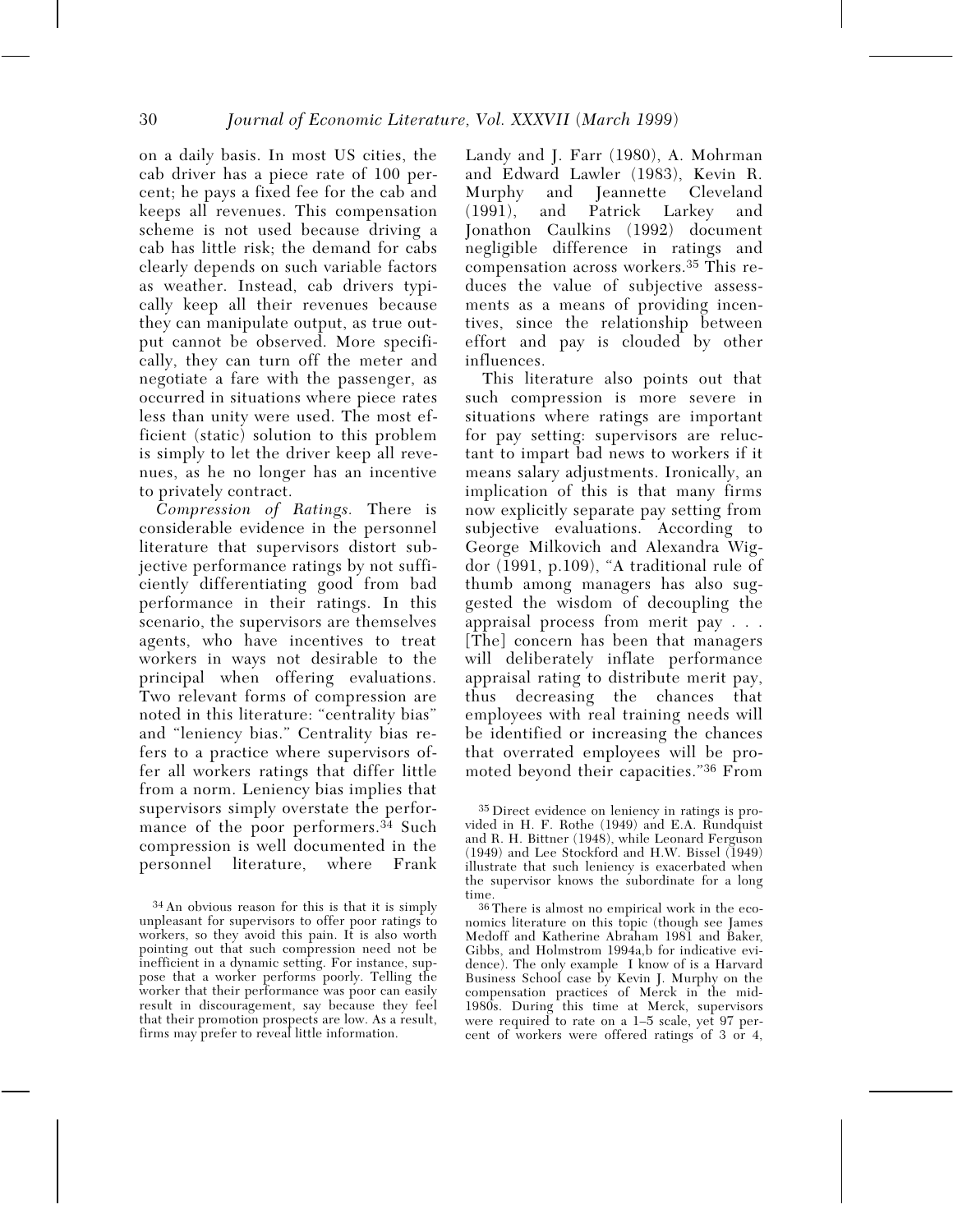on a daily basis. In most US cities, the cab driver has a piece rate of 100 percent; he pays a fixed fee for the cab and keeps all revenues. This compensation scheme is not used because driving a cab has little risk; the demand for cabs clearly depends on such variable factors as weather. Instead, cab drivers typically keep all their revenues because they can manipulate output, as true output cannot be observed. More specifically, they can turn off the meter and negotiate a fare with the passenger, as occurred in situations where piece rates less than unity were used. The most efficient (static) solution to this problem is simply to let the driver keep all revenues, as he no longer has an incentive to privately contract.

*Compression of Ratings.* There is considerable evidence in the personnel literature that supervisors distort subjective performance ratings by not sufficiently differentiating good from bad performance in their ratings. In this scenario, the supervisors are themselves agents, who have incentives to treat workers in ways not desirable to the principal when offering evaluations. Two relevant forms of compression are noted in this literature: "centrality bias" and "leniency bias." Centrality bias refers to a practice where supervisors offer all workers ratings that differ little from a norm. Leniency bias implies that supervisors simply overstate the performance of the poor performers.[34] Such compression is well documented in the personnel literature, where Frank Landy and J. Farr (1980), A. Mohrman and Edward Lawler (1983), Kevin R. Murphy and Jeannette Cleveland (1991), and Patrick Larkey and Jonathon Caulkins (1992) document negligible difference in ratings and compensation across workers.[35] This reduces the value of subjective assessments as a means of providing incentives, since the relationship between effort and pay is clouded by other influences.

This literature also points out that such compression is more severe in situations where ratings are important for pay setting: supervisors are reluctant to impart bad news to workers if it means salary adjustments. Ironically, an implication of this is that many firms now explicitly separate pay setting from subjective evaluations. According to George Milkovich and Alexandra Wigdor (1991, p.109), "A traditional rule of thumb among managers has also suggested the wisdom of decoupling the appraisal process from merit pay . . . [The] concern has been that managers will deliberately inflate performance appraisal rating to distribute merit pay, thus decreasing the chances that employees with real training needs will be identified or increasing the chances that overrated employees will be promoted beyond their capacities."[36] From

[34] An obvious reason for this is that it is simply unpleasant for supervisors to offer poor ratings to workers, so they avoid this pain. It is also worth pointing out that such compression need not be inefficient in a dynamic setting. For instance, suppose that a worker performs poorly. Telling the worker that their performance was poor can easily result in discouragement, say because they feel that their promotion prospects are low. As a result, firms may prefer to reveal little information.

[35] Direct evidence on leniency in ratings is provided in H. F. Rothe (1949) and E.A. Rundquist and R. H. Bittner (1948), while Leonard Ferguson (1949) and Lee Stockford and H.W. Bissel (1949) illustrate that such leniency is exacerbated when the supervisor knows the subordinate for a long time.

[36] There is almost no empirical work in the economics literature on this topic (though see James Medoff and Katherine Abraham 1981 and Baker, Gibbs, and Holmstrom 1994a,b for indicative evidence). The only example I know of is a Harvard Business School case by Kevin J. Murphy on the compensation practices of Merck in the mid-1980s. During this time at Merck, supervisors were required to rate on a 1–5 scale, yet 97 percent of workers were offered ratings of 3 or 4,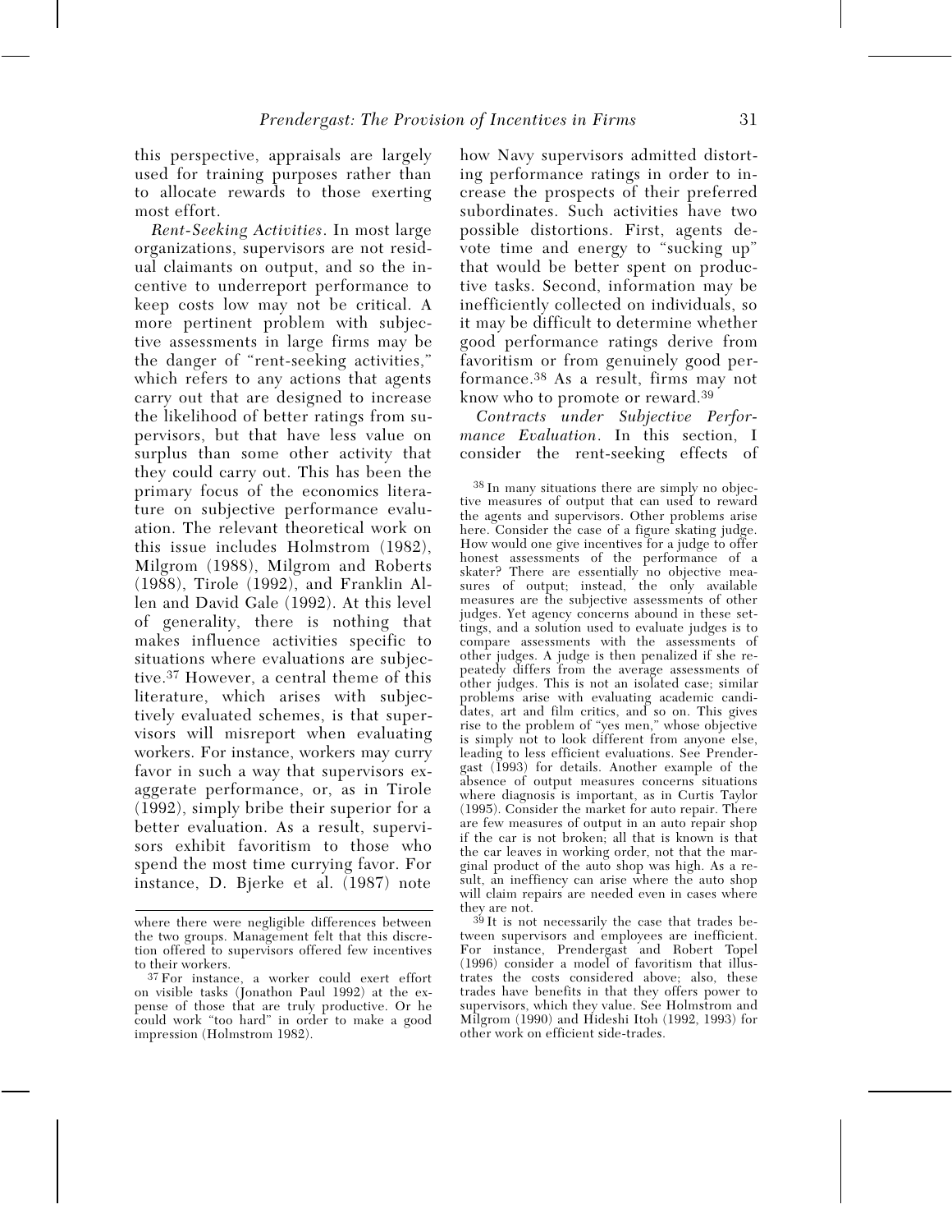this perspective, appraisals are largely used for training purposes rather than to allocate rewards to those exerting most effort.

*Rent-Seeking Activities*. In most large organizations, supervisors are not residual claimants on output, and so the incentive to underreport performance to keep costs low may not be critical. A more pertinent problem with subjective assessments in large firms may be the danger of "rent-seeking activities," which refers to any actions that agents carry out that are designed to increase the likelihood of better ratings from supervisors, but that have less value on surplus than some other activity that they could carry out. This has been the primary focus of the economics literature on subjective performance evaluation. The relevant theoretical work on this issue includes Holmstrom (1982), Milgrom (1988), Milgrom and Roberts (1988), Tirole (1992), and Franklin Allen and David Gale (1992). At this level of generality, there is nothing that makes influence activities specific to situations where evaluations are subjective.[37] However, a central theme of this literature, which arises with subjectively evaluated schemes, is that supervisors will misreport when evaluating workers. For instance, workers may curry favor in such a way that supervisors exaggerate performance, or, as in Tirole (1992), simply bribe their superior for a better evaluation. As a result, supervisors exhibit favoritism to those who spend the most time currying favor. For instance, D. Bjerke et al. (1987) note how Navy supervisors admitted distorting performance ratings in order to increase the prospects of their preferred subordinates. Such activities have two possible distortions. First, agents devote time and energy to "sucking up" that would be better spent on productive tasks. Second, information may be inefficiently collected on individuals, so it may be difficult to determine whether good performance ratings derive from favoritism or from genuinely good performance.[38] As a result, firms may not know who to promote or reward.[39]

*Contracts under Subjective Performance Evaluation*. In this section, I consider the rent-seeking effects of

---

where there were negligible differences between the two groups. Management felt that this discretion offered to supervisors offered few incentives to their workers.

[37] For instance, a worker could exert effort on visible tasks (Jonathon Paul 1992) at the expense of those that are truly productive. Or he could work "too hard" in order to make a good impression (Holmstrom 1982).

[38] In many situations there are simply no objective measures of output that can used to reward the agents and supervisors. Other problems arise here. Consider the case of a figure skating judge. How would one give incentives for a judge to offer honest assessments of the performance of a skater? There are essentially no objective measures of output; instead, the only available measures are the subjective assessments of other judges. Yet agency concerns abound in these settings, and a solution used to evaluate judges is to compare assessments with the assessments of other judges. A judge is then penalized if she repeatedy differs from the average assessments of other judges. This is not an isolated case; similar problems arise with evaluating academic candidates, art and film critics, and so on. This gives rise to the problem of "yes men," whose objective is simply not to look different from anyone else, leading to less efficient evaluations. See Prendergast (1993) for details. Another example of the absence of output measures concerns situations where diagnosis is important, as in Curtis Taylor (1995). Consider the market for auto repair. There are few measures of output in an auto repair shop if the car is not broken; all that is known is that the car leaves in working order, not that the marginal product of the auto shop was high. As a result, an ineffiency can arise where the auto shop will claim repairs are needed even in cases where they are not.

[39] It is not necessarily the case that trades between supervisors and employees are inefficient. For instance, Prendergast and Robert Topel (1996) consider a model of favoritism that illustrates the costs considered above; also, these trades have benefits in that they offers power to supervisors, which they value. See Holmstrom and Milgrom (1990) and Hideshi Itoh (1992, 1993) for other work on efficient side-trades.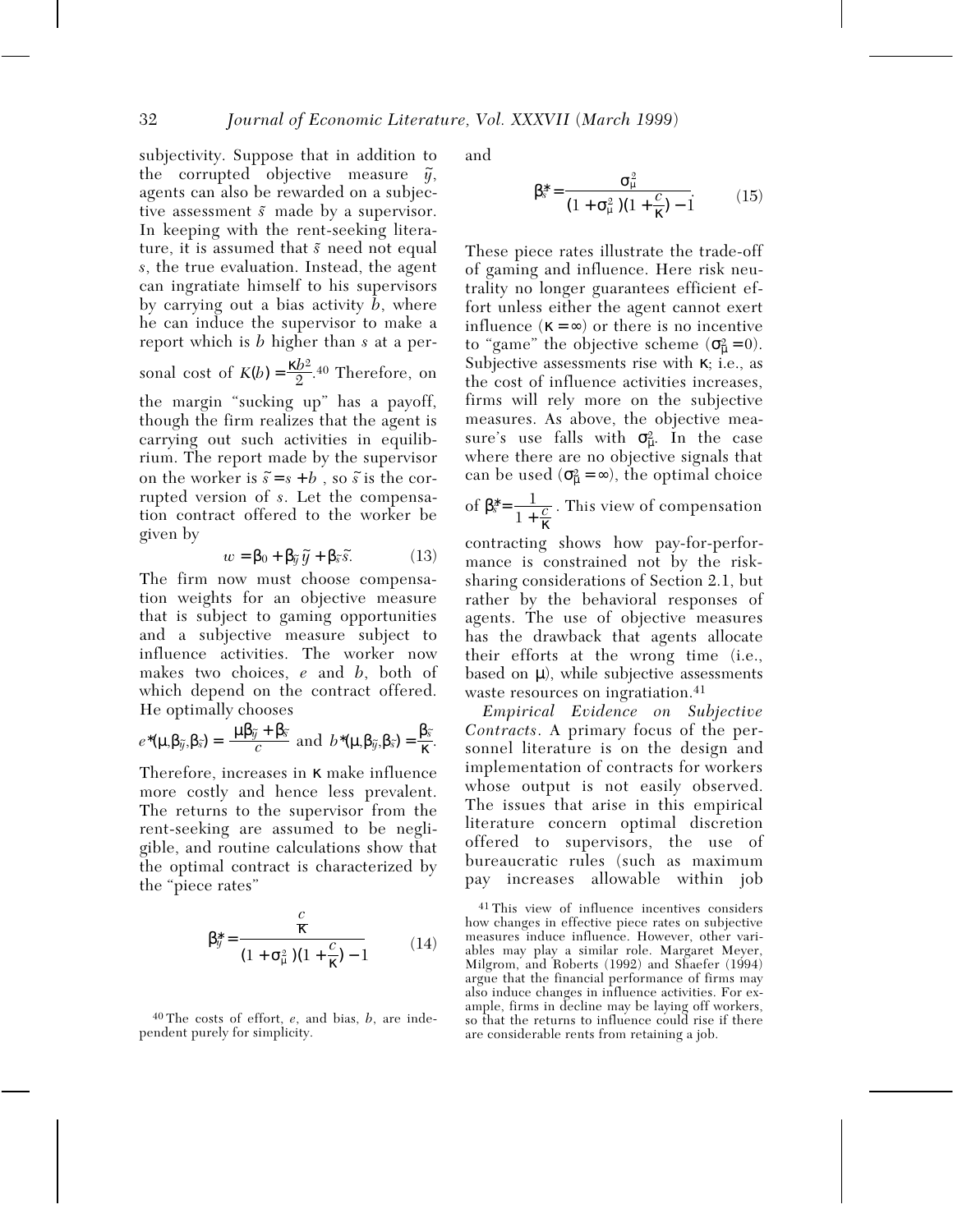subjectivity. Suppose that in addition to the corrupted objective measure $\tilde{y}$, agents can also be rewarded on a subjective assessment $\tilde{s}$ made by a supervisor. In keeping with the rent-seeking literature, it is assumed that $\tilde{s}$ need not equal $s$, the true evaluation. Instead, the agent can ingratiate himself to his supervisors by carrying out a bias activity $b$, where he can induce the supervisor to make a report which is $b$ higher than $s$ at a personal cost of $K(b) = \frac{\kappa b^2}{2}$.[40] Therefore, on the margin "sucking up" has a payoff, though the firm realizes that the agent is carrying out such activities in equilibrium. The report made by the supervisor on the worker is $\tilde{s} = s + b$ , so $\tilde{s}$ is the corrupted version of $s$. Let the compensation contract offered to the worker be given by

$$w = \beta_0 + \beta_{\tilde{y}} \tilde{y} + \beta_{\tilde{s}} \tilde{s}. \tag{13}$$

The firm now must choose compensation weights for an objective measure that is subject to gaming opportunities and a subjective measure subject to influence activities. The worker now makes two choices, $e$ and $b$, both of which depend on the contract offered. He optimally chooses

$$e^*(\mu, \beta_{\tilde{y}}, \beta_{\tilde{s}}) = \frac{\mu \beta_{\tilde{y}} + \beta_{\tilde{s}}}{c} \text{ and } b^*(\mu, \beta_{\tilde{y}}, \beta_{\tilde{s}}) = \frac{\beta_{\tilde{s}}}{\kappa}.$$

Therefore, increases in $\kappa$ make influence more costly and hence less prevalent. The returns to the supervisor from the rent-seeking are assumed to be negligible, and routine calculations show that the optimal contract is characterized by the "piece rates"

$$\beta^*_{\tilde{y}} = \frac{\frac{c}{\kappa}}{(1 + \sigma^2_\mu)(1 + \frac{c}{\kappa}) - 1} \tag{14}$$

and

$$\beta^*_{\tilde{s}} = \frac{\sigma^2_\mu}{(1 + \sigma^2_\mu)(1 + \frac{c}{\kappa}) - 1}. \tag{15}$$

These piece rates illustrate the trade-off of gaming and influence. Here risk neutrality no longer guarantees efficient effort unless either the agent cannot exert influence ($\kappa = \infty$) or there is no incentive to "game" the objective scheme ($\sigma^2_\mu = 0$). Subjective assessments rise with $\kappa$; i.e., as the cost of influence activities increases, firms will rely more on the subjective measures. As above, the objective measure's use falls with $\sigma^2_\mu$. In the case where there are no objective signals that can be used ($\sigma^2_\mu = \infty$), the optimal choice of $\beta^*_{\tilde{s}} = \frac{1}{1 + \frac{c}{\kappa}}$. This view of compensation contracting shows how pay-for-performance is constrained not by the risk-sharing considerations of Section 2.1, but rather by the behavioral responses of agents. The use of objective measures has the drawback that agents allocate their efforts at the wrong time (i.e., based on $\mu$), while subjective assessments waste resources on ingratiation.[41]

*Empirical Evidence on Subjective Contracts*. A primary focus of the personnel literature is on the design and implementation of contracts for workers whose output is not easily observed. The issues that arise in this empirical literature concern optimal discretion offered to supervisors, the use of bureaucratic rules (such as maximum pay increases allowable within job

[40] The costs of effort, $e$, and bias, $b$, are independent purely for simplicity.

[41] This view of influence incentives considers how changes in effective piece rates on subjective measures induce influence. However, other variables may play a similar role. Margaret Meyer, Milgrom, and Roberts (1992) and Shaefer (1994) argue that the financial performance of firms may also induce changes in influence activities. For example, firms in decline may be laying off workers, so that the returns to influence could rise if there are considerable rents from retaining a job.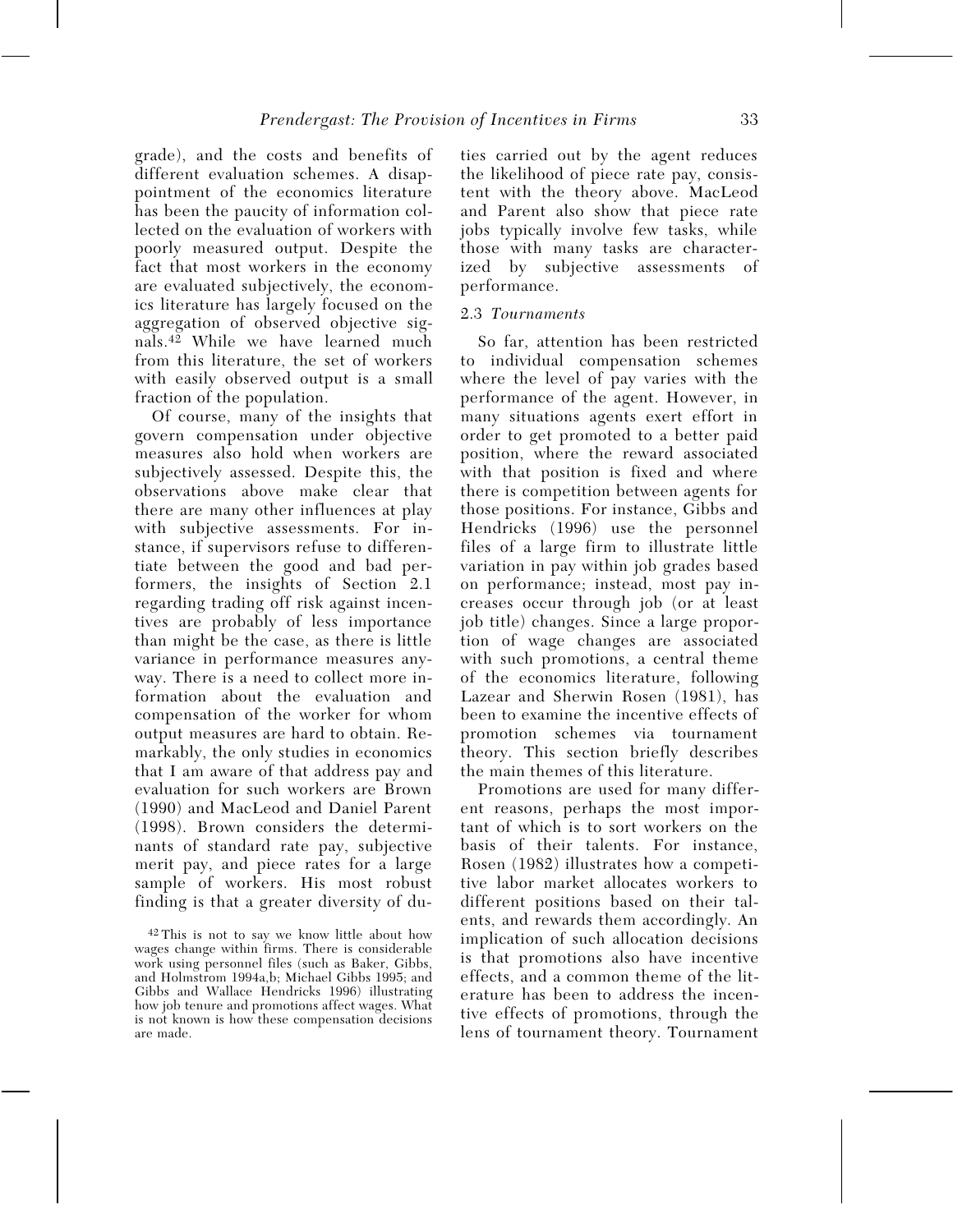grade), and the costs and benefits of different evaluation schemes. A disappointment of the economics literature has been the paucity of information collected on the evaluation of workers with poorly measured output. Despite the fact that most workers in the economy are evaluated subjectively, the economics literature has largely focused on the aggregation of observed objective signals.[42] While we have learned much from this literature, the set of workers with easily observed output is a small fraction of the population.

Of course, many of the insights that govern compensation under objective measures also hold when workers are subjectively assessed. Despite this, the observations above make clear that there are many other influences at play with subjective assessments. For instance, if supervisors refuse to differentiate between the good and bad performers, the insights of Section 2.1 regarding trading off risk against incentives are probably of less importance than might be the case, as there is little variance in performance measures anyway. There is a need to collect more information about the evaluation and compensation of the worker for whom output measures are hard to obtain. Remarkably, the only studies in economics that I am aware of that address pay and evaluation for such workers are Brown (1990) and MacLeod and Daniel Parent (1998). Brown considers the determinants of standard rate pay, subjective merit pay, and piece rates for a large sample of workers. His most robust finding is that a greater diversity of duties carried out by the agent reduces the likelihood of piece rate pay, consistent with the theory above. MacLeod and Parent also show that piece rate jobs typically involve few tasks, while those with many tasks are characterized by subjective assessments of performance.

### 2.3 *Tournaments*

So far, attention has been restricted to individual compensation schemes where the level of pay varies with the performance of the agent. However, in many situations agents exert effort in order to get promoted to a better paid position, where the reward associated with that position is fixed and where there is competition between agents for those positions. For instance, Gibbs and Hendricks (1996) use the personnel files of a large firm to illustrate little variation in pay within job grades based on performance; instead, most pay increases occur through job (or at least job title) changes. Since a large proportion of wage changes are associated with such promotions, a central theme of the economics literature, following Lazear and Sherwin Rosen (1981), has been to examine the incentive effects of promotion schemes via tournament theory. This section briefly describes the main themes of this literature.

Promotions are used for many different reasons, perhaps the most important of which is to sort workers on the basis of their talents. For instance, Rosen (1982) illustrates how a competitive labor market allocates workers to different positions based on their talents, and rewards them accordingly. An implication of such allocation decisions is that promotions also have incentive effects, and a common theme of the literature has been to address the incentive effects of promotions, through the lens of tournament theory. Tournament

[42] This is not to say we know little about how wages change within firms. There is considerable work using personnel files (such as Baker, Gibbs, and Holmstrom 1994a,b; Michael Gibbs 1995; and Gibbs and Wallace Hendricks 1996) illustrating how job tenure and promotions affect wages. What is not known is how these compensation decisions are made.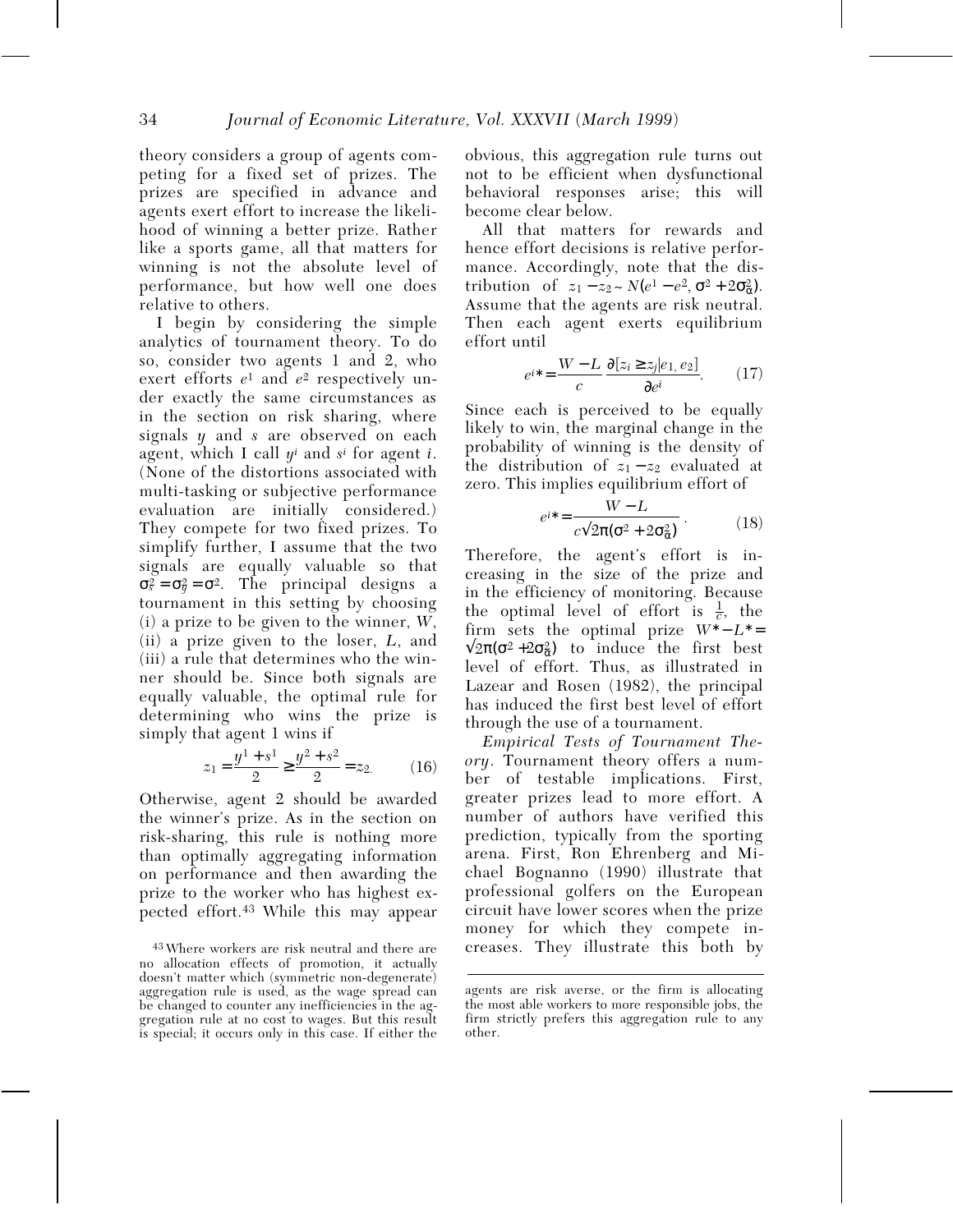theory considers a group of agents competing for a fixed set of prizes. The prizes are specified in advance and agents exert effort to increase the likelihood of winning a better prize. Rather like a sports game, all that matters for winning is not the absolute level of performance, but how well one does relative to others.

I begin by considering the simple analytics of tournament theory. To do so, consider two agents 1 and 2, who exert efforts $e^1$ and $e^2$ respectively under exactly the same circumstances as in the section on risk sharing, where signals $y$ and $s$ are observed on each agent, which I call $y^i$ and $s^i$ for agent $i$. (None of the distortions associated with multi-tasking or subjective performance evaluation are initially considered.) They compete for two fixed prizes. To simplify further, I assume that the two signals are equally valuable so that $\sigma_s^2 = \sigma_y^2 = \sigma^2$. The principal designs a tournament in this setting by choosing (i) a prize to be given to the winner, $W$, (ii) a prize given to the loser, $L$, and (iii) a rule that determines who the winner should be. Since both signals are equally valuable, the optimal rule for determining who wins the prize is simply that agent 1 wins if

$$z_1 = \frac{y^1 + s^1}{2} \geq \frac{y^2 + s^2}{2} = z_2. \qquad (16)$$

Otherwise, agent 2 should be awarded the winner's prize. As in the section on risk-sharing, this rule is nothing more than optimally aggregating information on performance and then awarding the prize to the worker who has highest expected effort.[43] While this may appear obvious, this aggregation rule turns out not to be efficient when dysfunctional behavioral responses arise; this will become clear below.

All that matters for rewards and hence effort decisions is relative performance. Accordingly, note that the distribution of $z_1 - z_2 \sim N(e^1 - e^2, \sigma^2 + 2\sigma_\alpha^2)$. Assume that the agents are risk neutral. Then each agent exerts equilibrium effort until

$$e^{i*} = \frac{W - L}{c} \frac{\partial [z_i \geq z_j | e_1, e_2]}{\partial e^i}. \qquad (17)$$

Since each is perceived to be equally likely to win, the marginal change in the probability of winning is the density of the distribution of $z_1 - z_2$ evaluated at zero. This implies equilibrium effort of

$$e^{i*} = \frac{W - L}{c\sqrt{2\pi(\sigma^2 + 2\sigma_\alpha^2)}}. \qquad (18)$$

Therefore, the agent's effort is increasing in the size of the prize and in the efficiency of monitoring. Because the optimal level of effort is $\frac{1}{c}$, the firm sets the optimal prize $W^* - L^* = \sqrt{2\pi(\sigma^2 + 2\sigma_\alpha^2)}$ to induce the first best level of effort. Thus, as illustrated in Lazear and Rosen (1982), the principal has induced the first best level of effort through the use of a tournament.

*Empirical Tests of Tournament Theory*. Tournament theory offers a number of testable implications. First, greater prizes lead to more effort. A number of authors have verified this prediction, typically from the sporting arena. First, Ron Ehrenberg and Michael Bognanno (1990) illustrate that professional golfers on the European circuit have lower scores when the prize money for which they compete increases. They illustrate this both by

[43] Where workers are risk neutral and there are no allocation effects of promotion, it actually doesn't matter which (symmetric non-degenerate) aggregation rule is used, as the wage spread can be changed to counter any inefficiencies in the aggregation rule at no cost to wages. But this result is special; it occurs only in this case. If either the agents are risk averse, or the firm is allocating the most able workers to more responsible jobs, the firm strictly prefers this aggregation rule to any other.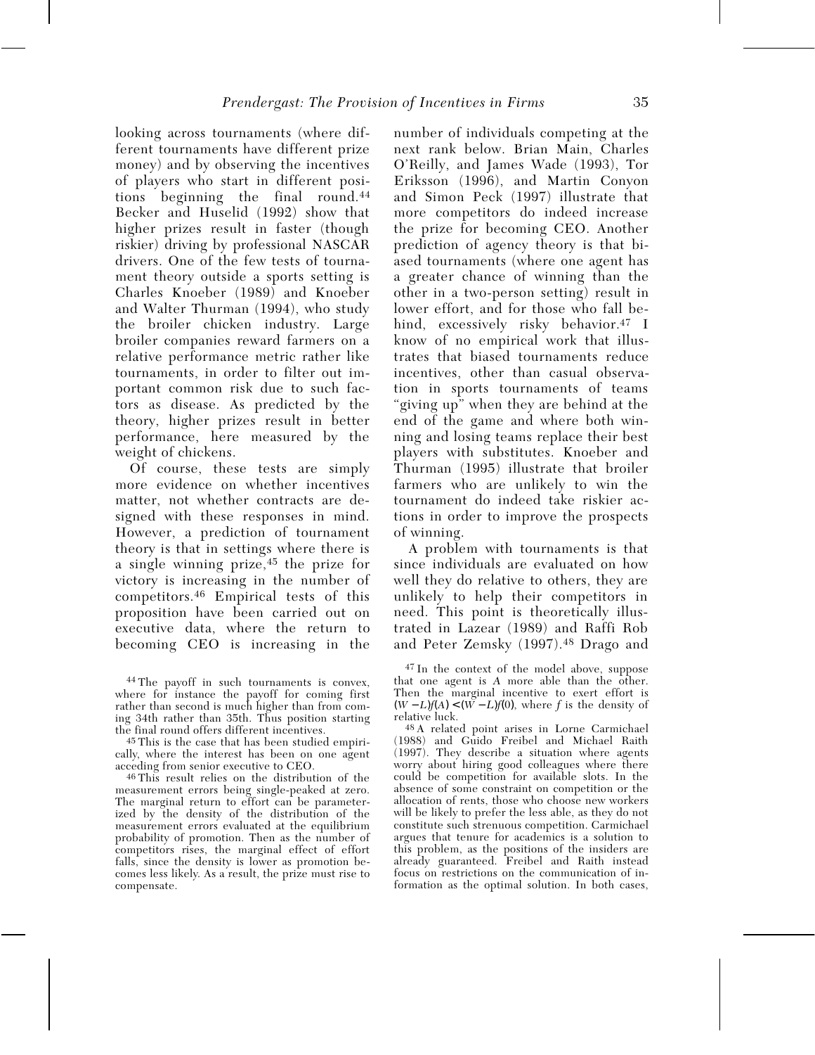looking across tournaments (where different tournaments have different prize money) and by observing the incentives of players who start in different positions beginning the final round.[44] Becker and Huselid (1992) show that higher prizes result in faster (though riskier) driving by professional NASCAR drivers. One of the few tests of tournament theory outside a sports setting is Charles Knoeber (1989) and Knoeber and Walter Thurman (1994), who study the broiler chicken industry. Large broiler companies reward farmers on a relative performance metric rather like tournaments, in order to filter out important common risk due to such factors as disease. As predicted by the theory, higher prizes result in better performance, here measured by the weight of chickens.

Of course, these tests are simply more evidence on whether incentives matter, not whether contracts are designed with these responses in mind. However, a prediction of tournament theory is that in settings where there is a single winning prize,[45] the prize for victory is increasing in the number of competitors.[46] Empirical tests of this proposition have been carried out on executive data, where the return to becoming CEO is increasing in the number of individuals competing at the next rank below. Brian Main, Charles O'Reilly, and James Wade (1993), Tor Eriksson (1996), and Martin Conyon and Simon Peck (1997) illustrate that more competitors do indeed increase the prize for becoming CEO. Another prediction of agency theory is that biased tournaments (where one agent has a greater chance of winning than the other in a two-person setting) result in lower effort, and for those who fall behind, excessively risky behavior.[47] I know of no empirical work that illustrates that biased tournaments reduce incentives, other than casual observation in sports tournaments of teams "giving up" when they are behind at the end of the game and where both winning and losing teams replace their best players with substitutes. Knoeber and Thurman (1995) illustrate that broiler farmers who are unlikely to win the tournament do indeed take riskier actions in order to improve the prospects of winning.

A problem with tournaments is that since individuals are evaluated on how well they do relative to others, they are unlikely to help their competitors in need. This point is theoretically illustrated in Lazear (1989) and Raffi Rob and Peter Zemsky (1997).[48] Drago and

[44] The payoff in such tournaments is convex, where for instance the payoff for coming first rather than second is much higher than from coming 34th rather than 35th. Thus position starting the final round offers different incentives.

[45] This is the case that has been studied empirically, where the interest has been on one agent acceding from senior executive to CEO.

[46] This result relies on the distribution of the measurement errors being single-peaked at zero. The marginal return to effort can be parameterized by the density of the distribution of the measurement errors evaluated at the equilibrium probability of promotion. Then as the number of competitors rises, the marginal effect of effort falls, since the density is lower as promotion becomes less likely. As a result, the prize must rise to compensate.

[47] In the context of the model above, suppose that one agent is $A$ more able than the other. Then the marginal incentive to exert effort is $(W - L)f(A) < (W - L)f(0)$, where $f$ is the density of relative luck.

[48] A related point arises in Lorne Carmichael (1988) and Guido Freibel and Michael Raith (1997). They describe a situation where agents worry about hiring good colleagues where there could be competition for available slots. In the absence of some constraint on competition or the allocation of rents, those who choose new workers will be likely to prefer the less able, as they do not constitute such strenuous competition. Carmichael argues that tenure for academics is a solution to this problem, as the positions of the insiders are already guaranteed. Freibel and Raith instead focus on restrictions on the communication of information as the optimal solution. In both cases,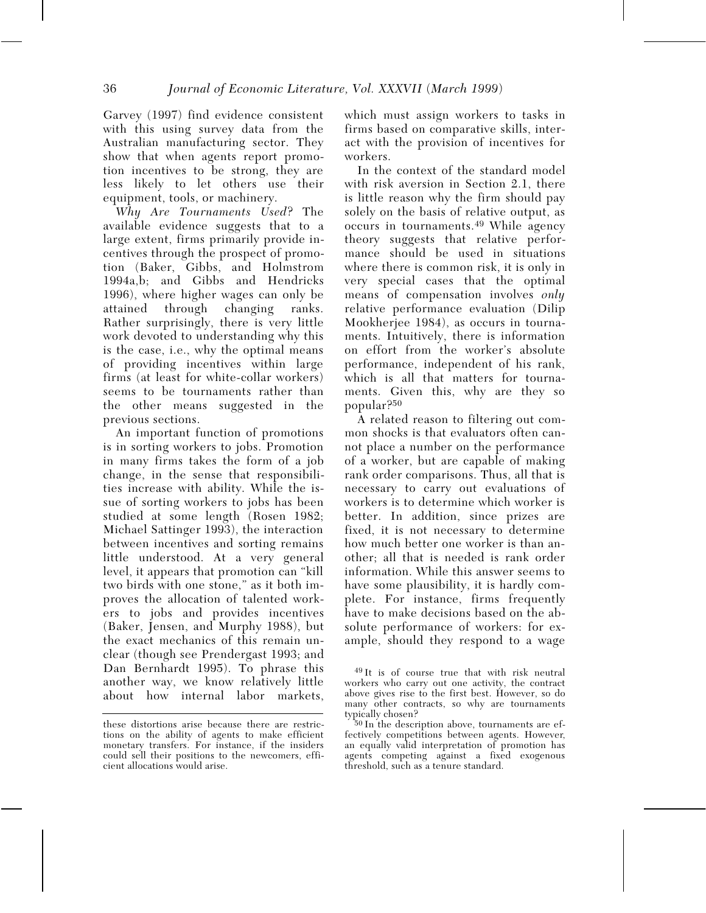Garvey (1997) find evidence consistent with this using survey data from the Australian manufacturing sector. They show that when agents report promotion incentives to be strong, they are less likely to let others use their equipment, tools, or machinery.

*Why Are Tournaments Used*? The available evidence suggests that to a large extent, firms primarily provide incentives through the prospect of promotion (Baker, Gibbs, and Holmstrom 1994a,b; and Gibbs and Hendricks 1996), where higher wages can only be attained through changing ranks. Rather surprisingly, there is very little work devoted to understanding why this is the case, i.e., why the optimal means of providing incentives within large firms (at least for white-collar workers) seems to be tournaments rather than the other means suggested in the previous sections.

An important function of promotions is in sorting workers to jobs. Promotion in many firms takes the form of a job change, in the sense that responsibilities increase with ability. While the issue of sorting workers to jobs has been studied at some length (Rosen 1982; Michael Sattinger 1993), the interaction between incentives and sorting remains little understood. At a very general level, it appears that promotion can "kill two birds with one stone," as it both improves the allocation of talented workers to jobs and provides incentives (Baker, Jensen, and Murphy 1988), but the exact mechanics of this remain unclear (though see Prendergast 1993; and Dan Bernhardt 1995). To phrase this another way, we know relatively little about how internal labor markets, which must assign workers to tasks in firms based on comparative skills, interact with the provision of incentives for workers.

In the context of the standard model with risk aversion in Section 2.1, there is little reason why the firm should pay solely on the basis of relative output, as occurs in tournaments.[49] While agency theory suggests that relative performance should be used in situations where there is common risk, it is only in very special cases that the optimal means of compensation involves *only* relative performance evaluation (Dilip Mookherjee 1984), as occurs in tournaments. Intuitively, there is information on effort from the worker's absolute performance, independent of his rank, which is all that matters for tournaments. Given this, why are they so popular?[50]

A related reason to filtering out common shocks is that evaluators often cannot place a number on the performance of a worker, but are capable of making rank order comparisons. Thus, all that is necessary to carry out evaluations of workers is to determine which worker is better. In addition, since prizes are fixed, it is not necessary to determine how much better one worker is than another; all that is needed is rank order information. While this answer seems to have some plausibility, it is hardly complete. For instance, firms frequently have to make decisions based on the absolute performance of workers: for example, should they respond to a wage

---

these distortions arise because there are restrictions on the ability of agents to make efficient monetary transfers. For instance, if the insiders could sell their positions to the newcomers, efficient allocations would arise.

[49] It is of course true that with risk neutral workers who carry out one activity, the contract above gives rise to the first best. However, so do many other contracts, so why are tournaments typically chosen?

[50] In the description above, tournaments are effectively competitions between agents. However, an equally valid interpretation of promotion has agents competing against a fixed exogenous threshold, such as a tenure standard.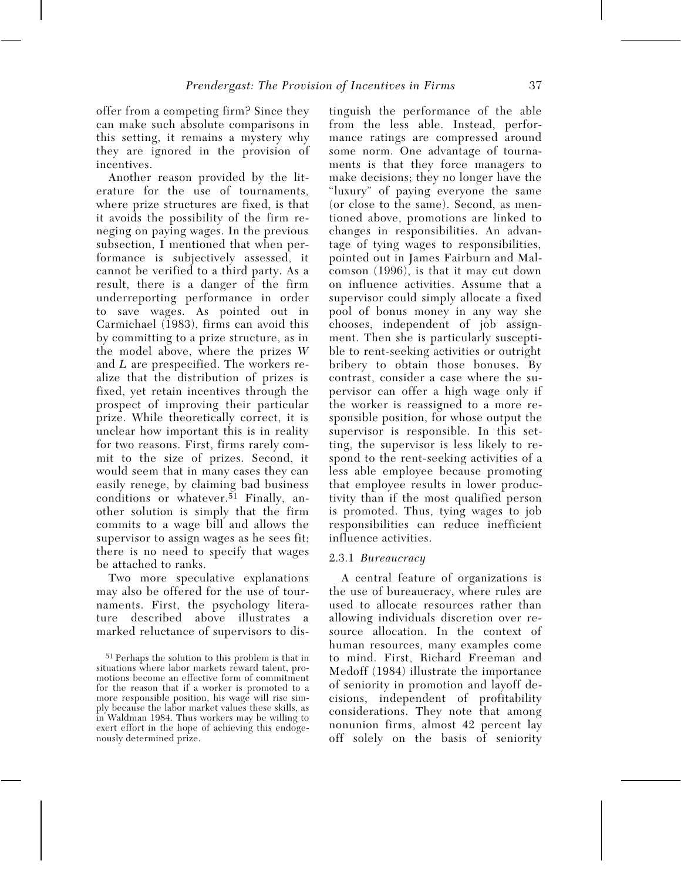offer from a competing firm? Since they can make such absolute comparisons in this setting, it remains a mystery why they are ignored in the provision of incentives.

Another reason provided by the literature for the use of tournaments, where prize structures are fixed, is that it avoids the possibility of the firm reneging on paying wages. In the previous subsection, I mentioned that when performance is subjectively assessed, it cannot be verified to a third party. As a result, there is a danger of the firm underreporting performance in order to save wages. As pointed out in Carmichael (1983), firms can avoid this by committing to a prize structure, as in the model above, where the prizes $W$ and $L$ are prespecified. The workers realize that the distribution of prizes is fixed, yet retain incentives through the prospect of improving their particular prize. While theoretically correct, it is unclear how important this is in reality for two reasons. First, firms rarely commit to the size of prizes. Second, it would seem that in many cases they can easily renege, by claiming bad business conditions or whatever.[51] Finally, another solution is simply that the firm commits to a wage bill and allows the supervisor to assign wages as he sees fit; there is no need to specify that wages be attached to ranks.

Two more speculative explanations may also be offered for the use of tournaments. First, the psychology literature described above illustrates a marked reluctance of supervisors to distinguish the performance of the able from the less able. Instead, performance ratings are compressed around some norm. One advantage of tournaments is that they force managers to make decisions; they no longer have the "luxury" of paying everyone the same (or close to the same). Second, as mentioned above, promotions are linked to changes in responsibilities. An advantage of tying wages to responsibilities, pointed out in James Fairburn and Malcomson (1996), is that it may cut down on influence activities. Assume that a supervisor could simply allocate a fixed pool of bonus money in any way she chooses, independent of job assignment. Then she is particularly susceptible to rent-seeking activities or outright bribery to obtain those bonuses. By contrast, consider a case where the supervisor can offer a high wage only if the worker is reassigned to a more responsible position, for whose output the supervisor is responsible. In this setting, the supervisor is less likely to respond to the rent-seeking activities of a less able employee because promoting that employee results in lower productivity than if the most qualified person is promoted. Thus, tying wages to job responsibilities can reduce inefficient influence activities.

### 2.3.1 *Bureaucracy*

A central feature of organizations is the use of bureaucracy, where rules are used to allocate resources rather than allowing individuals discretion over resource allocation. In the context of human resources, many examples come to mind. First, Richard Freeman and Medoff (1984) illustrate the importance of seniority in promotion and layoff decisions, independent of profitability considerations. They note that among nonunion firms, almost 42 percent lay off solely on the basis of seniority

[51] Perhaps the solution to this problem is that in situations where labor markets reward talent, promotions become an effective form of commitment for the reason that if a worker is promoted to a more responsible position, his wage will rise simply because the labor market values these skills, as in Waldman 1984. Thus workers may be willing to exert effort in the hope of achieving this endogenously determined prize.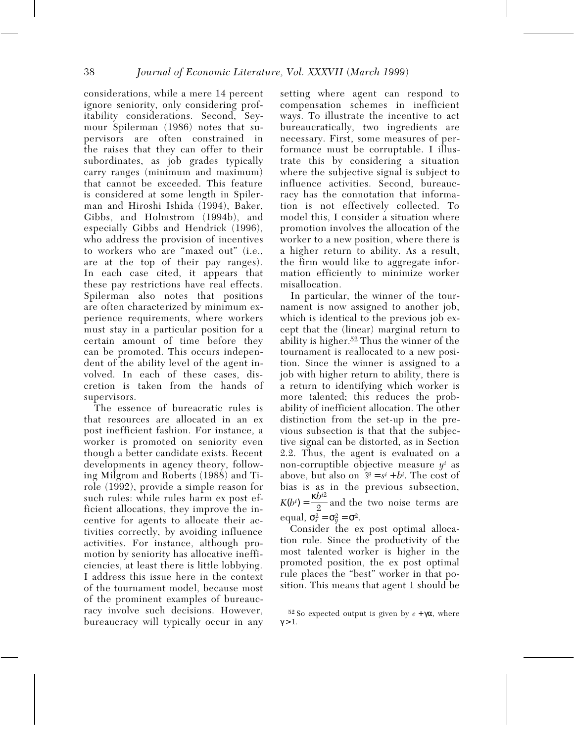considerations, while a mere 14 percent ignore seniority, only considering profitability considerations. Second, Seymour Spilerman (1986) notes that supervisors are often constrained in the raises that they can offer to their subordinates, as job grades typically carry ranges (minimum and maximum) that cannot be exceeded. This feature is considered at some length in Spilerman and Hiroshi Ishida (1994), Baker, Gibbs, and Holmstrom (1994b), and especially Gibbs and Hendrick (1996), who address the provision of incentives to workers who are "maxed out" (i.e., are at the top of their pay ranges). In each case cited, it appears that these pay restrictions have real effects. Spilerman also notes that positions are often characterized by minimum experience requirements, where workers must stay in a particular position for a certain amount of time before they can be promoted. This occurs independent of the ability level of the agent involved. In each of these cases, discretion is taken from the hands of supervisors.

The essence of bureacratic rules is that resources are allocated in an ex post inefficient fashion. For instance, a worker is promoted on seniority even though a better candidate exists. Recent developments in agency theory, following Milgrom and Roberts (1988) and Tirole (1992), provide a simple reason for such rules: while rules harm ex post efficient allocations, they improve the incentive for agents to allocate their activities correctly, by avoiding influence activities. For instance, although promotion by seniority has allocative inefficiencies, at least there is little lobbying. I address this issue here in the context of the tournament model, because most of the prominent examples of bureaucracy involve such decisions. However, bureaucracy will typically occur in any setting where agent can respond to compensation schemes in inefficient ways. To illustrate the incentive to act bureaucratically, two ingredients are necessary. First, some measures of performance must be corruptable. I illustrate this by considering a situation where the subjective signal is subject to influence activities. Second, bureaucracy has the connotation that information is not effectively collected. To model this, I consider a situation where promotion involves the allocation of the worker to a new position, where there is a higher return to ability. As a result, the firm would like to aggregate information efficiently to minimize worker misallocation.

In particular, the winner of the tournament is now assigned to another job, which is identical to the previous job except that the (linear) marginal return to ability is higher.[52] Thus the winner of the tournament is reallocated to a new position. Since the winner is assigned to a job with higher return to ability, there is a return to identifying which worker is more talented; this reduces the probability of inefficient allocation. The other distinction from the set-up in the previous subsection is that that the subjective signal can be distorted, as in Section 2.2. Thus, the agent is evaluated on a non-corruptible objective measure $y^i$ as above, but also on $\tilde{s}^i = s^i + b^i$. The cost of bias is as in the previous subsection, $K(b^i) = \frac{\kappa b^{i2}}{2}$ and the two noise terms are equal, $\sigma_s^2 = \sigma_y^2 = \sigma^2$.

Consider the ex post optimal allocation rule. Since the productivity of the most talented worker is higher in the promoted position, the ex post optimal rule places the "best" worker in that position. This means that agent 1 should be

[52] So expected output is given by $e + \gamma\alpha$, where $\gamma > 1$.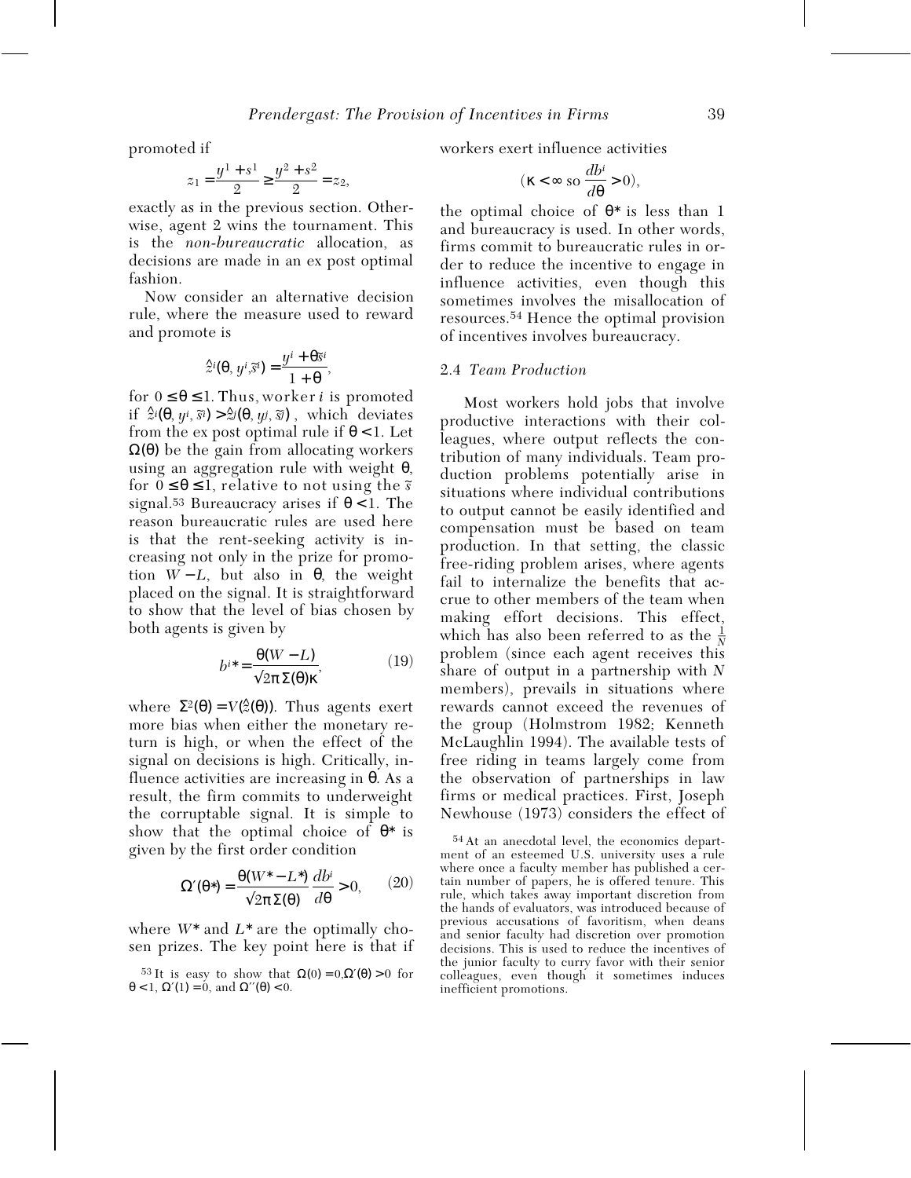promoted if

$$z_1 = \frac{y^1 + s^1}{2} \geq \frac{y^2 + s^2}{2} = z_2,$$

exactly as in the previous section. Otherwise, agent 2 wins the tournament. This is the *non-bureaucratic* allocation, as decisions are made in an ex post optimal fashion.

Now consider an alternative decision rule, where the measure used to reward and promote is

$$\hat{z}^i(\theta, y^i, \tilde{s}^i) = \frac{y^i + \theta \tilde{s}^i}{1 + \theta},$$

for $0 \leq \theta \leq 1$. Thus, worker $i$ is promoted if $\hat{z}^i(\theta, y^i, \tilde{s}^i) > \hat{z}^j(\theta, y^j, \tilde{s}^j)$, which deviates from the ex post optimal rule if $\theta < 1$. Let $\Omega(\theta)$ be the gain from allocating workers using an aggregation rule with weight $\theta$, for $0 \leq \theta \leq 1$, relative to not using the $\tilde{s}$ signal.[53] Bureaucracy arises if $\theta < 1$. The reason bureaucratic rules are used here is that the rent-seeking activity is increasing not only in the prize for promotion $W - L$, but also in $\theta$, the weight placed on the signal. It is straightforward to show that the level of bias chosen by both agents is given by

$$b^{i*} = \frac{\theta(W - L)}{\sqrt{2\pi}\,\Sigma(\theta)\kappa}, \tag{19}$$

where $\Sigma^2(\theta) = V(\hat{z}(\theta))$. Thus agents exert more bias when either the monetary return is high, or when the effect of the signal on decisions is high. Critically, influence activities are increasing in $\theta$. As a result, the firm commits to underweight the corruptable signal. It is simple to show that the optimal choice of $\theta^*$ is given by the first order condition

$$\Omega'(\theta^*) = \frac{\theta(W^* - L^*)}{\sqrt{2\pi}\,\Sigma(\theta)} \frac{db^i}{d\theta} > 0, \tag{20}$$

where $W^*$ and $L^*$ are the optimally chosen prizes. The key point here is that if workers exert influence activities

$$(\kappa < \infty \text{ so } \frac{db^i}{d\theta} > 0),$$

the optimal choice of $\theta^*$ is less than 1 and bureaucracy is used. In other words, firms commit to bureaucratic rules in order to reduce the incentive to engage in influence activities, even though this sometimes involves the misallocation of resources.[54] Hence the optimal provision of incentives involves bureaucracy.

### 2.4 *Team Production*

Most workers hold jobs that involve productive interactions with their colleagues, where output reflects the contribution of many individuals. Team production problems potentially arise in situations where individual contributions to output cannot be easily identified and compensation must be based on team production. In that setting, the classic free-riding problem arises, where agents fail to internalize the benefits that accrue to other members of the team when making effort decisions. This effect, which has also been referred to as the $\frac{1}{N}$ problem (since each agent receives this share of output in a partnership with $N$ members), prevails in situations where rewards cannot exceed the revenues of the group (Holmstrom 1982; Kenneth McLaughlin 1994). The available tests of free riding in teams largely come from the observation of partnerships in law firms or medical practices. First, Joseph Newhouse (1973) considers the effect of

[53] It is easy to show that $\Omega(0) = 0, \Omega'(\theta) > 0$ for $\theta < 1$, $\Omega'(1) = 0$, and $\Omega''(\theta) < 0$.

[54] At an anecdotal level, the economics department of an esteemed U.S. university uses a rule where once a faculty member has published a certain number of papers, he is offered tenure. This rule, which takes away important discretion from the hands of evaluators, was introduced because of previous accusations of favoritism, when deans and senior faculty had discretion over promotion decisions. This is used to reduce the incentives of the junior faculty to curry favor with their senior colleagues, even though it sometimes induces inefficient promotions.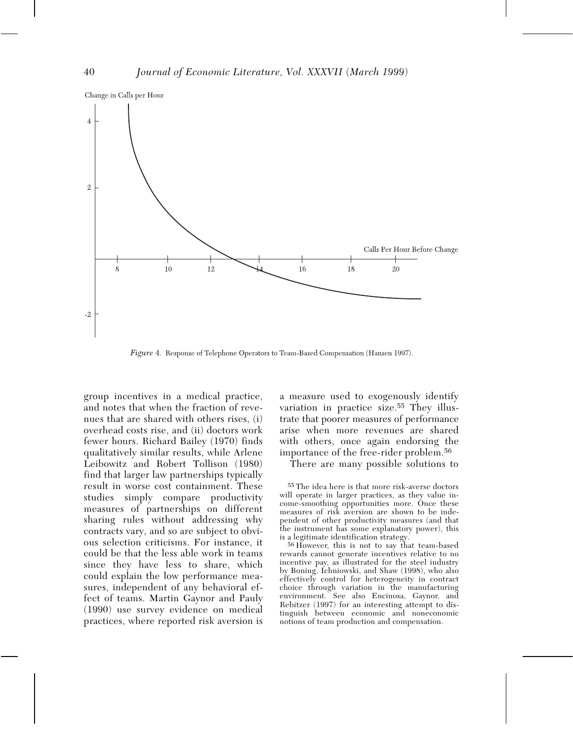*Figure 4.* Response of Telephone Operators to Team-Based Compensation (Hansen 1997).

group incentives in a medical practice, and notes that when the fraction of revenues that are shared with others rises, (i) overhead costs rise, and (ii) doctors work fewer hours. Richard Bailey (1970) finds qualitatively similar results, while Arlene Leibowitz and Robert Tollison (1980) find that larger law partnerships typically result in worse cost containment. These studies simply compare productivity measures of partnerships on different sharing rules without addressing why contracts vary, and so are subject to obvious selection criticisms. For instance, it could be that the less able work in teams since they have less to share, which could explain the low performance measures, independent of any behavioral effect of teams. Martin Gaynor and Pauly (1990) use survey evidence on medical practices, where reported risk aversion is a measure used to exogenously identify variation in practice size.[55] They illustrate that poorer measures of performance arise when more revenues are shared with others, once again endorsing the importance of the free-rider problem.[56]

There are many possible solutions to

[55] The idea here is that more risk-averse doctors will operate in larger practices, as they value income-smoothing opportunities more. Once these measures of risk aversion are shown to be independent of other productivity measures (and that the instrument has some explanatory power), this is a legitimate identification strategy.

[56] However, this is not to say that team-based rewards cannot generate incentives relative to no incentive pay, as illustrated for the steel industry by Boning, Ichniowski, and Shaw (1998), who also effectively control for heterogeneity in contract choice through variation in the manufacturing environment. See also Encinosa, Gaynor, and Rebitzer (1997) for an interesting attempt to distinguish between economic and noneconomic notions of team production and compensation.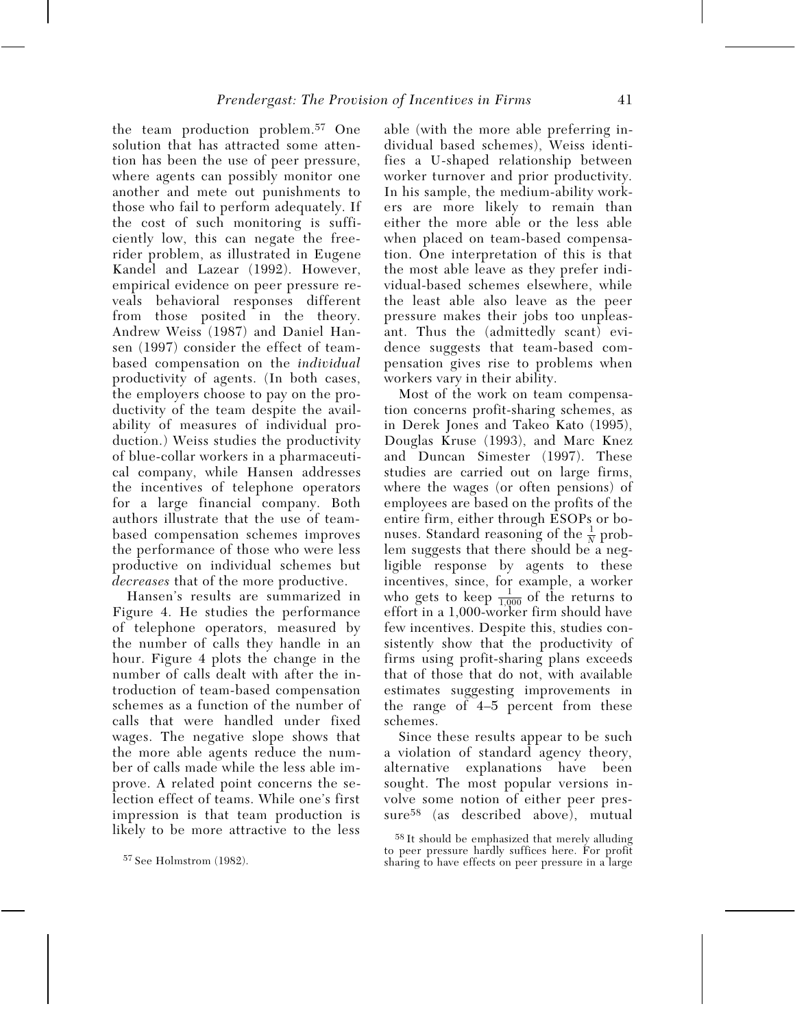the team production problem.[57] One solution that has attracted some attention has been the use of peer pressure, where agents can possibly monitor one another and mete out punishments to those who fail to perform adequately. If the cost of such monitoring is sufficiently low, this can negate the free-rider problem, as illustrated in Eugene Kandel and Lazear (1992). However, empirical evidence on peer pressure reveals behavioral responses different from those posited in the theory. Andrew Weiss (1987) and Daniel Hansen (1997) consider the effect of team-based compensation on the *individual* productivity of agents. (In both cases, the employers choose to pay on the productivity of the team despite the availability of measures of individual production.) Weiss studies the productivity of blue-collar workers in a pharmaceutical company, while Hansen addresses the incentives of telephone operators for a large financial company. Both authors illustrate that the use of team-based compensation schemes improves the performance of those who were less productive on individual schemes but *decreases* that of the more productive.

Hansen's results are summarized in Figure 4. He studies the performance of telephone operators, measured by the number of calls they handle in an hour. Figure 4 plots the change in the number of calls dealt with after the introduction of team-based compensation schemes as a function of the number of calls that were handled under fixed wages. The negative slope shows that the more able agents reduce the number of calls made while the less able improve. A related point concerns the selection effect of teams. While one's first impression is that team production is likely to be more attractive to the less able (with the more able preferring individual based schemes), Weiss identifies a U-shaped relationship between worker turnover and prior productivity. In his sample, the medium-ability workers are more likely to remain than either the more able or the less able when placed on team-based compensation. One interpretation of this is that the most able leave as they prefer individual-based schemes elsewhere, while the least able also leave as the peer pressure makes their jobs too unpleasant. Thus the (admittedly scant) evidence suggests that team-based compensation gives rise to problems when workers vary in their ability.

Most of the work on team compensation concerns profit-sharing schemes, as in Derek Jones and Takeo Kato (1995), Douglas Kruse (1993), and Marc Knez and Duncan Simester (1997). These studies are carried out on large firms, where the wages (or often pensions) of employees are based on the profits of the entire firm, either through ESOPs or bonuses. Standard reasoning of the $\frac{1}{N}$ problem suggests that there should be a negligible response by agents to these incentives, since, for example, a worker who gets to keep $\frac{1}{1{,}000}$ of the returns to effort in a 1,000-worker firm should have few incentives. Despite this, studies consistently show that the productivity of firms using profit-sharing plans exceeds that of those that do not, with available estimates suggesting improvements in the range of 4–5 percent from these schemes.

Since these results appear to be such a violation of standard agency theory, alternative explanations have been sought. The most popular versions involve some notion of either peer pressure[58] (as described above), mutual

[57] See Holmstrom (1982).

[58] It should be emphasized that merely alluding to peer pressure hardly suffices here. For profit sharing to have effects on peer pressure in a large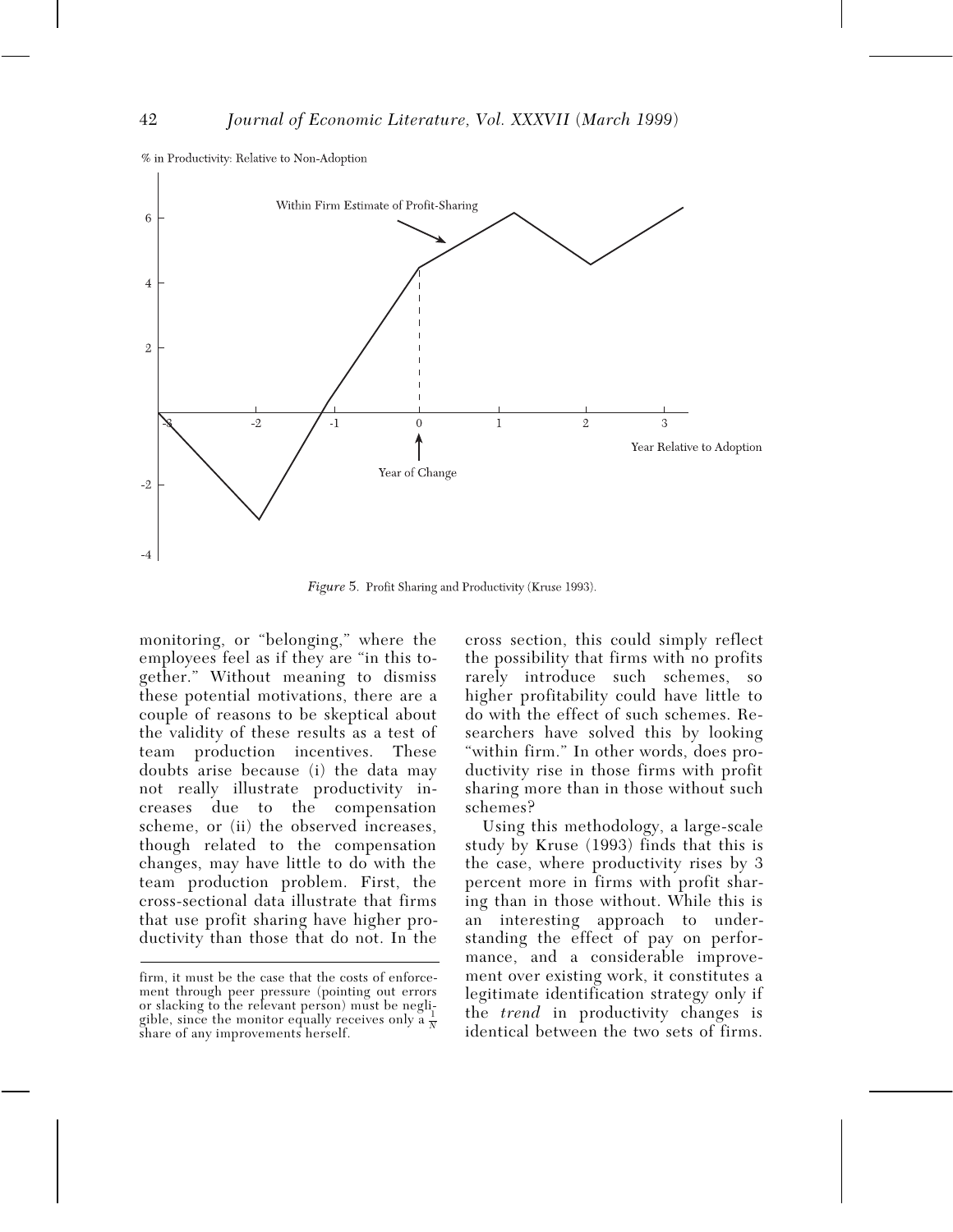% in Productivity: Relative to Non-Adoption

Within Firm Estimate of Profit-Sharing

Year of Change

Year Relative to Adoption

*Figure* 5. Profit Sharing and Productivity (Kruse 1993).

monitoring, or "belonging," where the employees feel as if they are "in this together." Without meaning to dismiss these potential motivations, there are a couple of reasons to be skeptical about the validity of these results as a test of team production incentives. These doubts arise because (i) the data may not really illustrate productivity increases due to the compensation scheme, or (ii) the observed increases, though related to the compensation changes, may have little to do with the team production problem. First, the cross-sectional data illustrate that firms that use profit sharing have higher productivity than those that do not. In the cross section, this could simply reflect the possibility that firms with no profits rarely introduce such schemes, so higher profitability could have little to do with the effect of such schemes. Researchers have solved this by looking "within firm." In other words, does productivity rise in those firms with profit sharing more than in those without such schemes?

Using this methodology, a large-scale study by Kruse (1993) finds that this is the case, where productivity rises by 3 percent more in firms with profit sharing than in those without. While this is an interesting approach to understanding the effect of pay on performance, and a considerable improvement over existing work, it constitutes a legitimate identification strategy only if the *trend* in productivity changes is identical between the two sets of firms.

firm, it must be the case that the costs of enforcement through peer pressure (pointing out errors or slacking to the relevant person) must be negligible, since the monitor equally receives only a $\frac{1}{N}$ share of any improvements herself.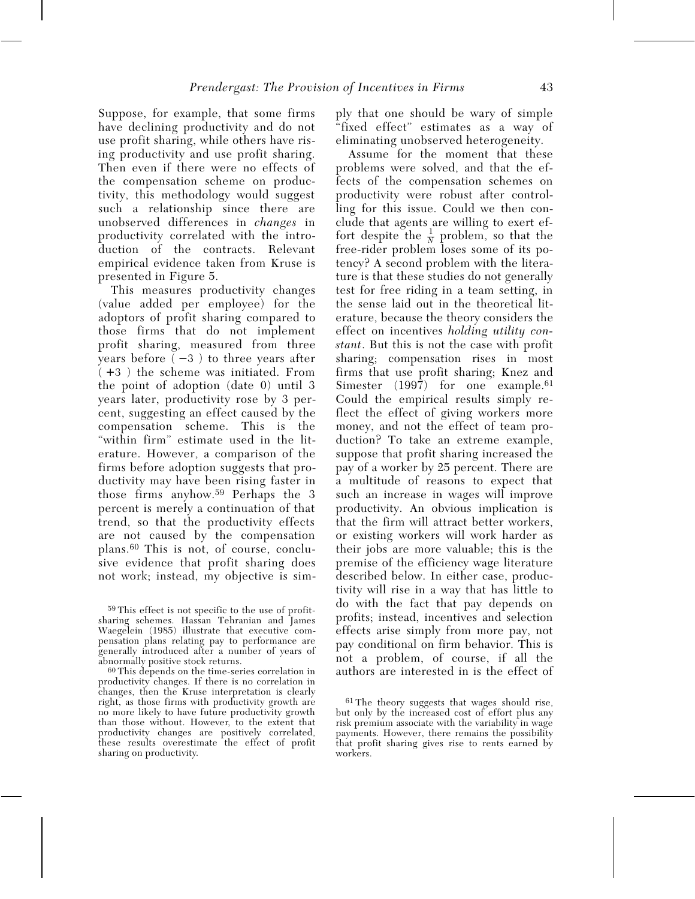Suppose, for example, that some firms have declining productivity and do not use profit sharing, while others have rising productivity and use profit sharing. Then even if there were no effects of the compensation scheme on productivity, this methodology would suggest such a relationship since there are unobserved differences in *changes* in productivity correlated with the introduction of the contracts. Relevant empirical evidence taken from Kruse is presented in Figure 5.

This measures productivity changes (value added per employee) for the adoptors of profit sharing compared to those firms that do not implement profit sharing, measured from three years before ( −3 ) to three years after ( +3 ) the scheme was initiated. From the point of adoption (date 0) until 3 years later, productivity rose by 3 percent, suggesting an effect caused by the compensation scheme. This is the "within firm" estimate used in the literature. However, a comparison of the firms before adoption suggests that productivity may have been rising faster in those firms anyhow.[59] Perhaps the 3 percent is merely a continuation of that trend, so that the productivity effects are not caused by the compensation plans.[60] This is not, of course, conclusive evidence that profit sharing does not work; instead, my objective is simply that one should be wary of simple "fixed effect" estimates as a way of eliminating unobserved heterogeneity.

Assume for the moment that these problems were solved, and that the effects of the compensation schemes on productivity were robust after controlling for this issue. Could we then conclude that agents are willing to exert effort despite the $\frac{1}{N}$ problem, so that the free-rider problem loses some of its potency? A second problem with the literature is that these studies do not generally test for free riding in a team setting, in the sense laid out in the theoretical literature, because the theory considers the effect on incentives *holding utility constant*. But this is not the case with profit sharing; compensation rises in most firms that use profit sharing; Knez and Simester (1997) for one example.[61] Could the empirical results simply reflect the effect of giving workers more money, and not the effect of team production? To take an extreme example, suppose that profit sharing increased the pay of a worker by 25 percent. There are a multitude of reasons to expect that such an increase in wages will improve productivity. An obvious implication is that the firm will attract better workers, or existing workers will work harder as their jobs are more valuable; this is the premise of the efficiency wage literature described below. In either case, productivity will rise in a way that has little to do with the fact that pay depends on profits; instead, incentives and selection effects arise simply from more pay, not pay conditional on firm behavior. This is not a problem, of course, if all the authors are interested in is the effect of

[59] This effect is not specific to the use of profit-sharing schemes. Hassan Tehranian and James Waegelein (1985) illustrate that executive compensation plans relating pay to performance are generally introduced after a number of years of abnormally positive stock returns.

[60] This depends on the time-series correlation in productivity changes. If there is no correlation in changes, then the Kruse interpretation is clearly right, as those firms with productivity growth are no more likely to have future productivity growth than those without. However, to the extent that productivity changes are positively correlated, these results overestimate the effect of profit sharing on productivity.

[61] The theory suggests that wages should rise, but only by the increased cost of effort plus any risk premium associate with the variability in wage payments. However, there remains the possibility that profit sharing gives rise to rents earned by workers.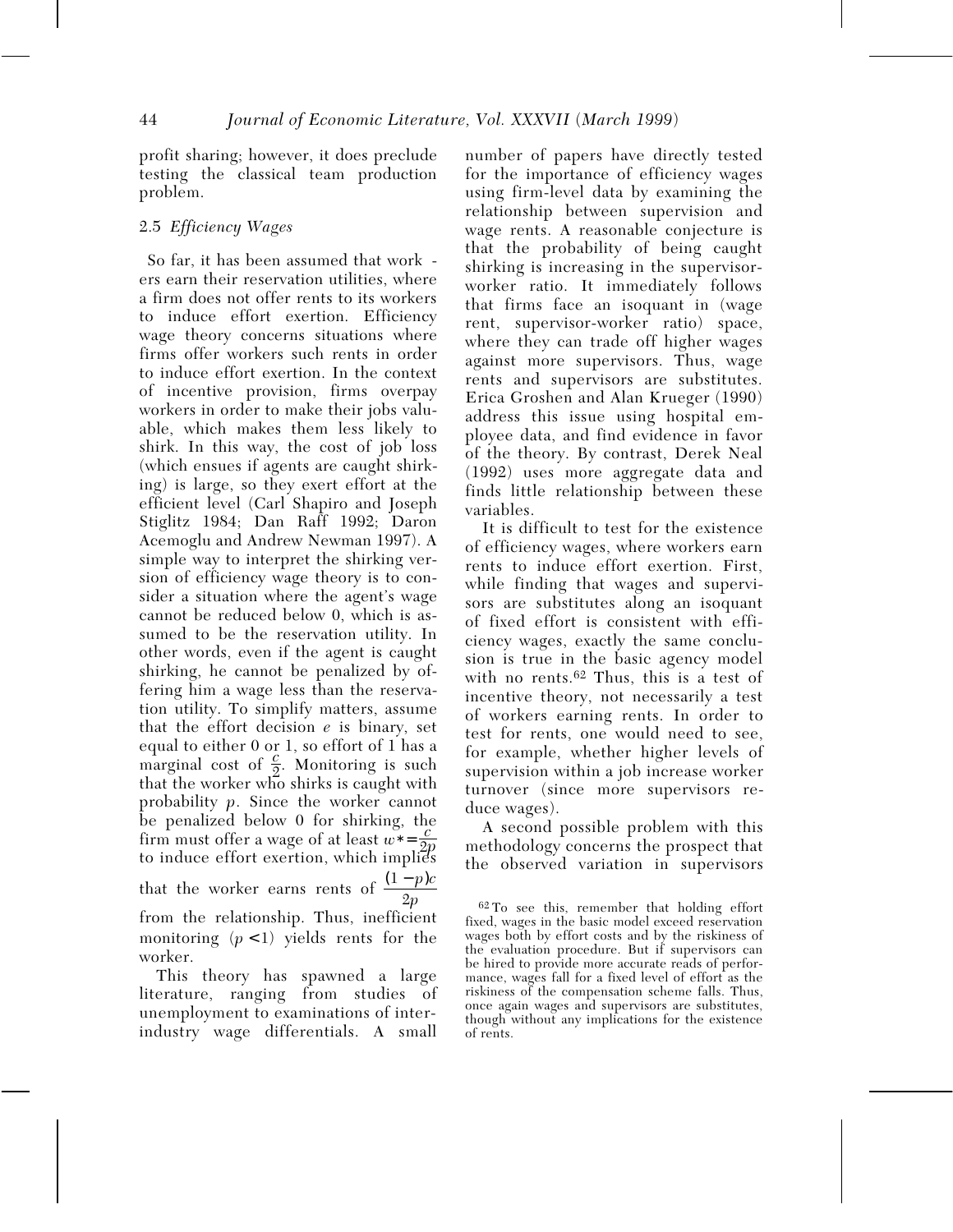profit sharing; however, it does preclude testing the classical team production problem.

### 2.5 *Efficiency Wages*

So far, it has been assumed that workers earn their reservation utilities, where a firm does not offer rents to its workers to induce effort exertion. Efficiency wage theory concerns situations where firms offer workers such rents in order to induce effort exertion. In the context of incentive provision, firms overpay workers in order to make their jobs valuable, which makes them less likely to shirk. In this way, the cost of job loss (which ensues if agents are caught shirking) is large, so they exert effort at the efficient level (Carl Shapiro and Joseph Stiglitz 1984; Dan Raff 1992; Daron Acemoglu and Andrew Newman 1997). A simple way to interpret the shirking version of efficiency wage theory is to consider a situation where the agent's wage cannot be reduced below 0, which is assumed to be the reservation utility. In other words, even if the agent is caught shirking, he cannot be penalized by offering him a wage less than the reservation utility. To simplify matters, assume that the effort decision $e$ is binary, set equal to either 0 or 1, so effort of 1 has a marginal cost of $\frac{c}{2}$. Monitoring is such that the worker who shirks is caught with probability $p$. Since the worker cannot be penalized below 0 for shirking, the firm must offer a wage of at least $w^* = \frac{c}{2p}$ to induce effort exertion, which implies that the worker earns rents of $\frac{(1-p)c}{2p}$ from the relationship. Thus, inefficient monitoring ($p < 1$) yields rents for the worker.

This theory has spawned a large literature, ranging from studies of unemployment to examinations of inter-industry wage differentials. A small number of papers have directly tested for the importance of efficiency wages using firm-level data by examining the relationship between supervision and wage rents. A reasonable conjecture is that the probability of being caught shirking is increasing in the supervisor-worker ratio. It immediately follows that firms face an isoquant in (wage rent, supervisor-worker ratio) space, where they can trade off higher wages against more supervisors. Thus, wage rents and supervisors are substitutes. Erica Groshen and Alan Krueger (1990) address this issue using hospital employee data, and find evidence in favor of the theory. By contrast, Derek Neal (1992) uses more aggregate data and finds little relationship between these variables.

It is difficult to test for the existence of efficiency wages, where workers earn rents to induce effort exertion. First, while finding that wages and supervisors are substitutes along an isoquant of fixed effort is consistent with efficiency wages, exactly the same conclusion is true in the basic agency model with no rents.[62] Thus, this is a test of incentive theory, not necessarily a test of workers earning rents. In order to test for rents, one would need to see, for example, whether higher levels of supervision within a job increase worker turnover (since more supervisors reduce wages).

A second possible problem with this methodology concerns the prospect that the observed variation in supervisors

[62] To see this, remember that holding effort fixed, wages in the basic model exceed reservation wages both by effort costs and by the riskiness of the evaluation procedure. But if supervisors can be hired to provide more accurate reads of performance, wages fall for a fixed level of effort as the riskiness of the compensation scheme falls. Thus, once again wages and supervisors are substitutes, though without any implications for the existence of rents.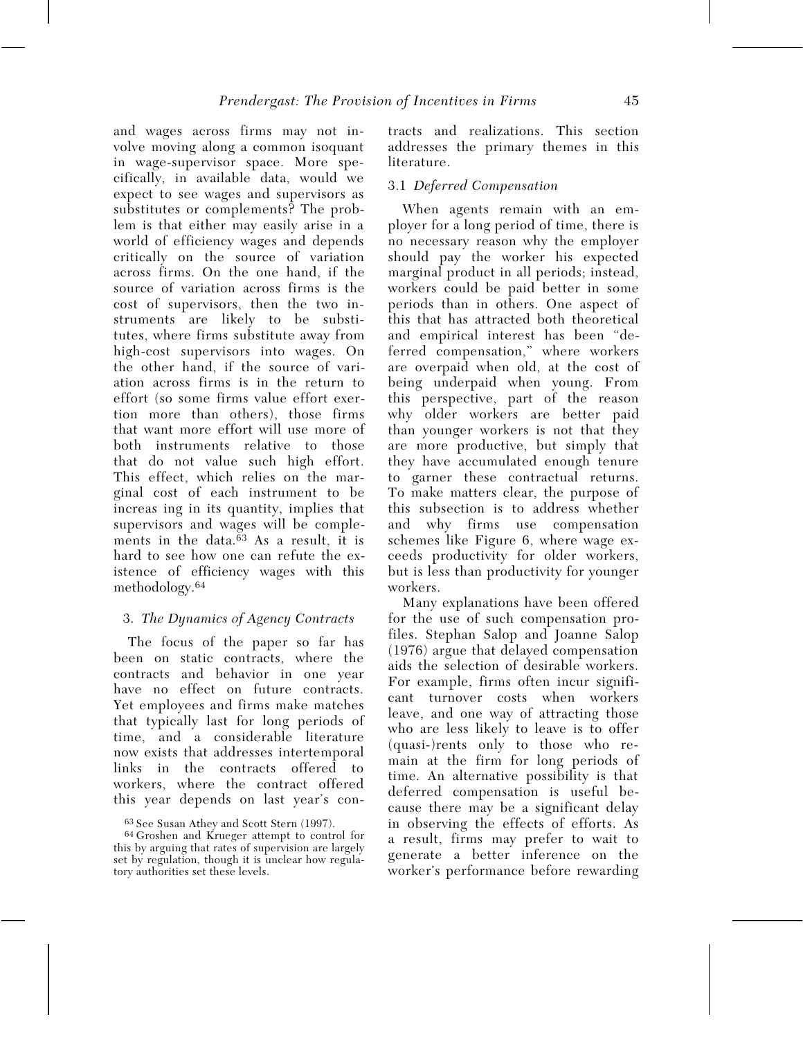and wages across firms may not involve moving along a common isoquant in wage-supervisor space. More specifically, in available data, would we expect to see wages and supervisors as substitutes or complements? The problem is that either may easily arise in a world of efficiency wages and depends critically on the source of variation across firms. On the one hand, if the source of variation across firms is the cost of supervisors, then the two instruments are likely to be substitutes, where firms substitute away from high-cost supervisors into wages. On the other hand, if the source of variation across firms is in the return to effort (so some firms value effort exertion more than others), those firms that want more effort will use more of both instruments relative to those that do not value such high effort. This effect, which relies on the marginal cost of each instrument to be increas ing in its quantity, implies that supervisors and wages will be complements in the data.[63] As a result, it is hard to see how one can refute the existence of efficiency wages with this methodology.[64]

## 3. *The Dynamics of Agency Contracts*

The focus of the paper so far has been on static contracts, where the contracts and behavior in one year have no effect on future contracts. Yet employees and firms make matches that typically last for long periods of time, and a considerable literature now exists that addresses intertemporal links in the contracts offered to workers, where the contract offered this year depends on last year's contracts and realizations. This section addresses the primary themes in this literature.

### 3.1 *Deferred Compensation*

When agents remain with an employer for a long period of time, there is no necessary reason why the employer should pay the worker his expected marginal product in all periods; instead, workers could be paid better in some periods than in others. One aspect of this that has attracted both theoretical and empirical interest has been "deferred compensation," where workers are overpaid when old, at the cost of being underpaid when young. From this perspective, part of the reason why older workers are better paid than younger workers is not that they are more productive, but simply that they have accumulated enough tenure to garner these contractual returns. To make matters clear, the purpose of this subsection is to address whether and why firms use compensation schemes like Figure 6, where wage exceeds productivity for older workers, but is less than productivity for younger workers.

Many explanations have been offered for the use of such compensation profiles. Stephan Salop and Joanne Salop (1976) argue that delayed compensation aids the selection of desirable workers. For example, firms often incur significant turnover costs when workers leave, and one way of attracting those who are less likely to leave is to offer (quasi-)rents only to those who remain at the firm for long periods of time. An alternative possibility is that deferred compensation is useful because there may be a significant delay in observing the effects of efforts. As a result, firms may prefer to wait to generate a better inference on the worker's performance before rewarding

[63] See Susan Athey and Scott Stern (1997).

[64] Groshen and Krueger attempt to control for this by arguing that rates of supervision are largely set by regulation, though it is unclear how regulatory authorities set these levels.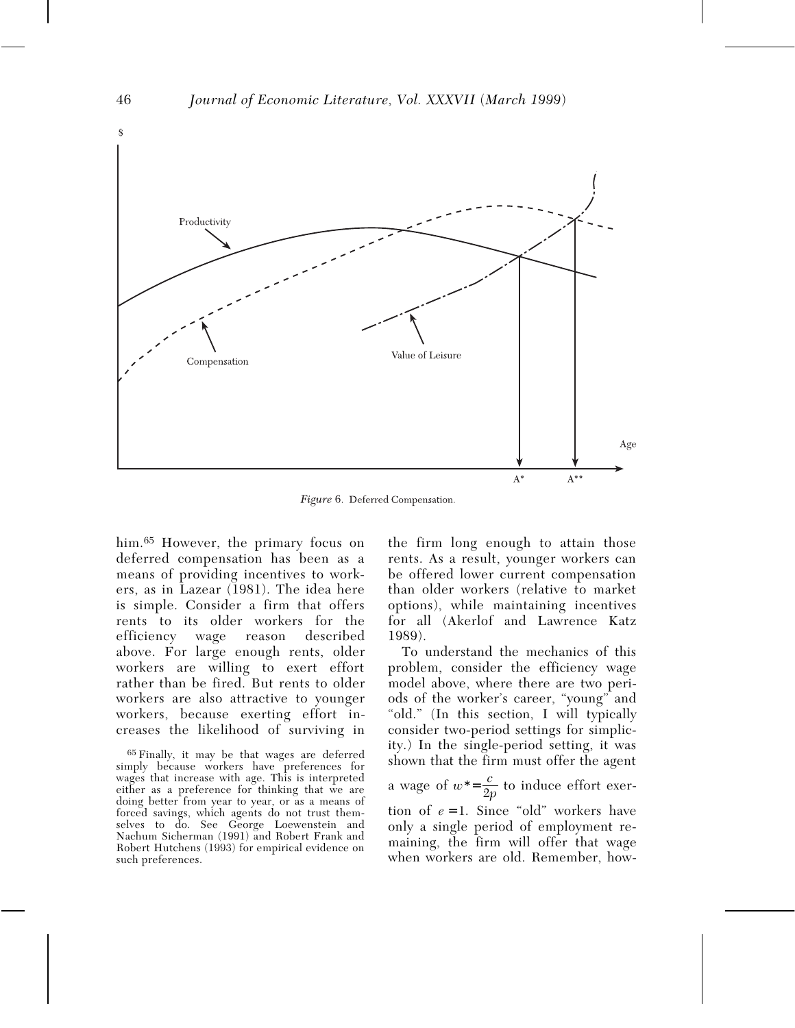Figure 6. Deferred Compensation.

him.[65] However, the primary focus on deferred compensation has been as a means of providing incentives to workers, as in Lazear (1981). The idea here is simple. Consider a firm that offers rents to its older workers for the efficiency wage reason described above. For large enough rents, older workers are willing to exert effort rather than be fired. But rents to older workers are also attractive to younger workers, because exerting effort increases the likelihood of surviving in the firm long enough to attain those rents. As a result, younger workers can be offered lower current compensation than older workers (relative to market options), while maintaining incentives for all (Akerlof and Lawrence Katz 1989).

To understand the mechanics of this problem, consider the efficiency wage model above, where there are two periods of the worker's career, "young" and "old." (In this section, I will typically consider two-period settings for simplicity.) In the single-period setting, it was shown that the firm must offer the agent a wage of $w^* = \frac{c}{2p}$ to induce effort exertion of $e = 1$. Since "old" workers have only a single period of employment remaining, the firm will offer that wage when workers are old. Remember, how-

[65] Finally, it may be that wages are deferred simply because workers have preferences for wages that increase with age. This is interpreted either as a preference for thinking that we are doing better from year to year, or as a means of forced savings, which agents do not trust themselves to do. See George Loewenstein and Nachum Sicherman (1991) and Robert Frank and Robert Hutchens (1993) for empirical evidence on such preferences.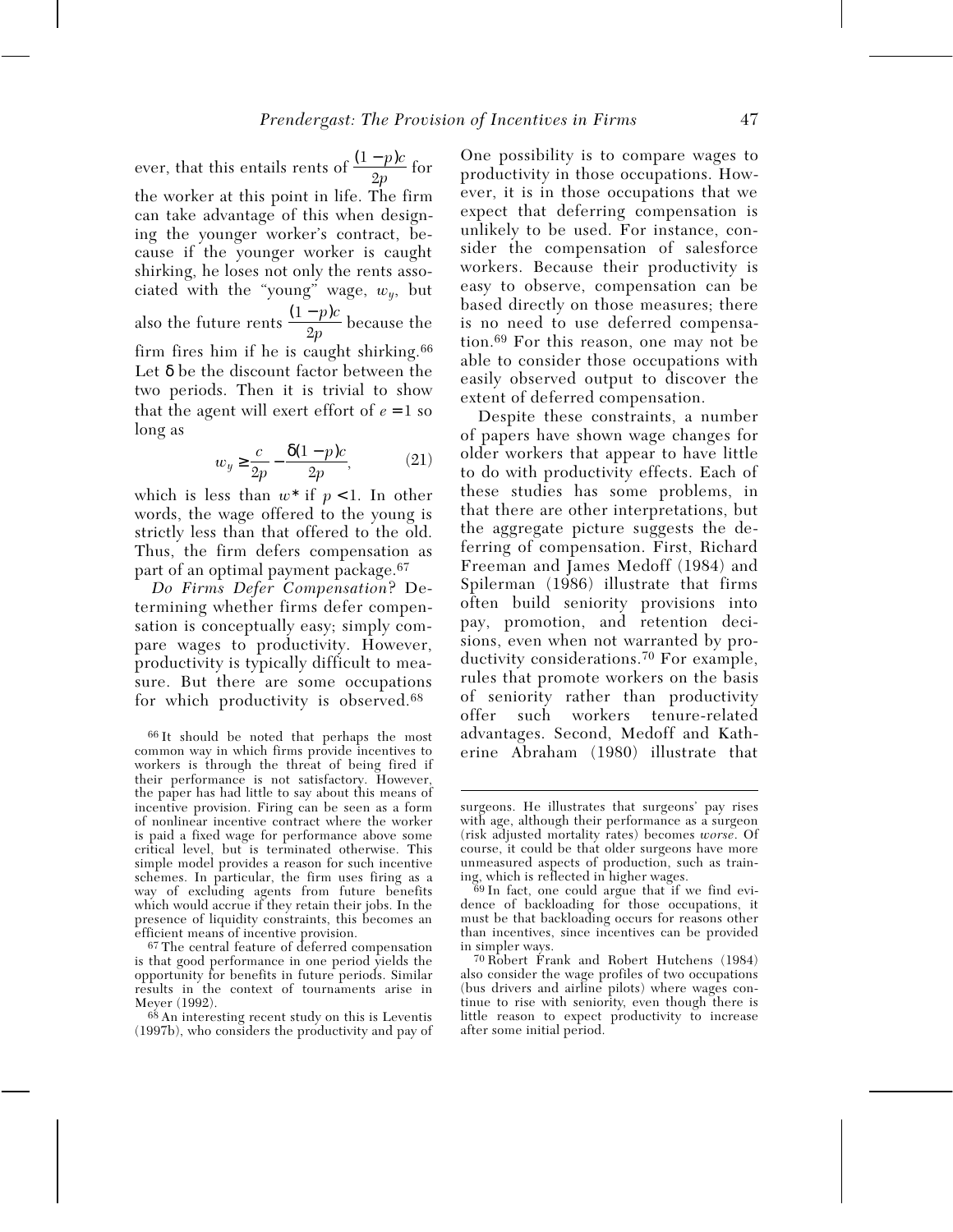ever, that this entails rents of $\frac{(1-p)c}{2p}$ for the worker at this point in life. The firm can take advantage of this when designing the younger worker's contract, because if the younger worker is caught shirking, he loses not only the rents associated with the "young" wage, $w_y$, but also the future rents $\frac{(1-p)c}{2p}$ because the firm fires him if he is caught shirking.[66] Let $\delta$ be the discount factor between the two periods. Then it is trivial to show that the agent will exert effort of $e = 1$ so long as

$$w_y \geq \frac{c}{2p} - \frac{\delta(1-p)c}{2p}, \qquad (21)$$

which is less than $w^*$ if $p < 1$. In other words, the wage offered to the young is strictly less than that offered to the old. Thus, the firm defers compensation as part of an optimal payment package.[67]

*Do Firms Defer Compensation?* Determining whether firms defer compensation is conceptually easy; simply compare wages to productivity. However, productivity is typically difficult to measure. But there are some occupations for which productivity is observed.[68] One possibility is to compare wages to productivity in those occupations. However, it is in those occupations that we expect that deferring compensation is unlikely to be used. For instance, consider the compensation of salesforce workers. Because their productivity is easy to observe, compensation can be based directly on those measures; there is no need to use deferred compensation.[69] For this reason, one may not be able to consider those occupations with easily observed output to discover the extent of deferred compensation.

Despite these constraints, a number of papers have shown wage changes for older workers that appear to have little to do with productivity effects. Each of these studies has some problems, in that there are other interpretations, but the aggregate picture suggests the deferring of compensation. First, Richard Freeman and James Medoff (1984) and Spilerman (1986) illustrate that firms often build seniority provisions into pay, promotion, and retention decisions, even when not warranted by productivity considerations.[70] For example, rules that promote workers on the basis of seniority rather than productivity offer such workers tenure-related advantages. Second, Medoff and Katherine Abraham (1980) illustrate that

---

[66] It should be noted that perhaps the most common way in which firms provide incentives to workers is through the threat of being fired if their performance is not satisfactory. However, the paper has had little to say about this means of incentive provision. Firing can be seen as a form of nonlinear incentive contract where the worker is paid a fixed wage for performance above some critical level, but is terminated otherwise. This simple model provides a reason for such incentive schemes. In particular, the firm uses firing as a way of excluding agents from future benefits which would accrue if they retain their jobs. In the presence of liquidity constraints, this becomes an efficient means of incentive provision.

[67] The central feature of deferred compensation is that good performance in one period yields the opportunity for benefits in future periods. Similar results in the context of tournaments arise in Meyer (1992).

[68] An interesting recent study on this is Leventis (1997b), who considers the productivity and pay of surgeons. He illustrates that surgeons' pay rises with age, although their performance as a surgeon (risk adjusted mortality rates) becomes *worse*. Of course, it could be that older surgeons have more unmeasured aspects of production, such as training, which is reflected in higher wages.

[69] In fact, one could argue that if we find evidence of backloading for those occupations, it must be that backloading occurs for reasons other than incentives, since incentives can be provided in simpler ways.

[70] Robert Frank and Robert Hutchens (1984) also consider the wage profiles of two occupations (bus drivers and airline pilots) where wages continue to rise with seniority, even though there is little reason to expect productivity to increase after some initial period.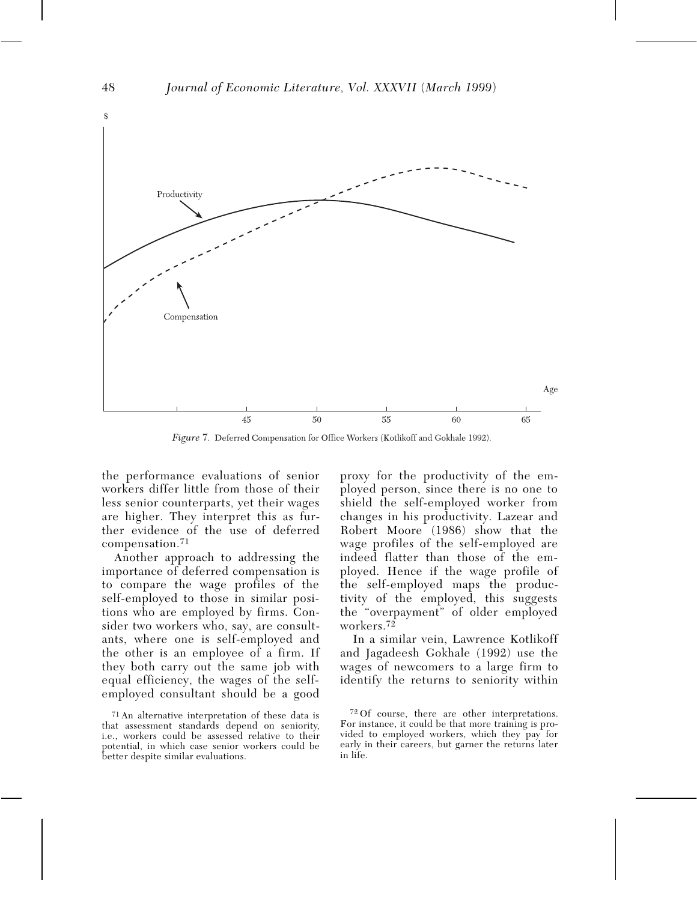Figure 7. Deferred Compensation for Office Workers (Kotlikoff and Gokhale 1992).

the performance evaluations of senior workers differ little from those of their less senior counterparts, yet their wages are higher. They interpret this as further evidence of the use of deferred compensation.[71]

Another approach to addressing the importance of deferred compensation is to compare the wage profiles of the self-employed to those in similar positions who are employed by firms. Consider two workers who, say, are consultants, where one is self-employed and the other is an employee of a firm. If they both carry out the same job with equal efficiency, the wages of the self-employed consultant should be a good proxy for the productivity of the employed person, since there is no one to shield the self-employed worker from changes in his productivity. Lazear and Robert Moore (1986) show that the wage profiles of the self-employed are indeed flatter than those of the employed. Hence if the wage profile of the self-employed maps the productivity of the employed, this suggests the "overpayment" of older employed workers.[72]

In a similar vein, Lawrence Kotlikoff and Jagadeesh Gokhale (1992) use the wages of newcomers to a large firm to identify the returns to seniority within

[71] An alternative interpretation of these data is that assessment standards depend on seniority, i.e., workers could be assessed relative to their potential, in which case senior workers could be better despite similar evaluations.

[72] Of course, there are other interpretations. For instance, it could be that more training is provided to employed workers, which they pay for early in their careers, but garner the returns later in life.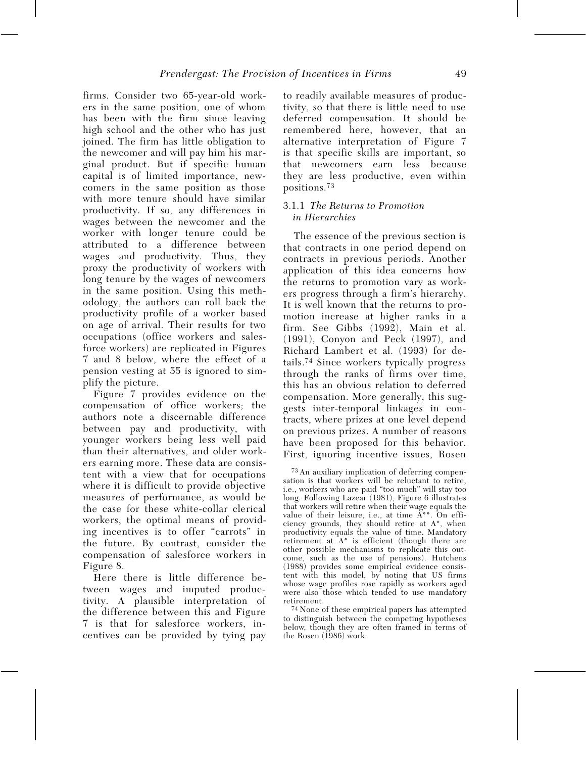firms. Consider two 65-year-old workers in the same position, one of whom has been with the firm since leaving high school and the other who has just joined. The firm has little obligation to the newcomer and will pay him his marginal product. But if specific human capital is of limited importance, newcomers in the same position as those with more tenure should have similar productivity. If so, any differences in wages between the newcomer and the worker with longer tenure could be attributed to a difference between wages and productivity. Thus, they proxy the productivity of workers with long tenure by the wages of newcomers in the same position. Using this methodology, the authors can roll back the productivity profile of a worker based on age of arrival. Their results for two occupations (office workers and salesforce workers) are replicated in Figures 7 and 8 below, where the effect of a pension vesting at 55 is ignored to simplify the picture.

Figure 7 provides evidence on the compensation of office workers; the authors note a discernable difference between pay and productivity, with younger workers being less well paid than their alternatives, and older workers earning more. These data are consistent with a view that for occupations where it is difficult to provide objective measures of performance, as would be the case for these white-collar clerical workers, the optimal means of providing incentives is to offer "carrots" in the future. By contrast, consider the compensation of salesforce workers in Figure 8.

Here there is little difference between wages and imputed productivity. A plausible interpretation of the difference between this and Figure 7 is that for salesforce workers, incentives can be provided by tying pay to readily available measures of productivity, so that there is little need to use deferred compensation. It should be remembered here, however, that an alternative interpretation of Figure 7 is that specific skills are important, so that newcomers earn less because they are less productive, even within positions.[73]

### 3.1.1 *The Returns to Promotion in Hierarchies*

The essence of the previous section is that contracts in one period depend on contracts in previous periods. Another application of this idea concerns how the returns to promotion vary as workers progress through a firm's hierarchy. It is well known that the returns to promotion increase at higher ranks in a firm. See Gibbs (1992), Main et al. (1991), Conyon and Peck (1997), and Richard Lambert et al. (1993) for details.[74] Since workers typically progress through the ranks of firms over time, this has an obvious relation to deferred compensation. More generally, this suggests inter-temporal linkages in contracts, where prizes at one level depend on previous prizes. A number of reasons have been proposed for this behavior. First, ignoring incentive issues, Rosen

[73] An auxiliary implication of deferring compensation is that workers will be reluctant to retire, i.e., workers who are paid "too much" will stay too long. Following Lazear (1981), Figure 6 illustrates that workers will retire when their wage equals the value of their leisure, i.e., at time $A^{**}$. On efficiency grounds, they should retire at $A^*$, when productivity equals the value of time. Mandatory retirement at $A^*$ is efficient (though there are other possible mechanisms to replicate this outcome, such as the use of pensions). Hutchens (1988) provides some empirical evidence consistent with this model, by noting that US firms whose wage profiles rose rapidly as workers aged were also those which tended to use mandatory retirement.

[74] None of these empirical papers has attempted to distinguish between the competing hypotheses below, though they are often framed in terms of the Rosen (1986) work.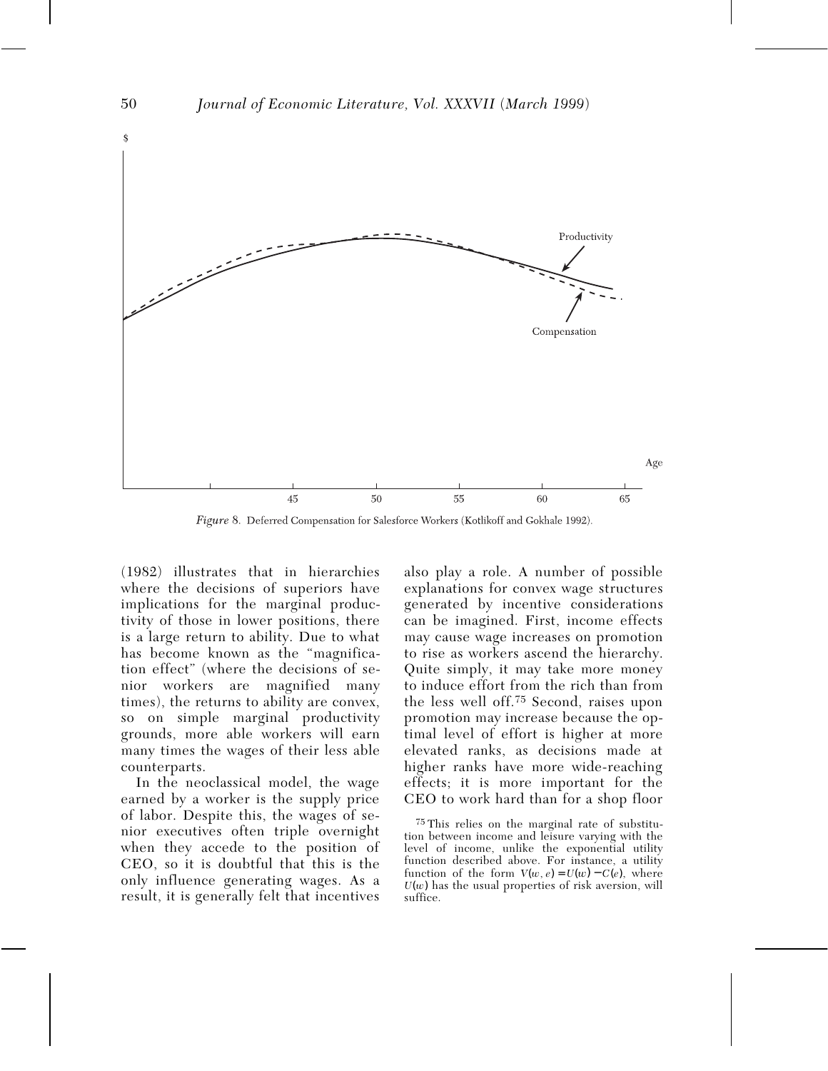Figure 8. Deferred Compensation for Salesforce Workers (Kotlikoff and Gokhale 1992).

(1982) illustrates that in hierarchies where the decisions of superiors have implications for the marginal productivity of those in lower positions, there is a large return to ability. Due to what has become known as the "magnification effect" (where the decisions of senior workers are magnified many times), the returns to ability are convex, so on simple marginal productivity grounds, more able workers will earn many times the wages of their less able counterparts.

In the neoclassical model, the wage earned by a worker is the supply price of labor. Despite this, the wages of senior executives often triple overnight when they accede to the position of CEO, so it is doubtful that this is the only influence generating wages. As a result, it is generally felt that incentives also play a role. A number of possible explanations for convex wage structures generated by incentive considerations can be imagined. First, income effects may cause wage increases on promotion to rise as workers ascend the hierarchy. Quite simply, it may take more money to induce effort from the rich than from the less well off.[75] Second, raises upon promotion may increase because the optimal level of effort is higher at more elevated ranks, as decisions made at higher ranks have more wide-reaching effects; it is more important for the CEO to work hard than for a shop floor

[75] This relies on the marginal rate of substitution between income and leisure varying with the level of income, unlike the exponential utility function described above. For instance, a utility function of the form $V(w, e) = U(w) - C(e)$, where $U(w)$ has the usual properties of risk aversion, will suffice.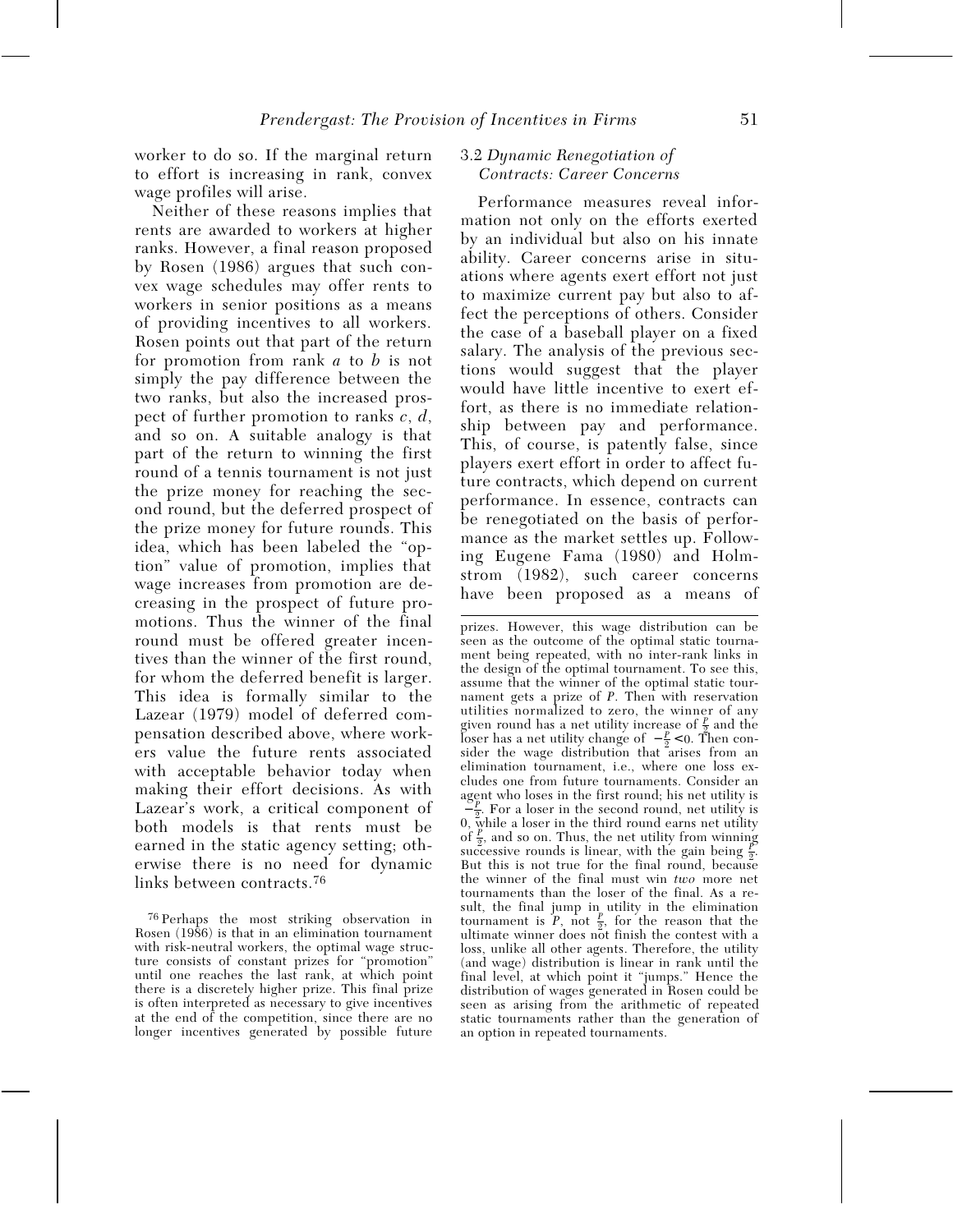worker to do so. If the marginal return to effort is increasing in rank, convex wage profiles will arise.

Neither of these reasons implies that rents are awarded to workers at higher ranks. However, a final reason proposed by Rosen (1986) argues that such convex wage schedules may offer rents to workers in senior positions as a means of providing incentives to all workers. Rosen points out that part of the return for promotion from rank *a* to *b* is not simply the pay difference between the two ranks, but also the increased prospect of further promotion to ranks *c*, *d*, and so on. A suitable analogy is that part of the return to winning the first round of a tennis tournament is not just the prize money for reaching the second round, but the deferred prospect of the prize money for future rounds. This idea, which has been labeled the "option" value of promotion, implies that wage increases from promotion are decreasing in the prospect of future promotions. Thus the winner of the final round must be offered greater incentives than the winner of the first round, for whom the deferred benefit is larger. This idea is formally similar to the Lazear (1979) model of deferred compensation described above, where workers value the future rents associated with acceptable behavior today when making their effort decisions. As with Lazear's work, a critical component of both models is that rents must be earned in the static agency setting; otherwise there is no need for dynamic links between contracts.[76]

### 3.2 *Dynamic Renegotiation of Contracts: Career Concerns*

Performance measures reveal information not only on the efforts exerted by an individual but also on his innate ability. Career concerns arise in situations where agents exert effort not just to maximize current pay but also to affect the perceptions of others. Consider the case of a baseball player on a fixed salary. The analysis of the previous sections would suggest that the player would have little incentive to exert effort, as there is no immediate relationship between pay and performance. This, of course, is patently false, since players exert effort in order to affect future contracts, which depend on current performance. In essence, contracts can be renegotiated on the basis of performance as the market settles up. Following Eugene Fama (1980) and Holmstrom (1982), such career concerns have been proposed as a means of

[76] Perhaps the most striking observation in Rosen (1986) is that in an elimination tournament with risk-neutral workers, the optimal wage structure consists of constant prizes for "promotion" until one reaches the last rank, at which point there is a discretely higher prize. This final prize is often interpreted as necessary to give incentives at the end of the competition, since there are no longer incentives generated by possible future prizes. However, this wage distribution can be seen as the outcome of the optimal static tournament being repeated, with no inter-rank links in the design of the optimal tournament. To see this, assume that the winner of the optimal static tournament gets a prize of $P$. Then with reservation utilities normalized to zero, the winner of any given round has a net utility increase of $\frac{P}{2}$ and the loser has a net utility change of $-\frac{P}{2}<0$. Then consider the wage distribution that arises from an elimination tournament, i.e., where one loss excludes one from future tournaments. Consider an agent who loses in the first round; his net utility is $-\frac{P}{2}$. For a loser in the second round, net utility is 0, while a loser in the third round earns net utility of $\frac{P}{2}$, and so on. Thus, the net utility from winning successive rounds is linear, with the gain being $\frac{P}{2}$. But this is not true for the final round, because the winner of the final must win *two* more net tournaments than the loser of the final. As a result, the final jump in utility in the elimination tournament is $P$, not $\frac{P}{2}$, for the reason that the ultimate winner does not finish the contest with a loss, unlike all other agents. Therefore, the utility (and wage) distribution is linear in rank until the final level, at which point it "jumps." Hence the distribution of wages generated in Rosen could be seen as arising from the arithmetic of repeated static tournaments rather than the generation of an option in repeated tournaments.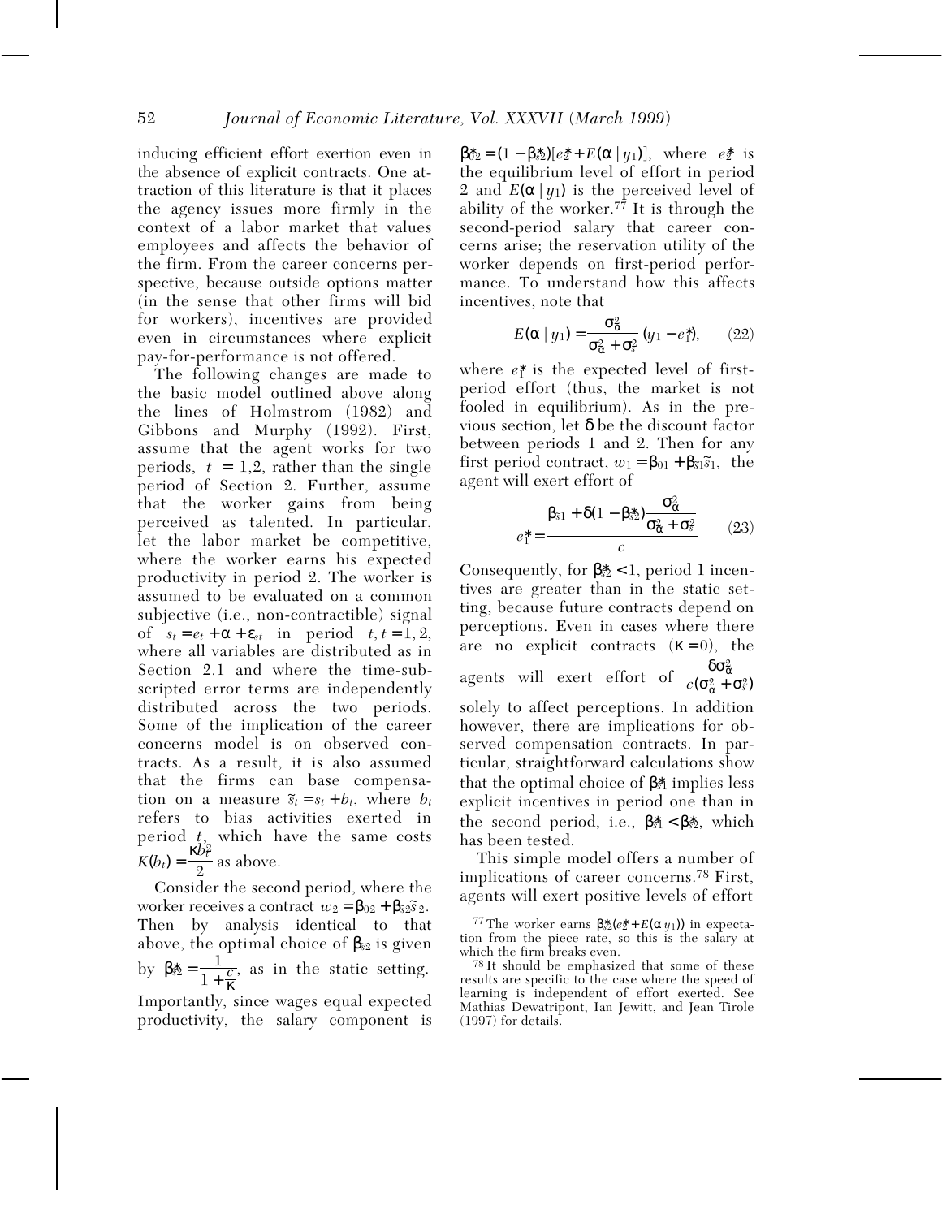inducing efficient effort exertion even in the absence of explicit contracts. One attraction of this literature is that it places the agency issues more firmly in the context of a labor market that values employees and affects the behavior of the firm. From the career concerns perspective, because outside options matter (in the sense that other firms will bid for workers), incentives are provided even in circumstances where explicit pay-for-performance is not offered.

The following changes are made to the basic model outlined above along the lines of Holmstrom (1982) and Gibbons and Murphy (1992). First, assume that the agent works for two periods, $t = 1,2$, rather than the single period of Section 2. Further, assume that the worker gains from being perceived as talented. In particular, let the labor market be competitive, where the worker earns his expected productivity in period 2. The worker is assumed to be evaluated on a common subjective (i.e., non-contractible) signal of $s_t = e_t + \alpha + \varepsilon_{st}$ in period $t, t = 1, 2$, where all variables are distributed as in Section 2.1 and where the time-subscripted error terms are independently distributed across the two periods. Some of the implication of the career concerns model is on observed contracts. As a result, it is also assumed that the firms can base compensation on a measure $\tilde{s}_t = s_t + b_t$, where $b_t$ refers to bias activities exerted in period $t$, which have the same costs $K(b_t) = \frac{\kappa b_t^2}{2}$ as above.

Consider the second period, where the worker receives a contract $w_2 = \beta_{02} + \beta_{\tilde{s}2}\tilde{s}_2$. Then by analysis identical to that above, the optimal choice of $\beta_{\tilde{s}2}$ is given by $\beta_{\tilde{s}2}^* = \frac{1}{1 + \frac{c}{\kappa}}$, as in the static setting. Importantly, since wages equal expected productivity, the salary component is $\beta_{02}^* = (1 - \beta_{\tilde{s}2}^*)[e_2^* + E(\alpha \mid y_1)]$, where $e_2^*$ is the equilibrium level of effort in period 2 and $E(\alpha \mid y_1)$ is the perceived level of ability of the worker.[77] It is through the second-period salary that career concerns arise; the reservation utility of the worker depends on first-period performance. To understand how this affects incentives, note that

$$E(\alpha \mid y_1) = \frac{\sigma_\alpha^2}{\sigma_\alpha^2 + \sigma_s^2}(y_1 - e_1^*), \qquad (22)$$

where $e_1^*$ is the expected level of first-period effort (thus, the market is not fooled in equilibrium). As in the previous section, let $\delta$ be the discount factor between periods 1 and 2. Then for any first period contract, $w_1 = \beta_{01} + \beta_{\tilde{s}1}\tilde{s}_1$, the agent will exert effort of

$$e_1^* = \frac{\beta_{\tilde{s}1} + \delta(1 - \beta_{\tilde{s}2}^*)\frac{\sigma_\alpha^2}{\sigma_\alpha^2 + \sigma_s^2}}{c} \qquad (23)$$

Consequently, for $\beta_{\tilde{s}2}^* < 1$, period 1 incentives are greater than in the static setting, because future contracts depend on perceptions. Even in cases where there are no explicit contracts ($\kappa = 0$), the agents will exert effort of $\frac{\delta\sigma_\alpha^2}{c(\sigma_\alpha^2 + \sigma_s^2)}$ solely to affect perceptions. In addition however, there are implications for observed compensation contracts. In particular, straightforward calculations show that the optimal choice of $\beta_{\tilde{s}1}^*$ implies less explicit incentives in period one than in the second period, i.e., $\beta_{\tilde{s}1}^* < \beta_{\tilde{s}2}^*$, which has been tested.

This simple model offers a number of implications of career concerns.[78] First, agents will exert positive levels of effort

[77] The worker earns $\beta_{\tilde{s}2}^*(e_2^* + E(\alpha|y_1))$ in expectation from the piece rate, so this is the salary at which the firm breaks even.

[78] It should be emphasized that some of these results are specific to the case where the speed of learning is independent of effort exerted. See Mathias Dewatripont, Ian Jewitt, and Jean Tirole (1997) for details.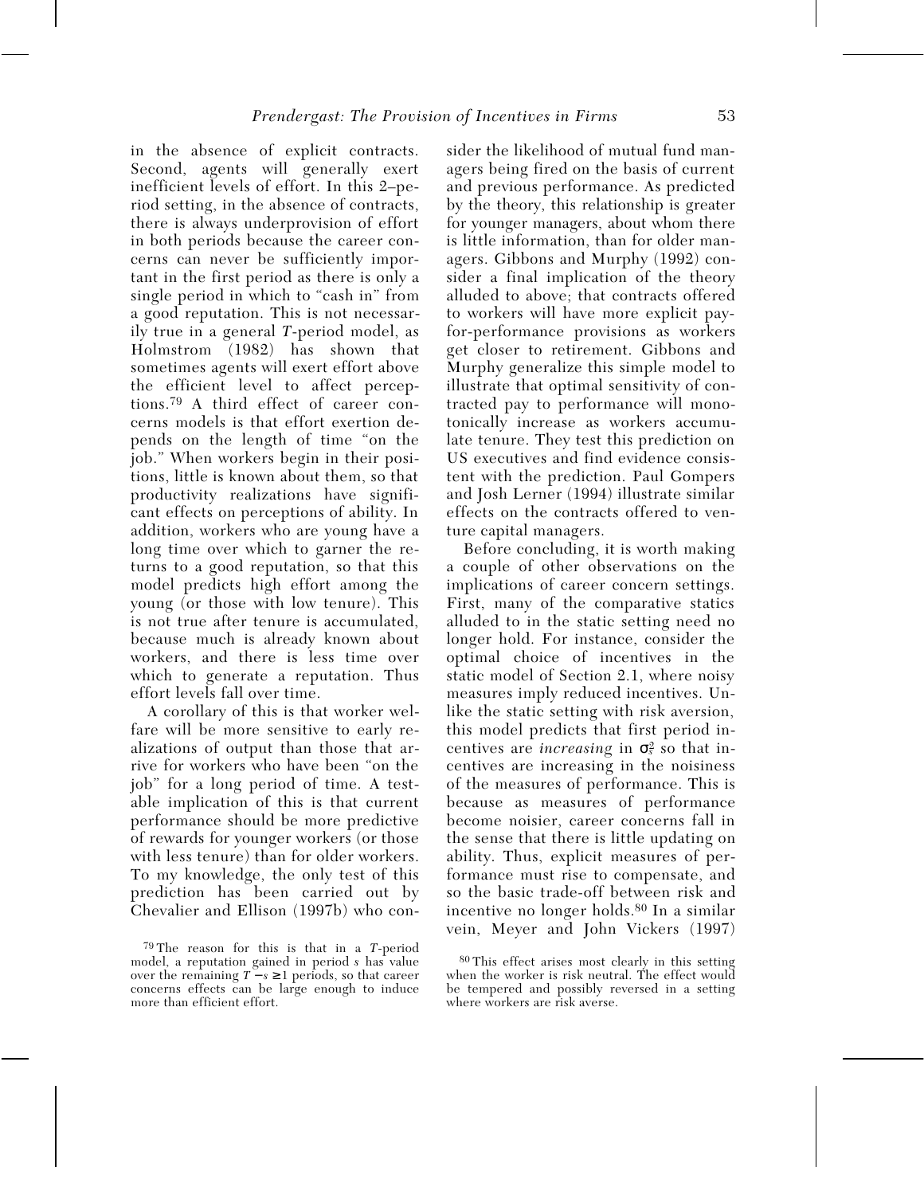in the absence of explicit contracts. Second, agents will generally exert inefficient levels of effort. In this 2–period setting, in the absence of contracts, there is always underprovision of effort in both periods because the career concerns can never be sufficiently important in the first period as there is only a single period in which to "cash in" from a good reputation. This is not necessarily true in a general *T*-period model, as Holmstrom (1982) has shown that sometimes agents will exert effort above the efficient level to affect perceptions.[79] A third effect of career concerns models is that effort exertion depends on the length of time "on the job." When workers begin in their positions, little is known about them, so that productivity realizations have significant effects on perceptions of ability. In addition, workers who are young have a long time over which to garner the returns to a good reputation, so that this model predicts high effort among the young (or those with low tenure). This is not true after tenure is accumulated, because much is already known about workers, and there is less time over which to generate a reputation. Thus effort levels fall over time.

A corollary of this is that worker welfare will be more sensitive to early realizations of output than those that arrive for workers who have been "on the job" for a long period of time. A testable implication of this is that current performance should be more predictive of rewards for younger workers (or those with less tenure) than for older workers. To my knowledge, the only test of this prediction has been carried out by Chevalier and Ellison (1997b) who consider the likelihood of mutual fund managers being fired on the basis of current and previous performance. As predicted by the theory, this relationship is greater for younger managers, about whom there is little information, than for older managers. Gibbons and Murphy (1992) consider a final implication of the theory alluded to above; that contracts offered to workers will have more explicit pay-for-performance provisions as workers get closer to retirement. Gibbons and Murphy generalize this simple model to illustrate that optimal sensitivity of contracted pay to performance will monotonically increase as workers accumulate tenure. They test this prediction on US executives and find evidence consistent with the prediction. Paul Gompers and Josh Lerner (1994) illustrate similar effects on the contracts offered to venture capital managers.

Before concluding, it is worth making a couple of other observations on the implications of career concern settings. First, many of the comparative statics alluded to in the static setting need no longer hold. For instance, consider the optimal choice of incentives in the static model of Section 2.1, where noisy measures imply reduced incentives. Unlike the static setting with risk aversion, this model predicts that first period incentives are *increasing* in $\sigma_s^2$ so that incentives are increasing in the noisiness of the measures of performance. This is because as measures of performance become noisier, career concerns fall in the sense that there is little updating on ability. Thus, explicit measures of performance must rise to compensate, and so the basic trade-off between risk and incentive no longer holds.[80] In a similar vein, Meyer and John Vickers (1997)

[79] The reason for this is that in a *T*-period model, a reputation gained in period *s* has value over the remaining $T - s \geq 1$ periods, so that career concerns effects can be large enough to induce more than efficient effort.

[80] This effect arises most clearly in this setting when the worker is risk neutral. The effect would be tempered and possibly reversed in a setting where workers are risk averse.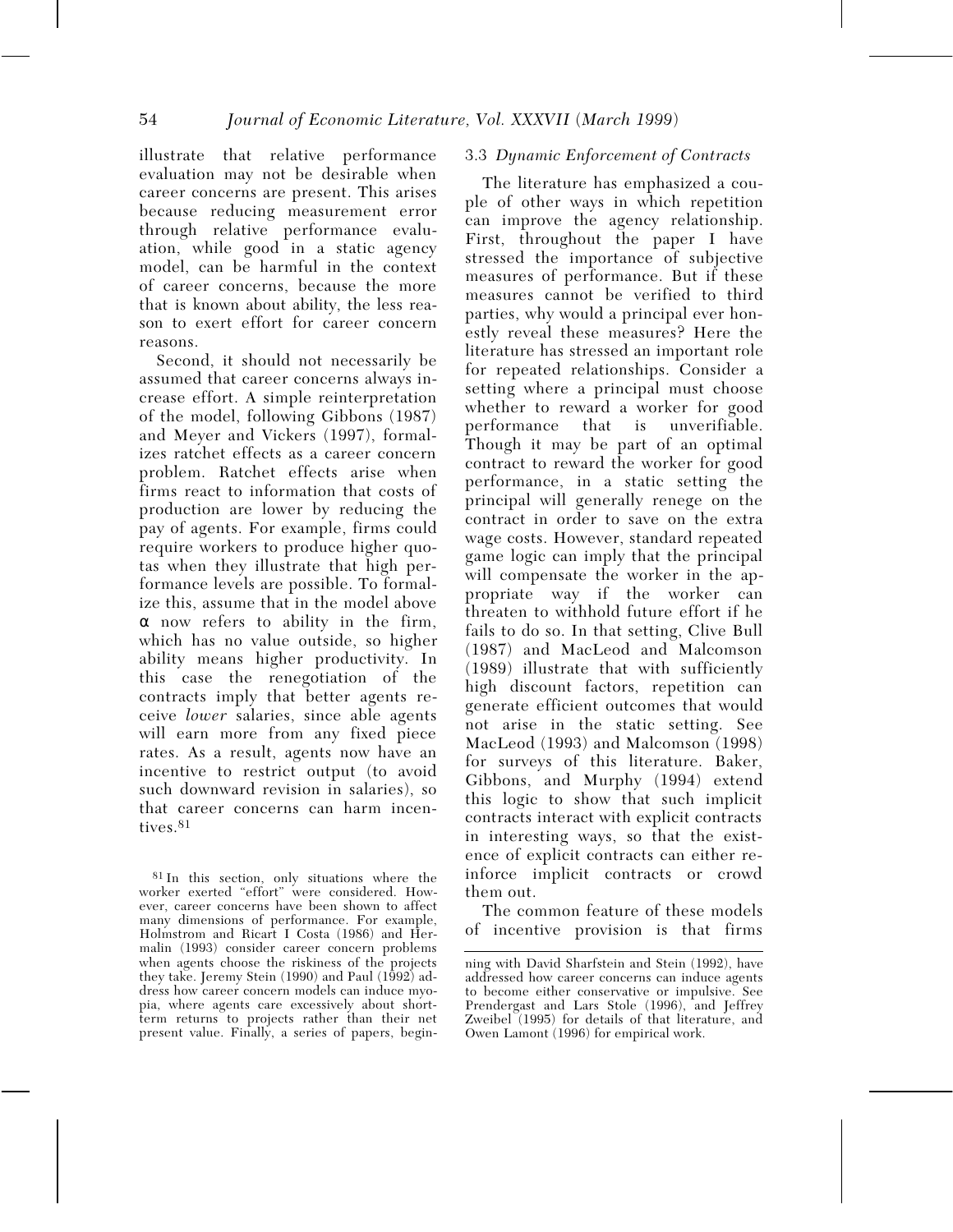illustrate that relative performance evaluation may not be desirable when career concerns are present. This arises because reducing measurement error through relative performance evaluation, while good in a static agency model, can be harmful in the context of career concerns, because the more that is known about ability, the less reason to exert effort for career concern reasons.

Second, it should not necessarily be assumed that career concerns always increase effort. A simple reinterpretation of the model, following Gibbons (1987) and Meyer and Vickers (1997), formalizes ratchet effects as a career concern problem. Ratchet effects arise when firms react to information that costs of production are lower by reducing the pay of agents. For example, firms could require workers to produce higher quotas when they illustrate that high performance levels are possible. To formalize this, assume that in the model above $\alpha$ now refers to ability in the firm, which has no value outside, so higher ability means higher productivity. In this case the renegotiation of the contracts imply that better agents receive *lower* salaries, since able agents will earn more from any fixed piece rates. As a result, agents now have an incentive to restrict output (to avoid such downward revision in salaries), so that career concerns can harm incentives.[81]

### 3.3 *Dynamic Enforcement of Contracts*

The literature has emphasized a couple of other ways in which repetition can improve the agency relationship. First, throughout the paper I have stressed the importance of subjective measures of performance. But if these measures cannot be verified to third parties, why would a principal ever honestly reveal these measures? Here the literature has stressed an important role for repeated relationships. Consider a setting where a principal must choose whether to reward a worker for good performance that is unverifiable. Though it may be part of an optimal contract to reward the worker for good performance, in a static setting the principal will generally renege on the contract in order to save on the extra wage costs. However, standard repeated game logic can imply that the principal will compensate the worker in the appropriate way if the worker can threaten to withhold future effort if he fails to do so. In that setting, Clive Bull (1987) and MacLeod and Malcomson (1989) illustrate that with sufficiently high discount factors, repetition can generate efficient outcomes that would not arise in the static setting. See MacLeod (1993) and Malcomson (1998) for surveys of this literature. Baker, Gibbons, and Murphy (1994) extend this logic to show that such implicit contracts interact with explicit contracts in interesting ways, so that the existence of explicit contracts can either reinforce implicit contracts or crowd them out.

The common feature of these models of incentive provision is that firms

---

[81] In this section, only situations where the worker exerted "effort" were considered. However, career concerns have been shown to affect many dimensions of performance. For example, Holmstrom and Ricart I Costa (1986) and Hermalin (1993) consider career concern problems when agents choose the riskiness of the projects they take. Jeremy Stein (1990) and Paul (1992) address how career concern models can induce myopia, where agents care excessively about short-term returns to projects rather than their net present value. Finally, a series of papers, beginning with David Sharfstein and Stein (1992), have addressed how career concerns can induce agents to become either conservative or impulsive. See Prendergast and Lars Stole (1996), and Jeffrey Zweibel (1995) for details of that literature, and Owen Lamont (1996) for empirical work.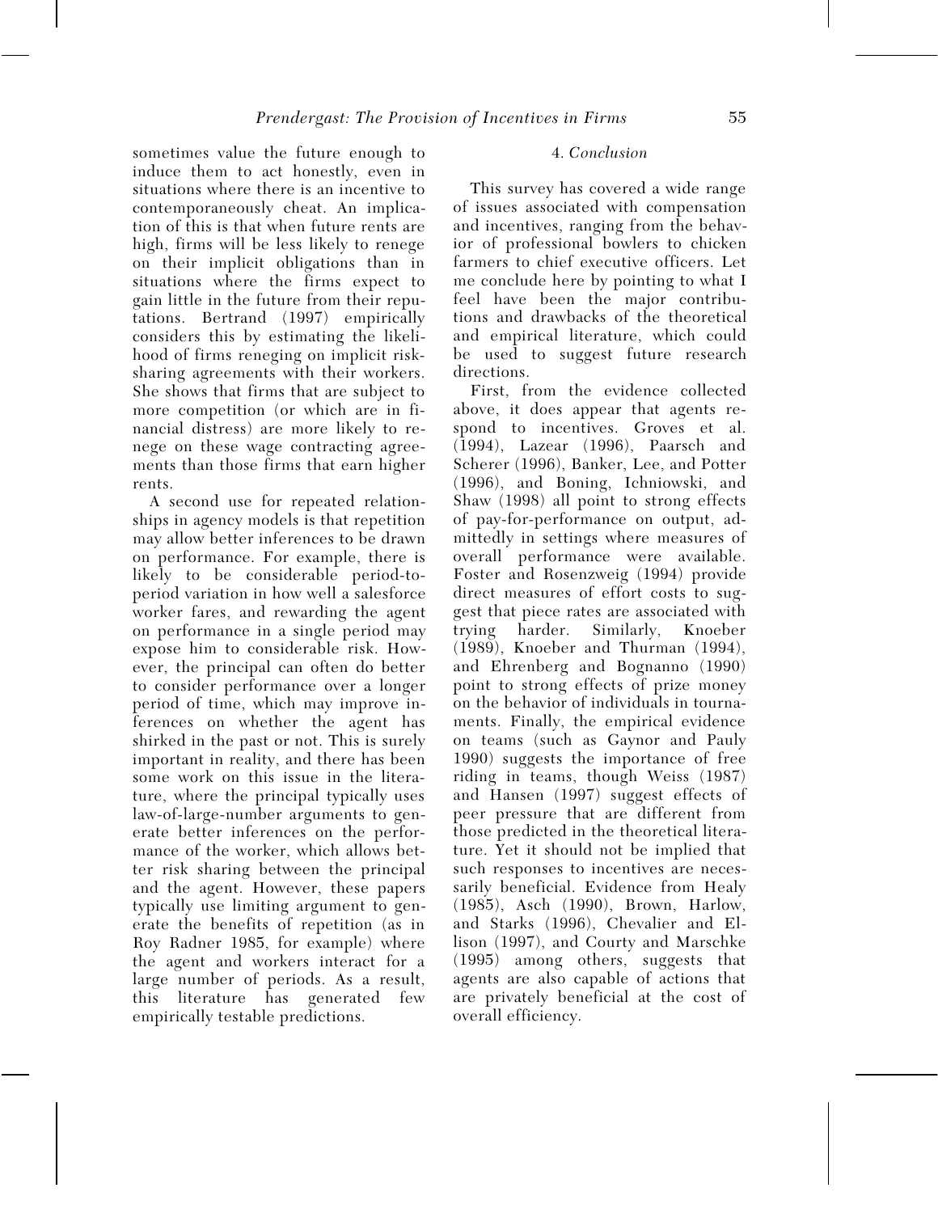sometimes value the future enough to induce them to act honestly, even in situations where there is an incentive to contemporaneously cheat. An implication of this is that when future rents are high, firms will be less likely to renege on their implicit obligations than in situations where the firms expect to gain little in the future from their reputations. Bertrand (1997) empirically considers this by estimating the likelihood of firms reneging on implicit risk-sharing agreements with their workers. She shows that firms that are subject to more competition (or which are in financial distress) are more likely to renege on these wage contracting agreements than those firms that earn higher rents.

A second use for repeated relationships in agency models is that repetition may allow better inferences to be drawn on performance. For example, there is likely to be considerable period-to-period variation in how well a salesforce worker fares, and rewarding the agent on performance in a single period may expose him to considerable risk. However, the principal can often do better to consider performance over a longer period of time, which may improve inferences on whether the agent has shirked in the past or not. This is surely important in reality, and there has been some work on this issue in the literature, where the principal typically uses law-of-large-number arguments to generate better inferences on the performance of the worker, which allows better risk sharing between the principal and the agent. However, these papers typically use limiting argument to generate the benefits of repetition (as in Roy Radner 1985, for example) where the agent and workers interact for a large number of periods. As a result, this literature has generated few empirically testable predictions.

## 4. *Conclusion*

This survey has covered a wide range of issues associated with compensation and incentives, ranging from the behavior of professional bowlers to chicken farmers to chief executive officers. Let me conclude here by pointing to what I feel have been the major contributions and drawbacks of the theoretical and empirical literature, which could be used to suggest future research directions.

First, from the evidence collected above, it does appear that agents respond to incentives. Groves et al. (1994), Lazear (1996), Paarsch and Scherer (1996), Banker, Lee, and Potter (1996), and Boning, Ichniowski, and Shaw (1998) all point to strong effects of pay-for-performance on output, admittedly in settings where measures of overall performance were available. Foster and Rosenzweig (1994) provide direct measures of effort costs to suggest that piece rates are associated with trying harder. Similarly, Knoeber (1989), Knoeber and Thurman (1994), and Ehrenberg and Bognanno (1990) point to strong effects of prize money on the behavior of individuals in tournaments. Finally, the empirical evidence on teams (such as Gaynor and Pauly 1990) suggests the importance of free riding in teams, though Weiss (1987) and Hansen (1997) suggest effects of peer pressure that are different from those predicted in the theoretical literature. Yet it should not be implied that such responses to incentives are necessarily beneficial. Evidence from Healy (1985), Asch (1990), Brown, Harlow, and Starks (1996), Chevalier and Ellison (1997), and Courty and Marschke (1995) among others, suggests that agents are also capable of actions that are privately beneficial at the cost of overall efficiency.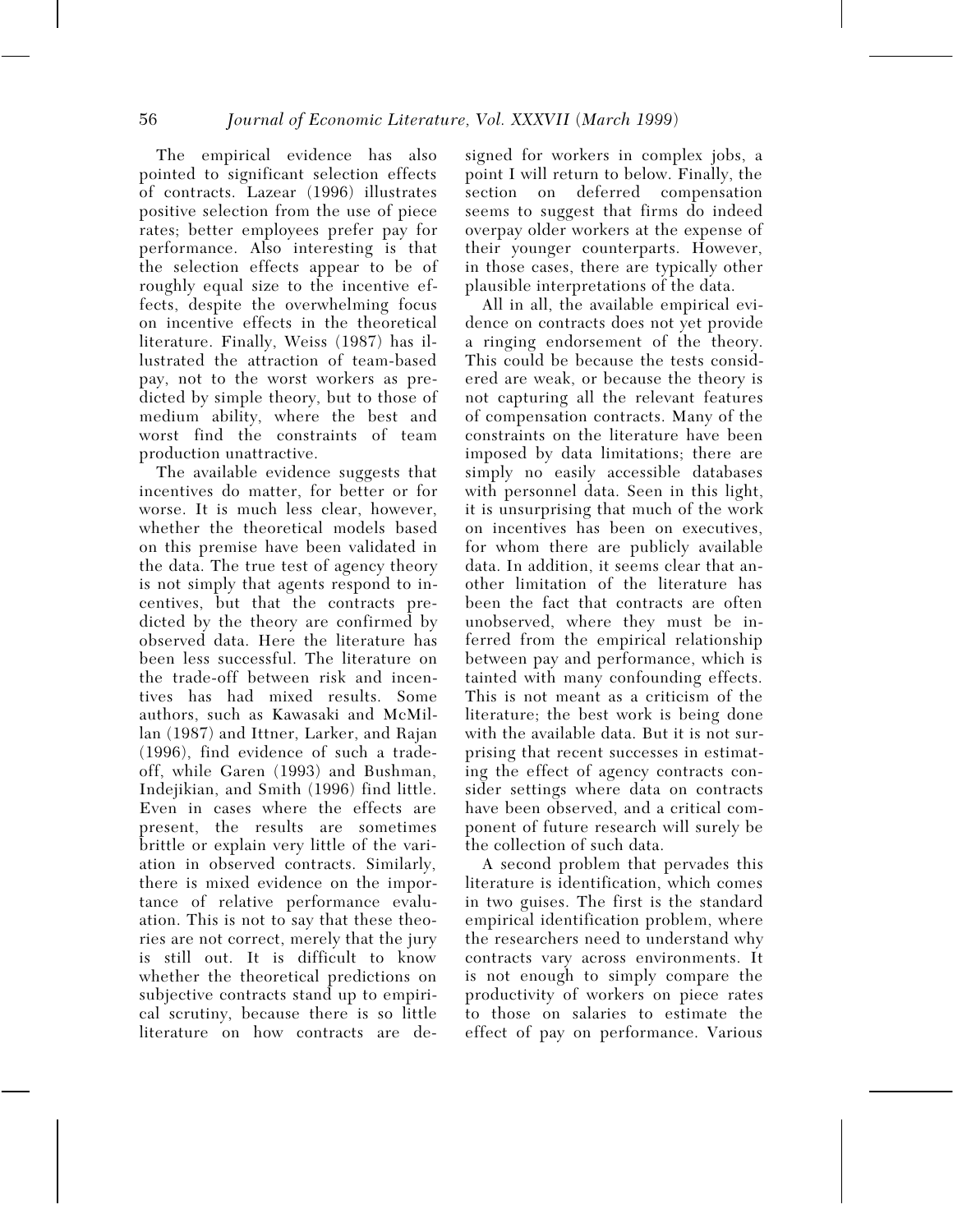The empirical evidence has also pointed to significant selection effects of contracts. Lazear (1996) illustrates positive selection from the use of piece rates; better employees prefer pay for performance. Also interesting is that the selection effects appear to be of roughly equal size to the incentive effects, despite the overwhelming focus on incentive effects in the theoretical literature. Finally, Weiss (1987) has illustrated the attraction of team-based pay, not to the worst workers as predicted by simple theory, but to those of medium ability, where the best and worst find the constraints of team production unattractive.

The available evidence suggests that incentives do matter, for better or for worse. It is much less clear, however, whether the theoretical models based on this premise have been validated in the data. The true test of agency theory is not simply that agents respond to incentives, but that the contracts predicted by the theory are confirmed by observed data. Here the literature has been less successful. The literature on the trade-off between risk and incentives has had mixed results. Some authors, such as Kawasaki and McMillan (1987) and Ittner, Larker, and Rajan (1996), find evidence of such a trade-off, while Garen (1993) and Bushman, Indejikian, and Smith (1996) find little. Even in cases where the effects are present, the results are sometimes brittle or explain very little of the variation in observed contracts. Similarly, there is mixed evidence on the importance of relative performance evaluation. This is not to say that these theories are not correct, merely that the jury is still out. It is difficult to know whether the theoretical predictions on subjective contracts stand up to empirical scrutiny, because there is so little literature on how contracts are designed for workers in complex jobs, a point I will return to below. Finally, the section on deferred compensation seems to suggest that firms do indeed overpay older workers at the expense of their younger counterparts. However, in those cases, there are typically other plausible interpretations of the data.

All in all, the available empirical evidence on contracts does not yet provide a ringing endorsement of the theory. This could be because the tests considered are weak, or because the theory is not capturing all the relevant features of compensation contracts. Many of the constraints on the literature have been imposed by data limitations; there are simply no easily accessible databases with personnel data. Seen in this light, it is unsurprising that much of the work on incentives has been on executives, for whom there are publicly available data. In addition, it seems clear that another limitation of the literature has been the fact that contracts are often unobserved, where they must be inferred from the empirical relationship between pay and performance, which is tainted with many confounding effects. This is not meant as a criticism of the literature; the best work is being done with the available data. But it is not surprising that recent successes in estimating the effect of agency contracts consider settings where data on contracts have been observed, and a critical component of future research will surely be the collection of such data.

A second problem that pervades this literature is identification, which comes in two guises. The first is the standard empirical identification problem, where the researchers need to understand why contracts vary across environments. It is not enough to simply compare the productivity of workers on piece rates to those on salaries to estimate the effect of pay on performance. Various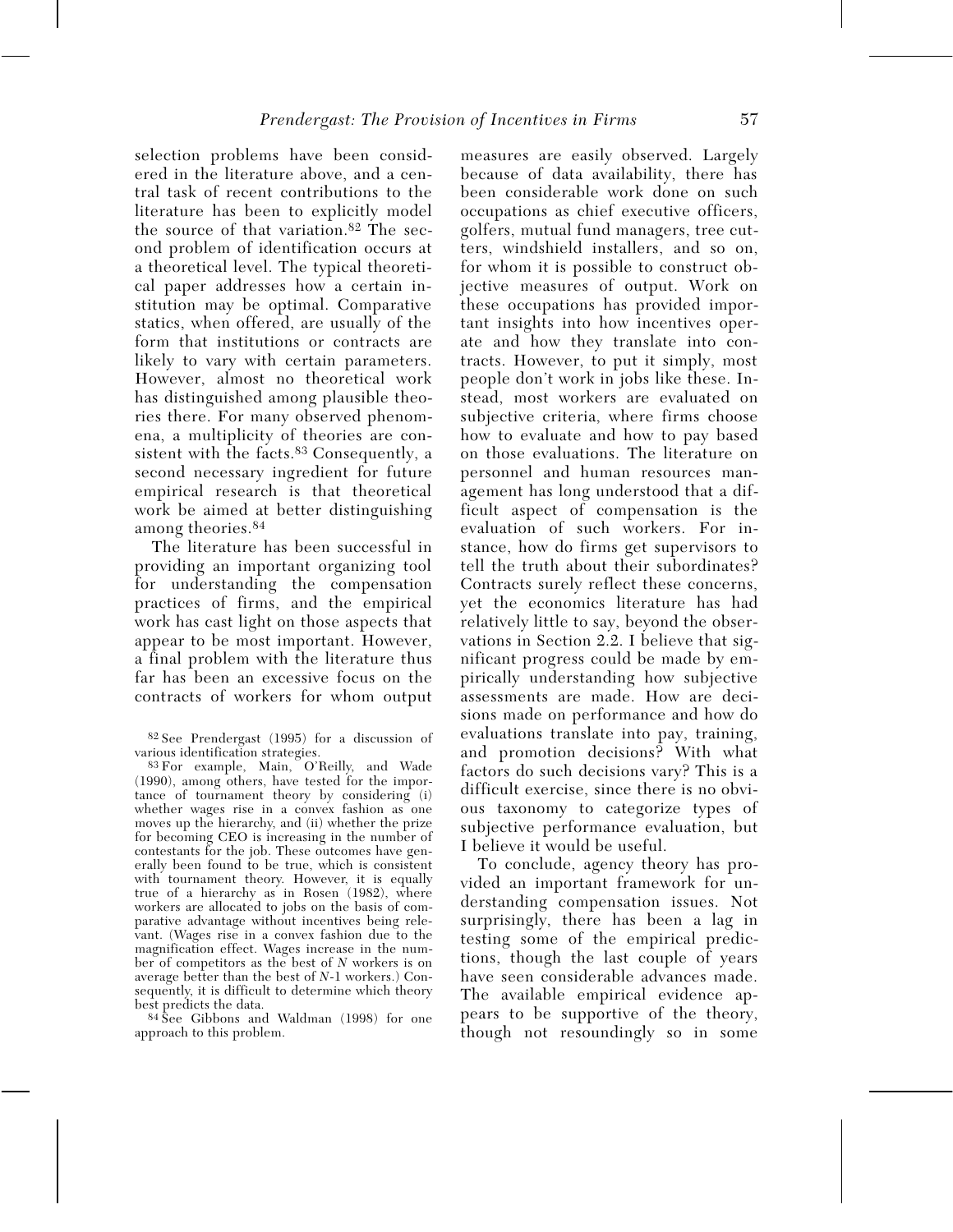selection problems have been considered in the literature above, and a central task of recent contributions to the literature has been to explicitly model the source of that variation.[82] The second problem of identification occurs at a theoretical level. The typical theoretical paper addresses how a certain institution may be optimal. Comparative statics, when offered, are usually of the form that institutions or contracts are likely to vary with certain parameters. However, almost no theoretical work has distinguished among plausible theories there. For many observed phenomena, a multiplicity of theories are consistent with the facts.[83] Consequently, a second necessary ingredient for future empirical research is that theoretical work be aimed at better distinguishing among theories.[84]

The literature has been successful in providing an important organizing tool for understanding the compensation practices of firms, and the empirical work has cast light on those aspects that appear to be most important. However, a final problem with the literature thus far has been an excessive focus on the contracts of workers for whom output measures are easily observed. Largely because of data availability, there has been considerable work done on such occupations as chief executive officers, golfers, mutual fund managers, tree cutters, windshield installers, and so on, for whom it is possible to construct objective measures of output. Work on these occupations has provided important insights into how incentives operate and how they translate into contracts. However, to put it simply, most people don't work in jobs like these. Instead, most workers are evaluated on subjective criteria, where firms choose how to evaluate and how to pay based on those evaluations. The literature on personnel and human resources management has long understood that a difficult aspect of compensation is the evaluation of such workers. For instance, how do firms get supervisors to tell the truth about their subordinates? Contracts surely reflect these concerns, yet the economics literature has had relatively little to say, beyond the observations in Section 2.2. I believe that significant progress could be made by empirically understanding how subjective assessments are made. How are decisions made on performance and how do evaluations translate into pay, training, and promotion decisions? With what factors do such decisions vary? This is a difficult exercise, since there is no obvious taxonomy to categorize types of subjective performance evaluation, but I believe it would be useful.

To conclude, agency theory has provided an important framework for understanding compensation issues. Not surprisingly, there has been a lag in testing some of the empirical predictions, though the last couple of years have seen considerable advances made. The available empirical evidence appears to be supportive of the theory, though not resoundingly so in some

[82] See Prendergast (1995) for a discussion of various identification strategies.

[83] For example, Main, O'Reilly, and Wade (1990), among others, have tested for the importance of tournament theory by considering (i) whether wages rise in a convex fashion as one moves up the hierarchy, and (ii) whether the prize for becoming CEO is increasing in the number of contestants for the job. These outcomes have generally been found to be true, which is consistent with tournament theory. However, it is equally true of a hierarchy as in Rosen (1982), where workers are allocated to jobs on the basis of comparative advantage without incentives being relevant. (Wages rise in a convex fashion due to the magnification effect. Wages increase in the number of competitors as the best of *N* workers is on average better than the best of *N*-1 workers.) Consequently, it is difficult to determine which theory best predicts the data.

[84] See Gibbons and Waldman (1998) for one approach to this problem.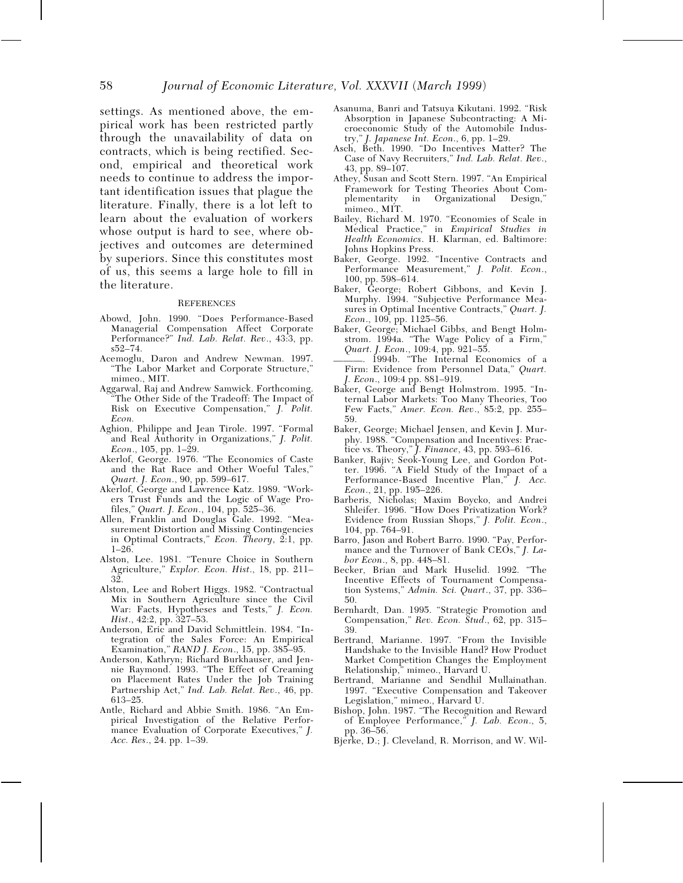settings. As mentioned above, the empirical work has been restricted partly through the unavailability of data on contracts, which is being rectified. Second, empirical and theoretical work needs to continue to address the important identification issues that plague the literature. Finally, there is a lot left to learn about the evaluation of workers whose output is hard to see, where objectives and outcomes are determined by superiors. Since this constitutes most of us, this seems a large hole to fill in the literature.

## REFERENCES

Abowd, John. 1990. "Does Performance-Based Managerial Compensation Affect Corporate Performance?" *Ind. Lab. Relat. Rev.*, 43:3, pp. s52–74.

Acemoglu, Daron and Andrew Newman. 1997. "The Labor Market and Corporate Structure," mimeo., MIT.

Aggarwal, Raj and Andrew Samwick. Forthcoming. "The Other Side of the Tradeoff: The Impact of Risk on Executive Compensation," *J. Polit. Econ.*

Aghion, Philippe and Jean Tirole. 1997. "Formal and Real Authority in Organizations," *J. Polit. Econ.*, 105, pp. 1–29.

Akerlof, George. 1976. "The Economics of Caste and the Rat Race and Other Woeful Tales," *Quart. J. Econ.*, 90, pp. 599–617.

Akerlof, George and Lawrence Katz. 1989. "Workers Trust Funds and the Logic of Wage Profiles," *Quart. J. Econ.*, 104, pp. 525–36.

Allen, Franklin and Douglas Gale. 1992. "Measurement Distortion and Missing Contingencies in Optimal Contracts," *Econ. Theory*, 2:1, pp. 1–26.

Alston, Lee. 1981. "Tenure Choice in Southern Agriculture," *Explor. Econ. Hist.*, 18, pp. 211–32.

Alston, Lee and Robert Higgs. 1982. "Contractual Mix in Southern Agriculture since the Civil War: Facts, Hypotheses and Tests," *J. Econ. Hist.*, 42:2, pp. 327–53.

Anderson, Eric and David Schmittlein. 1984. "Integration of the Sales Force: An Empirical Examination," *RAND J. Econ.*, 15, pp. 385–95.

Anderson, Kathryn; Richard Burkhauser, and Jennie Raymond. 1993. "The Effect of Creaming on Placement Rates Under the Job Training Partnership Act," *Ind. Lab. Relat. Rev.*, 46, pp. 613–25.

Antle, Richard and Abbie Smith. 1986. "An Empirical Investigation of the Relative Performance Evaluation of Corporate Executives," *J. Acc. Res.*, 24. pp. 1–39.

Asanuma, Banri and Tatsuya Kikutani. 1992. "Risk Absorption in Japanese Subcontracting: A Microeconomic Study of the Automobile Industry," *J. Japanese Int. Econ.*, 6, pp. 1–29.

Asch, Beth. 1990. "Do Incentives Matter? The Case of Navy Recruiters," *Ind. Lab. Relat. Rev.*, 43, pp. 89–107.

Athey, Susan and Scott Stern. 1997. "An Empirical Framework for Testing Theories About Complementarity in Organizational Design," mimeo., MIT.

Bailey, Richard M. 1970. "Economies of Scale in Medical Practice," in *Empirical Studies in Health Economics*. H. Klarman, ed. Baltimore: Johns Hopkins Press.

Baker, George. 1992. "Incentive Contracts and Performance Measurement," *J. Polit. Econ.*, 100, pp. 598–614.

Baker, George; Robert Gibbons, and Kevin J. Murphy. 1994. "Subjective Performance Measures in Optimal Incentive Contracts," *Quart. J. Econ.*, 109, pp. 1125–56.

Baker, George; Michael Gibbs, and Bengt Holmstrom. 1994a. "The Wage Policy of a Firm," *Quart. J. Econ.*, 109:4, pp. 921–55.

———. 1994b. "The Internal Economics of a Firm: Evidence from Personnel Data," *Quart. J. Econ.*, 109:4 pp. 881–919.

Baker, George and Bengt Holmstrom. 1995. "Internal Labor Markets: Too Many Theories, Too Few Facts," *Amer. Econ. Rev.*, 85:2, pp. 255–59.

Baker, George; Michael Jensen, and Kevin J. Murphy. 1988. "Compensation and Incentives: Practice vs. Theory," *J. Finance*, 43, pp. 593–616.

Banker, Rajiv; Seok-Young Lee, and Gordon Potter. 1996. "A Field Study of the Impact of a Performance-Based Incentive Plan," *J. Acc. Econ.*, 21, pp. 195–226.

Barberis, Nicholas; Maxim Boycko, and Andrei Shleifer. 1996. "How Does Privatization Work? Evidence from Russian Shops," *J. Polit. Econ.*, 104, pp. 764–91.

Barro, Jason and Robert Barro. 1990. "Pay, Performance and the Turnover of Bank CEOs," *J. Labor Econ.*, 8, pp. 448–81.

Becker, Brian and Mark Huselid. 1992. "The Incentive Effects of Tournament Compensation Systems," *Admin. Sci. Quart.*, 37, pp. 336–50.

Bernhardt, Dan. 1995. "Strategic Promotion and Compensation," *Rev. Econ. Stud.*, 62, pp. 315–39.

Bertrand, Marianne. 1997. "From the Invisible Handshake to the Invisible Hand? How Product Market Competition Changes the Employment Relationship," mimeo., Harvard U.

Bertrand, Marianne and Sendhil Mullainathan. 1997. "Executive Compensation and Takeover Legislation," mimeo., Harvard U.

Bishop, John. 1987. "The Recognition and Reward of Employee Performance," *J. Lab. Econ.*, 5, pp. 36–56.

Bjerke, D.; J. Cleveland, R. Morrison, and W. Wil-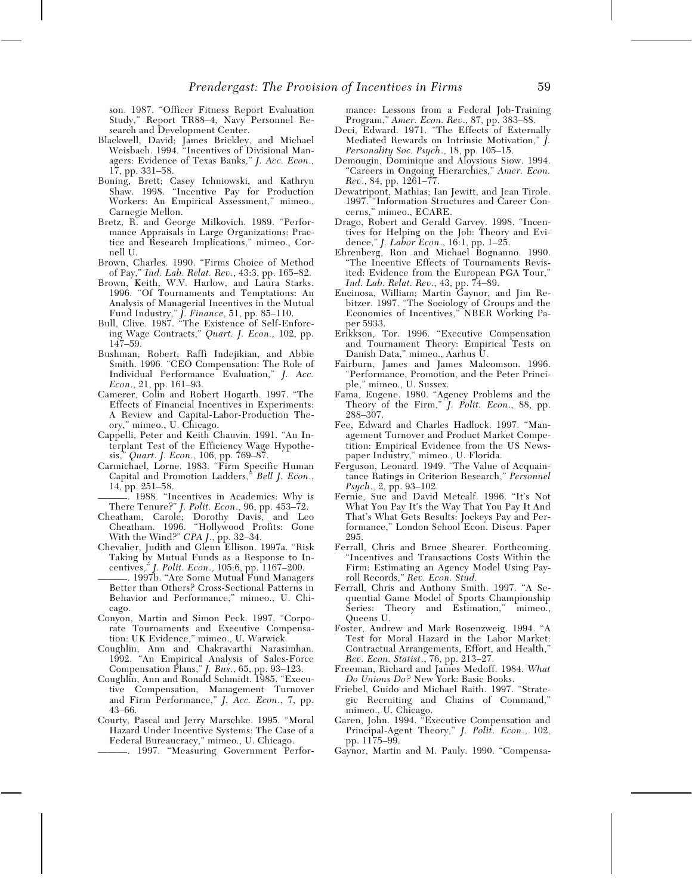son. 1987. "Officer Fitness Report Evaluation Study," Report TR88–4, Navy Personnel Research and Development Center.

Blackwell, David; James Brickley, and Michael Weisbach. 1994. "Incentives of Divisional Managers: Evidence of Texas Banks," *J. Acc. Econ.*, 17, pp. 331–58.

Boning, Brett; Casey Ichniowski, and Kathryn Shaw. 1998. "Incentive Pay for Production Workers: An Empirical Assessment," mimeo., Carnegie Mellon.

Bretz, R. and George Milkovich. 1989. "Performance Appraisals in Large Organizations: Practice and Research Implications," mimeo., Cornell U.

Brown, Charles. 1990. "Firms Choice of Method of Pay," *Ind. Lab. Relat. Rev.*, 43:3, pp. 165–82.

Brown, Keith, W.V. Harlow, and Laura Starks. 1996. "Of Tournaments and Temptations: An Analysis of Managerial Incentives in the Mutual Fund Industry," *J. Finance*, 51, pp. 85–110.

Bull, Clive. 1987. "The Existence of Self-Enforcing Wage Contracts," *Quart. J. Econ.,* 102, pp. 147–59.

Bushman, Robert; Raffi Indejikian, and Abbie Smith. 1996. "CEO Compensation: The Role of Individual Performance Evaluation," *J. Acc. Econ.*, 21, pp. 161–93.

Camerer, Colin and Robert Hogarth. 1997. "The Effects of Financial Incentives in Experiments: A Review and Capital-Labor-Production Theory," mimeo., U. Chicago.

Cappelli, Peter and Keith Chauvin. 1991. "An Interplant Test of the Efficiency Wage Hypothesis," *Quart. J. Econ.*, 106, pp. 769–87.

Carmichael, Lorne. 1983. "Firm Specific Human Capital and Promotion Ladders," *Bell J. Econ.*, 14, pp. 251–58.

———. 1988. "Incentives in Academics: Why is There Tenure?" *J. Polit. Econ.*, 96, pp. 453–72.

Cheatham, Carole; Dorothy Davis, and Leo Cheatham. 1996. "Hollywood Profits: Gone With the Wind?" *CPA J.*, pp. 32–34.

Chevalier, Judith and Glenn Ellison. 1997a. "Risk Taking by Mutual Funds as a Response to Incentives," *J. Polit. Econ.*, 105:6, pp. 1167–200.

———. 1997b. "Are Some Mutual Fund Managers Better than Others? Cross-Sectional Patterns in Behavior and Performance," mimeo., U. Chicago.

Conyon, Martin and Simon Peck. 1997. "Corporate Tournaments and Executive Compensation: UK Evidence," mimeo., U. Warwick.

Coughlin, Ann and Chakravarthi Narasimhan. 1992. "An Empirical Analysis of Sales-Force Compensation Plans," *J. Bus.*, 65, pp. 93–123.

Coughlin, Ann and Ronald Schmidt. 1985. "Executive Compensation, Management Turnover and Firm Performance," *J. Acc. Econ.*, 7, pp. 43–66.

Courty, Pascal and Jerry Marschke. 1995. "Moral Hazard Under Incentive Systems: The Case of a Federal Bureaucracy," mimeo., U. Chicago.

———. 1997. "Measuring Government Performance: Lessons from a Federal Job-Training Program," *Amer. Econ. Rev.*, 87, pp. 383–88.

Deci, Edward. 1971. "The Effects of Externally Mediated Rewards on Intrinsic Motivation," *J. Personality Soc. Psych.*, 18, pp. 105–15.

Demougin, Dominique and Aloysious Siow. 1994. "Careers in Ongoing Hierarchies," *Amer. Econ. Rev.*, 84, pp. 1261–77.

Dewatripont, Mathias; Ian Jewitt, and Jean Tirole. 1997. "Information Structures and Career Concerns," mimeo., ECARE.

Drago, Robert and Gerald Garvey. 1998. "Incentives for Helping on the Job: Theory and Evidence," *J. Labor Econ.*, 16:1, pp. 1–25.

Ehrenberg, Ron and Michael Bognanno. 1990. "The Incentive Effects of Tournaments Revisited: Evidence from the European PGA Tour," *Ind. Lab. Relat. Rev.*, 43, pp. 74–89.

Encinosa, William; Martin Gaynor, and Jim Rebitzer. 1997. "The Sociology of Groups and the Economics of Incentives," NBER Working Paper 5933.

Erikkson, Tor. 1996. "Executive Compensation and Tournament Theory: Empirical Tests on Danish Data," mimeo., Aarhus U.

Fairburn, James and James Malcomson. 1996. "Performance, Promotion, and the Peter Principle," mimeo., U. Sussex.

Fama, Eugene. 1980. "Agency Problems and the Theory of the Firm," *J. Polit. Econ.*, 88, pp. 288–307.

Fee, Edward and Charles Hadlock. 1997. "Management Turnover and Product Market Competition: Empirical Evidence from the US Newspaper Industry," mimeo., U. Florida.

Ferguson, Leonard. 1949. "The Value of Acquaintance Ratings in Criterion Research," *Personnel Psych.*, 2, pp. 93–102.

Fernie, Sue and David Metcalf. 1996. "It's Not What You Pay It's the Way That You Pay It And That's What Gets Results: Jockeys Pay and Performance," London School Econ. Discus. Paper 295.

Ferrall, Chris and Bruce Shearer. Forthcoming. "Incentives and Transactions Costs Within the Firm: Estimating an Agency Model Using Payroll Records," *Rev. Econ. Stud.*

Ferrall, Chris and Anthony Smith. 1997. "A Sequential Game Model of Sports Championship Series: Theory and Estimation," mimeo., Queens U.

Foster, Andrew and Mark Rosenzweig. 1994. "A Test for Moral Hazard in the Labor Market: Contractual Arrangements, Effort, and Health," *Rev. Econ. Statist.*, 76, pp. 213–27.

Freeman, Richard and James Medoff. 1984. *What Do Unions Do?* New York: Basic Books.

Friebel, Guido and Michael Raith. 1997. "Strategic Recruiting and Chains of Command," mimeo., U. Chicago.

Garen, John. 1994. "Executive Compensation and Principal-Agent Theory," *J. Polit. Econ.*, 102, pp. 1175–99.

Gaynor, Martin and M. Pauly. 1990. "Compensa-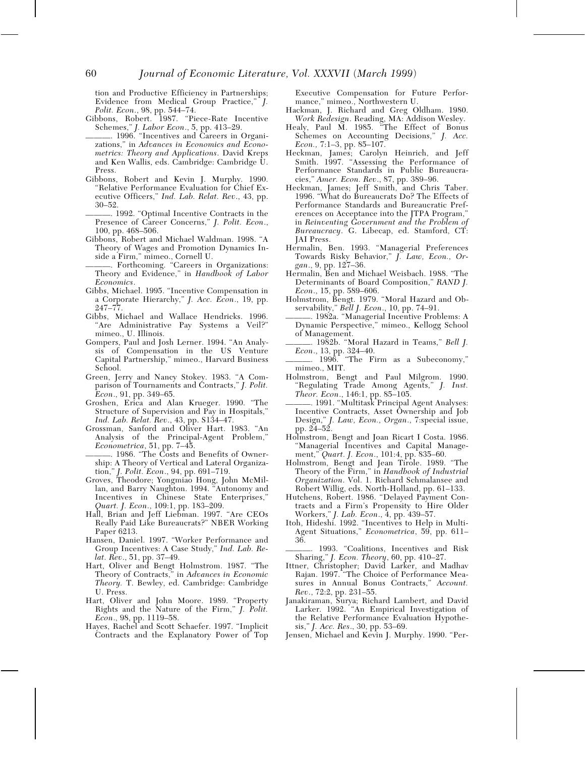tion and Productive Efficiency in Partnerships; Evidence from Medical Group Practice," *J. Polit. Econ.*, 98, pp. 544–74.

Gibbons, Robert. 1987. "Piece-Rate Incentive Schemes," *J. Labor Econ.*, 5, pp. 413–29.

———. 1996. "Incentives and Careers in Organizations," in *Advances in Economics and Econometrics: Theory and Applications*. David Kreps and Ken Wallis, eds. Cambridge: Cambridge U. Press.

Gibbons, Robert and Kevin J. Murphy. 1990. "Relative Performance Evaluation for Chief Executive Officers," *Ind. Lab. Relat. Rev.*, 43, pp. 30–52.

———. 1992. "Optimal Incentive Contracts in the Presence of Career Concerns," *J. Polit. Econ.*, 100, pp. 468–506.

Gibbons, Robert and Michael Waldman. 1998. "A Theory of Wages and Promotion Dynamics Inside a Firm," mimeo., Cornell U.

———. Forthcoming. "Careers in Organizations: Theory and Evidence," in *Handbook of Labor Economics*.

Gibbs, Michael. 1995. "Incentive Compensation in a Corporate Hierarchy," *J. Acc. Econ.*, 19, pp. 247–77.

Gibbs, Michael and Wallace Hendricks. 1996. "Are Administrative Pay Systems a Veil?" mimeo., U. Illinois.

Gompers, Paul and Josh Lerner. 1994. "An Analysis of Compensation in the US Venture Capital Partnership," mimeo., Harvard Business School.

Green, Jerry and Nancy Stokey. 1983. "A Comparison of Tournaments and Contracts," *J. Polit. Econ.*, 91, pp. 349–65.

Groshen, Erica and Alan Krueger. 1990. "The Structure of Supervision and Pay in Hospitals," *Ind. Lab. Relat. Rev.*, 43, pp. S134–47.

Grossman, Sanford and Oliver Hart. 1983. "An Analysis of the Principal-Agent Problem," *Econometrica*, 51, pp. 7–45.

———. 1986. "The Costs and Benefits of Ownership: A Theory of Vertical and Lateral Organization," *J. Polit. Econ.*, 94, pp. 691–719.

Groves, Theodore; Yongmiao Hong, John McMillan, and Barry Naughton. 1994. "Autonomy and Incentives in Chinese State Enterprises," *Quart. J. Econ.*, 109:1, pp. 183–209.

Hall, Brian and Jeff Liebman. 1997. "Are CEOs Really Paid Like Bureaucrats?" NBER Working Paper 6213.

Hansen, Daniel. 1997. "Worker Performance and Group Incentives: A Case Study," *Ind. Lab. Relat. Rev.*, 51, pp. 37–49.

Hart, Oliver and Bengt Holmstrom. 1987. "The Theory of Contracts," in *Advances in Economic Theory.* T. Bewley, ed. Cambridge: Cambridge U. Press.

Hart, Oliver and John Moore. 1989. "Property Rights and the Nature of the Firm," *J. Polit. Econ.*, 98, pp. 1119–58.

Hayes, Rachel and Scott Schaefer. 1997. "Implicit Contracts and the Explanatory Power of Top Executive Compensation for Future Performance," mimeo., Northwestern U.

Hackman, J. Richard and Greg Oldham. 1980. *Work Redesign*. Reading, MA: Addison Wesley.

Healy, Paul M. 1985. "The Effect of Bonus Schemes on Accounting Decisions," *J. Acc. Econ.*, 7:1–3, pp. 85–107.

Heckman, James; Carolyn Heinrich, and Jeff Smith. 1997. "Assessing the Performance of Performance Standards in Public Bureaucracies," *Amer. Econ. Rev.*, 87, pp. 389–96.

Heckman, James; Jeff Smith, and Chris Taber. 1996. "What do Bureaucrats Do? The Effects of Performance Standards and Bureaucratic Preferences on Acceptance into the JTPA Program," in *Reinventing Government and the Problem of Bureaucracy*. G. Libecap, ed. Stamford, CT: JAI Press.

Hermalin, Ben. 1993. "Managerial Preferences Towards Risky Behavior," *J. Law, Econ., Organ.*, 9, pp. 127–36.

Hermalin, Ben and Michael Weisbach. 1988. "The Determinants of Board Composition," *RAND J. Econ.*, 15, pp. 589–606.

Holmstrom, Bengt. 1979. "Moral Hazard and Observability," *Bell J. Econ.*, 10, pp. 74–91.

———. 1982a. "Managerial Incentive Problems: A Dynamic Perspective," mimeo., Kellogg School of Management.

———. 1982b. "Moral Hazard in Teams," *Bell J. Econ.*, 13, pp. 324–40.

———. 1996. "The Firm as a Subeconomy," mimeo., MIT.

Holmstrom, Bengt and Paul Milgrom. 1990. "Regulating Trade Among Agents," *J. Inst. Theor. Econ.*, 146:1, pp. 85–105.

———. 1991. "Multitask Principal Agent Analyses: Incentive Contracts, Asset Ownership and Job Design," *J. Law, Econ., Organ.*, 7:special issue, pp. 24–52.

Holmstrom, Bengt and Joan Ricart I Costa. 1986. "Managerial Incentives and Capital Management," *Quart. J. Econ.*, 101:4, pp. 835–60.

Holmstrom, Bengt and Jean Tirole. 1989. "The Theory of the Firm," in *Handbook of Industrial Organization*. Vol. 1. Richard Schmalansee and Robert Willig, eds. North-Holland, pp. 61–133.

Hutchens, Robert. 1986. "Delayed Payment Contracts and a Firm's Propensity to Hire Older Workers," *J. Lab. Econ.*, 4, pp. 439–57.

Itoh, Hideshi. 1992. "Incentives to Help in Multi-Agent Situations," *Econometrica*, 59, pp. 611–36.

———. 1993. "Coalitions, Incentives and Risk Sharing," *J. Econ. Theory*, 60, pp. 410–27.

Ittner, Christopher; David Larker, and Madhav Rajan. 1997. "The Choice of Performance Measures in Annual Bonus Contracts," *Account. Rev.*, 72:2, pp. 231–55.

Janakiraman, Surya; Richard Lambert, and David Larker. 1992. "An Empirical Investigation of the Relative Performance Evaluation Hypothesis," *J. Acc. Res.*, 30, pp. 53–69.

Jensen, Michael and Kevin J. Murphy. 1990. "Per-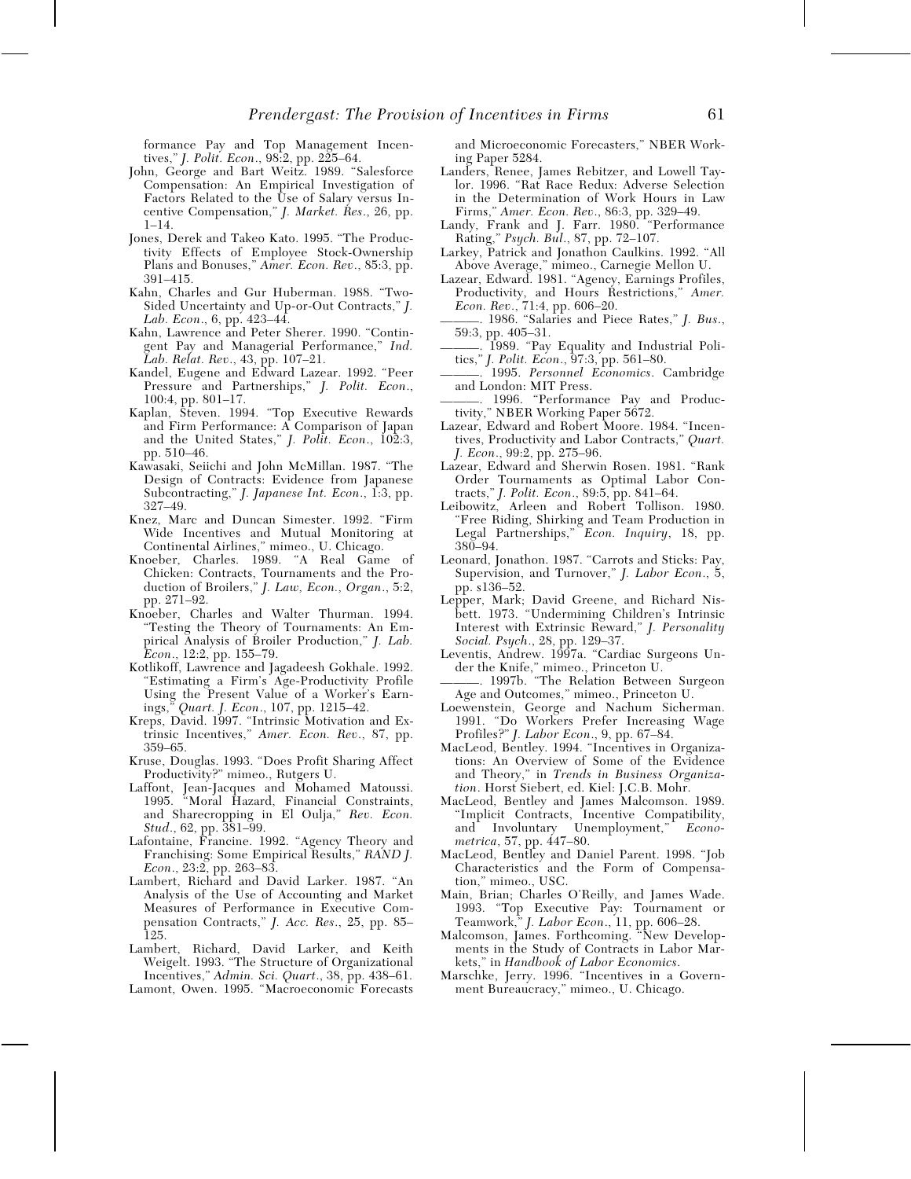formance Pay and Top Management Incentives," *J. Polit. Econ.*, 98:2, pp. 225–64.

John, George and Bart Weitz. 1989. "Salesforce Compensation: An Empirical Investigation of Factors Related to the Use of Salary versus Incentive Compensation," *J. Market. Res.*, 26, pp. 1–14.

Jones, Derek and Takeo Kato. 1995. "The Productivity Effects of Employee Stock-Ownership Plans and Bonuses," *Amer. Econ. Rev.*, 85:3, pp. 391–415.

Kahn, Charles and Gur Huberman. 1988. "Two-Sided Uncertainty and Up-or-Out Contracts," *J. Lab. Econ.*, 6, pp. 423–44.

Kahn, Lawrence and Peter Sherer. 1990. "Contingent Pay and Managerial Performance," *Ind. Lab. Relat. Rev.*, 43, pp. 107–21.

Kandel, Eugene and Edward Lazear. 1992. "Peer Pressure and Partnerships," *J. Polit. Econ.*, 100:4, pp. 801–17.

Kaplan, Steven. 1994. "Top Executive Rewards and Firm Performance: A Comparison of Japan and the United States," *J. Polit. Econ.*, 102:3, pp. 510–46.

Kawasaki, Seiichi and John McMillan. 1987. "The Design of Contracts: Evidence from Japanese Subcontracting," *J. Japanese Int. Econ.*, 1:3, pp. 327–49.

Knez, Marc and Duncan Simester. 1992. "Firm Wide Incentives and Mutual Monitoring at Continental Airlines," mimeo., U. Chicago.

Knoeber, Charles. 1989. "A Real Game of Chicken: Contracts, Tournaments and the Production of Broilers," *J. Law, Econ., Organ.*, 5:2, pp. 271–92.

Knoeber, Charles and Walter Thurman. 1994. "Testing the Theory of Tournaments: An Empirical Analysis of Broiler Production," *J. Lab. Econ.*, 12:2, pp. 155–79.

Kotlikoff, Lawrence and Jagadeesh Gokhale. 1992. "Estimating a Firm's Age-Productivity Profile Using the Present Value of a Worker's Earnings," *Quart. J. Econ.*, 107, pp. 1215–42.

Kreps, David. 1997. "Intrinsic Motivation and Extrinsic Incentives," *Amer. Econ. Rev.*, 87, pp. 359–65.

Kruse, Douglas. 1993. "Does Profit Sharing Affect Productivity?" mimeo., Rutgers U.

Laffont, Jean-Jacques and Mohamed Matoussi. 1995. "Moral Hazard, Financial Constraints, and Sharecropping in El Oulja," *Rev. Econ. Stud.*, 62, pp. 381–99.

Lafontaine, Francine. 1992. "Agency Theory and Franchising: Some Empirical Results," *RAND J. Econ.*, 23:2, pp. 263–83.

Lambert, Richard and David Larker. 1987. "An Analysis of the Use of Accounting and Market Measures of Performance in Executive Compensation Contracts," *J. Acc. Res.*, 25, pp. 85–125.

Lambert, Richard, David Larker, and Keith Weigelt. 1993. "The Structure of Organizational Incentives," *Admin. Sci. Quart.*, 38, pp. 438–61.

Lamont, Owen. 1995. "Macroeconomic Forecasts and Microeconomic Forecasters," NBER Working Paper 5284.

Landers, Renee, James Rebitzer, and Lowell Taylor. 1996. "Rat Race Redux: Adverse Selection in the Determination of Work Hours in Law Firms," *Amer. Econ. Rev.*, 86:3, pp. 329–49.

Landy, Frank and J. Farr. 1980. "Performance Rating," *Psych. Bul.*, 87, pp. 72–107.

Larkey, Patrick and Jonathon Caulkins. 1992. "All Above Average," mimeo., Carnegie Mellon U.

Lazear, Edward. 1981. "Agency, Earnings Profiles, Productivity, and Hours Restrictions," *Amer. Econ. Rev.*, 71:4, pp. 606–20.

———. 1986. "Salaries and Piece Rates," *J. Bus.*, 59:3, pp. 405–31.

———. 1989. "Pay Equality and Industrial Politics," *J. Polit. Econ.*, 97:3, pp. 561–80.

———. 1995. *Personnel Economics*. Cambridge and London: MIT Press.

———. 1996. "Performance Pay and Productivity," NBER Working Paper 5672.

Lazear, Edward and Robert Moore. 1984. "Incentives, Productivity and Labor Contracts," *Quart. J. Econ.*, 99:2, pp. 275–96.

Lazear, Edward and Sherwin Rosen. 1981. "Rank Order Tournaments as Optimal Labor Contracts," *J. Polit. Econ.*, 89:5, pp. 841–64.

Leibowitz, Arleen and Robert Tollison. 1980. "Free Riding, Shirking and Team Production in Legal Partnerships," *Econ. Inquiry*, 18, pp. 380–94.

Leonard, Jonathon. 1987. "Carrots and Sticks: Pay, Supervision, and Turnover," *J. Labor Econ.*, 5, pp. s136–52.

Lepper, Mark; David Greene, and Richard Nisbett. 1973. "Undermining Children's Intrinsic Interest with Extrinsic Reward," *J. Personality Social. Psych.*, 28, pp. 129–37.

Leventis, Andrew. 1997a. "Cardiac Surgeons Under the Knife," mimeo., Princeton U.

———. 1997b. "The Relation Between Surgeon Age and Outcomes," mimeo., Princeton U.

Loewenstein, George and Nachum Sicherman. 1991. "Do Workers Prefer Increasing Wage Profiles?" *J. Labor Econ.*, 9, pp. 67–84.

MacLeod, Bentley. 1994. "Incentives in Organizations: An Overview of Some of the Evidence and Theory," in *Trends in Business Organization*. Horst Siebert, ed. Kiel: J.C.B. Mohr.

MacLeod, Bentley and James Malcomson. 1989. "Implicit Contracts, Incentive Compatibility, and Involuntary Unemployment," *Econometrica*, 57, pp. 447–80.

MacLeod, Bentley and Daniel Parent. 1998. "Job Characteristics and the Form of Compensation," mimeo., USC.

Main, Brian; Charles O'Reilly, and James Wade. 1993. "Top Executive Pay: Tournament or Teamwork," *J. Labor Econ.*, 11, pp. 606–28.

Malcomson, James. Forthcoming. "New Developments in the Study of Contracts in Labor Markets," in *Handbook of Labor Economics*.

Marschke, Jerry. 1996. "Incentives in a Government Bureaucracy," mimeo., U. Chicago.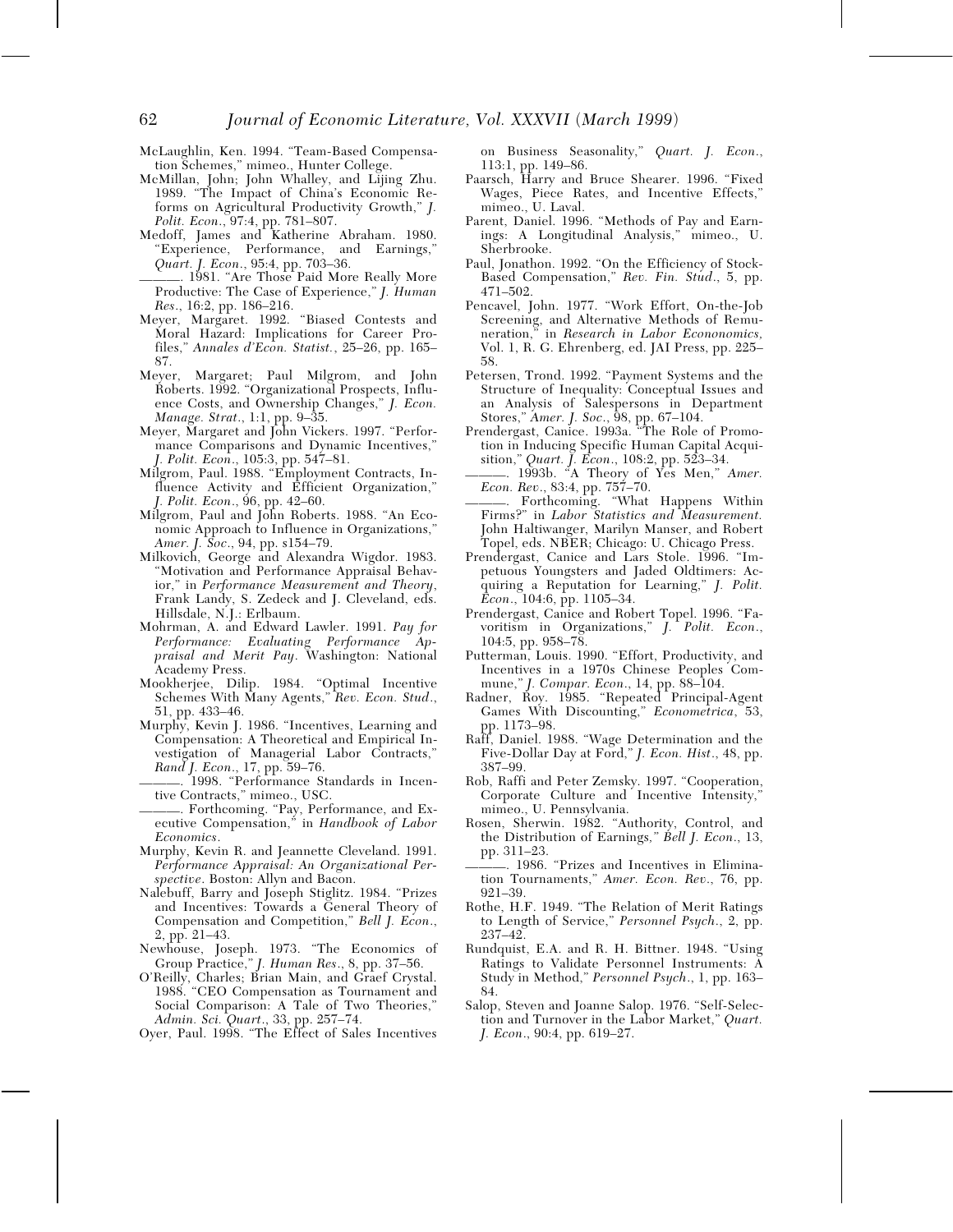McLaughlin, Ken. 1994. "Team-Based Compensation Schemes," mimeo., Hunter College.

McMillan, John; John Whalley, and Lijing Zhu. 1989. "The Impact of China's Economic Reforms on Agricultural Productivity Growth," *J. Polit. Econ.*, 97:4, pp. 781–807.

Medoff, James and Katherine Abraham. 1980. "Experience, Performance, and Earnings," *Quart. J. Econ.*, 95:4, pp. 703–36.

———. 1981. "Are Those Paid More Really More Productive: The Case of Experience," *J. Human Res.*, 16:2, pp. 186–216.

Meyer, Margaret. 1992. "Biased Contests and Moral Hazard: Implications for Career Profiles," *Annales d'Econ. Statist.*, 25–26, pp. 165–87.

Meyer, Margaret; Paul Milgrom, and John Roberts. 1992. "Organizational Prospects, Influence Costs, and Ownership Changes," *J. Econ. Manage. Strat.*, 1:1, pp. 9–35.

Meyer, Margaret and John Vickers. 1997. "Performance Comparisons and Dynamic Incentives," *J. Polit. Econ.*, 105:3, pp. 547–81.

Milgrom, Paul. 1988. "Employment Contracts, Influence Activity and Efficient Organization," *J. Polit. Econ.*, 96, pp. 42–60.

Milgrom, Paul and John Roberts. 1988. "An Economic Approach to Influence in Organizations," *Amer. J. Soc.*, 94, pp. s154–79.

Milkovich, George and Alexandra Wigdor. 1983. "Motivation and Performance Appraisal Behavior," in *Performance Measurement and Theory*, Frank Landy, S. Zedeck and J. Cleveland, eds. Hillsdale, N.J.: Erlbaum.

Mohrman, A. and Edward Lawler. 1991. *Pay for Performance: Evaluating Performance Appraisal and Merit Pay.* Washington: National Academy Press.

Mookherjee, Dilip. 1984. "Optimal Incentive Schemes With Many Agents," *Rev. Econ. Stud.*, 51, pp. 433–46.

Murphy, Kevin J. 1986. "Incentives, Learning and Compensation: A Theoretical and Empirical Investigation of Managerial Labor Contracts," *Rand J. Econ.*, 17, pp. 59–76.

———. 1998. "Performance Standards in Incentive Contracts," mimeo., USC.

———. Forthcoming. "Pay, Performance, and Executive Compensation," in *Handbook of Labor Economics*.

Murphy, Kevin R. and Jeannette Cleveland. 1991. *Performance Appraisal: An Organizational Perspective*. Boston: Allyn and Bacon.

Nalebuff, Barry and Joseph Stiglitz. 1984. "Prizes and Incentives: Towards a General Theory of Compensation and Competition," *Bell J. Econ.*, 2, pp. 21–43.

Newhouse, Joseph. 1973. "The Economics of Group Practice," *J. Human Res.*, 8, pp. 37–56.

O'Reilly, Charles; Brian Main, and Graef Crystal. 1988. "CEO Compensation as Tournament and Social Comparison: A Tale of Two Theories," *Admin. Sci. Quart.*, 33, pp. 257–74.

Oyer, Paul. 1998. "The Effect of Sales Incentives on Business Seasonality," *Quart. J. Econ.*, 113:1, pp. 149–86.

Paarsch, Harry and Bruce Shearer. 1996. "Fixed Wages, Piece Rates, and Incentive Effects," mimeo., U. Laval.

Parent, Daniel. 1996. "Methods of Pay and Earnings: A Longitudinal Analysis," mimeo., U. Sherbrooke.

Paul, Jonathon. 1992. "On the Efficiency of Stock-Based Compensation," *Rev. Fin. Stud.*, 5, pp. 471–502.

Pencavel, John. 1977. "Work Effort, On-the-Job Screening, and Alternative Methods of Remuneration," in *Research in Labor Econonomics,* Vol. 1, R. G. Ehrenberg, ed. JAI Press, pp. 225–58.

Petersen, Trond. 1992. "Payment Systems and the Structure of Inequality: Conceptual Issues and an Analysis of Salespersons in Department Stores," *Amer. J. Soc.*, 98, pp. 67–104.

Prendergast, Canice. 1993a. "The Role of Promotion in Inducing Specific Human Capital Acquisition," *Quart. J. Econ.*, 108:2, pp. 523–34.

———. 1993b. "A Theory of Yes Men," *Amer. Econ. Rev.*, 83:4, pp. 757–70.

———. Forthcoming. "What Happens Within Firms?" in *Labor Statistics and Measurement.* John Haltiwanger, Marilyn Manser, and Robert Topel, eds. NBER; Chicago: U. Chicago Press.

Prendergast, Canice and Lars Stole. 1996. "Impetuous Youngsters and Jaded Oldtimers: Acquiring a Reputation for Learning," *J. Polit. Econ.*, 104:6, pp. 1105–34.

Prendergast, Canice and Robert Topel. 1996. "Favoritism in Organizations," *J. Polit. Econ.*, 104:5, pp. 958–78.

Putterman, Louis. 1990. "Effort, Productivity, and Incentives in a 1970s Chinese Peoples Commune," *J. Compar. Econ.*, 14, pp. 88–104.

Radner, Roy. 1985. "Repeated Principal-Agent Games With Discounting," *Econometrica*, 53, pp. 1173–98.

Raff, Daniel. 1988. "Wage Determination and the Five-Dollar Day at Ford," *J. Econ. Hist.*, 48, pp. 387–99.

Rob, Raffi and Peter Zemsky. 1997. "Cooperation, Corporate Culture and Incentive Intensity," mimeo., U. Pennsylvania.

Rosen, Sherwin. 1982. "Authority, Control, and the Distribution of Earnings," *Bell J. Econ.*, 13, pp. 311–23.

———. 1986. "Prizes and Incentives in Elimination Tournaments," *Amer. Econ. Rev.*, 76, pp. 921–39.

Rothe, H.F. 1949. "The Relation of Merit Ratings to Length of Service," *Personnel Psych.*, 2, pp. 237–42.

Rundquist, E.A. and R. H. Bittner. 1948. "Using Ratings to Validate Personnel Instruments: A Study in Method," *Personnel Psych.*, 1, pp. 163–84.

Salop, Steven and Joanne Salop. 1976. "Self-Selection and Turnover in the Labor Market," *Quart. J. Econ.*, 90:4, pp. 619–27.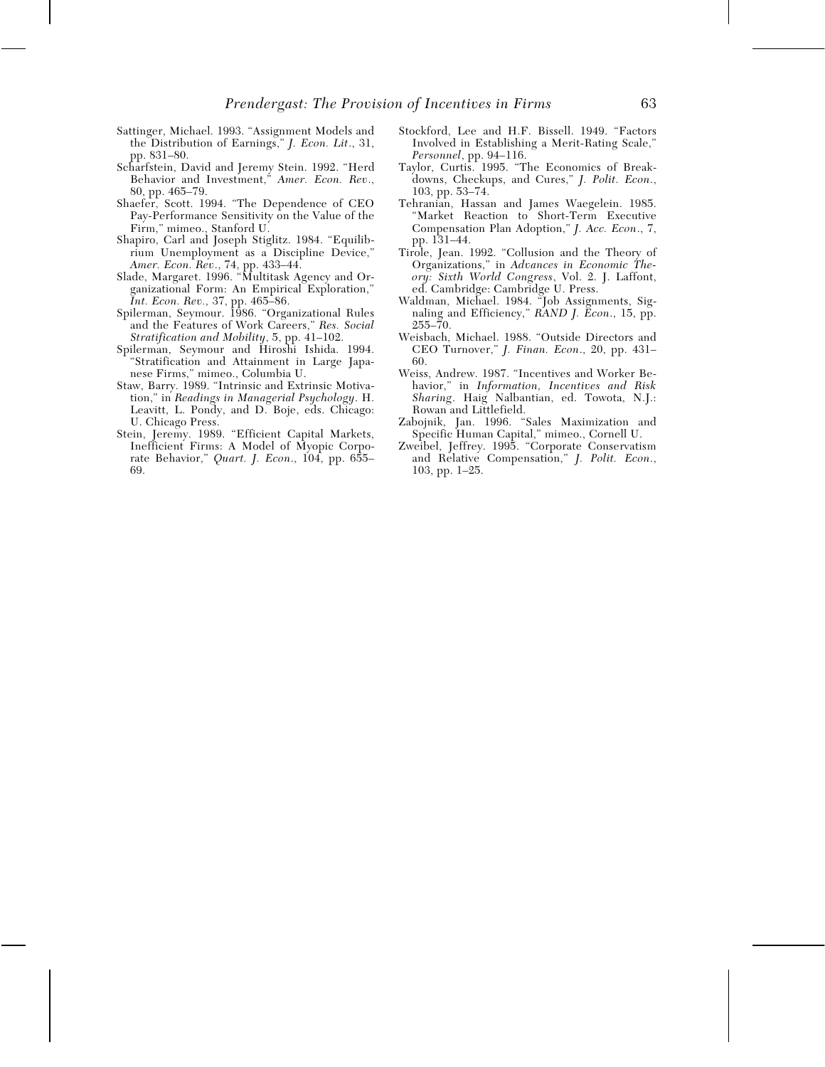Sattinger, Michael. 1993. "Assignment Models and the Distribution of Earnings," *J. Econ. Lit.*, 31, pp. 831–80.

Scharfstein, David and Jeremy Stein. 1992. "Herd Behavior and Investment," *Amer. Econ. Rev.*, 80, pp. 465–79.

Shaefer, Scott. 1994. "The Dependence of CEO Pay-Performance Sensitivity on the Value of the Firm," mimeo., Stanford U.

Shapiro, Carl and Joseph Stiglitz. 1984. "Equilibrium Unemployment as a Discipline Device," *Amer. Econ. Rev.*, 74, pp. 433–44.

Slade, Margaret. 1996. "Multitask Agency and Organizational Form: An Empirical Exploration," *Int. Econ. Rev.*, 37, pp. 465–86.

Spilerman, Seymour. 1986. "Organizational Rules and the Features of Work Careers," *Res. Social Stratification and Mobility*, 5, pp. 41–102.

Spilerman, Seymour and Hiroshi Ishida. 1994. "Stratification and Attainment in Large Japanese Firms," mimeo., Columbia U.

Staw, Barry. 1989. "Intrinsic and Extrinsic Motivation," in *Readings in Managerial Psychology*. H. Leavitt, L. Pondy, and D. Boje, eds. Chicago: U. Chicago Press.

Stein, Jeremy. 1989. "Efficient Capital Markets, Inefficient Firms: A Model of Myopic Corporate Behavior," *Quart. J. Econ.*, 104, pp. 655–69.

Stockford, Lee and H.F. Bissell. 1949. "Factors Involved in Establishing a Merit-Rating Scale," *Personnel*, pp. 94–116.

Taylor, Curtis. 1995. "The Economics of Breakdowns, Checkups, and Cures," *J. Polit. Econ.*, 103, pp. 53–74.

Tehranian, Hassan and James Waegelein. 1985. "Market Reaction to Short-Term Executive Compensation Plan Adoption," *J. Acc. Econ.*, 7, pp. 131–44.

Tirole, Jean. 1992. "Collusion and the Theory of Organizations," in *Advances in Economic Theory: Sixth World Congress*, Vol. 2. J. Laffont, ed. Cambridge: Cambridge U. Press.

Waldman, Michael. 1984. "Job Assignments, Signaling and Efficiency," *RAND J. Econ.*, 15, pp. 255–70.

Weisbach, Michael. 1988. "Outside Directors and CEO Turnover," *J. Finan. Econ.*, 20, pp. 431–60.

Weiss, Andrew. 1987. "Incentives and Worker Behavior," in *Information, Incentives and Risk Sharing*. Haig Nalbantian, ed. Towota, N.J.: Rowan and Littlefield.

Zabojnik, Jan. 1996. "Sales Maximization and Specific Human Capital," mimeo., Cornell U.

Zweibel, Jeffrey. 1995. "Corporate Conservatism and Relative Compensation," *J. Polit. Econ.*, 103, pp. 1–25.